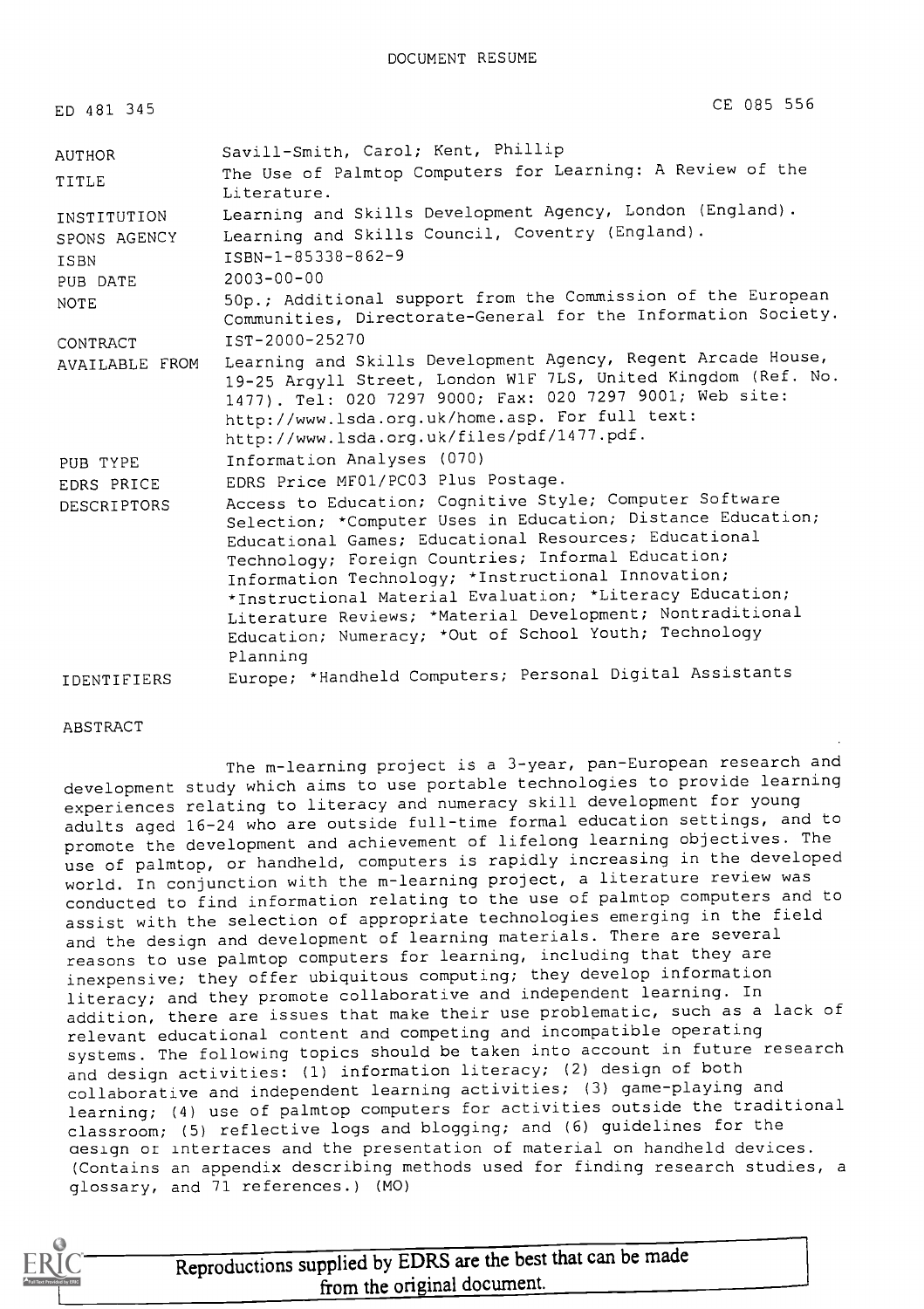# DOCUMENT RESUME

ED 481 345 CE 085 556

| | |
|---|---|
| AUTHOR | Savill-Smith, Carol; Kent, Phillip |
| TITLE | The Use of Palmtop Computers for Learning: A Review of the Literature. |
| INSTITUTION | Learning and Skills Development Agency, London (England). |
| SPONS AGENCY | Learning and Skills Council, Coventry (England). |
| ISBN | ISBN-1-85338-862-9 |
| PUB DATE | 2003-00-00 |
| NOTE | 50p.; Additional support from the Commission of the European Communities, Directorate-General for the Information Society. |
| CONTRACT | IST-2000-25270 |
| AVAILABLE FROM | Learning and Skills Development Agency, Regent Arcade House, 19-25 Argyll Street, London W1F 7LS, United Kingdom (Ref. No. 1477). Tel: 020 7297 9000; Fax: 020 7297 9001; Web site: http://www.lsda.org.uk/home.asp. For full text: http://www.lsda.org.uk/files/pdf/1477.pdf. |
| PUB TYPE | Information Analyses (070) |
| EDRS PRICE | EDRS Price MF01/PC03 Plus Postage. |
| DESCRIPTORS | Access to Education; Cognitive Style; Computer Software Selection; *Computer Uses in Education; Distance Education; Educational Games; Educational Resources; Educational Technology; Foreign Countries; Informal Education; Information Technology; *Instructional Innovation; *Instructional Material Evaluation; *Literacy Education; Literature Reviews; *Material Development; Nontraditional Education; Numeracy; *Out of School Youth; Technology Planning |
| IDENTIFIERS | Europe; *Handheld Computers; Personal Digital Assistants |

ABSTRACT

The m-learning project is a 3-year, pan-European research and development study which aims to use portable technologies to provide learning experiences relating to literacy and numeracy skill development for young adults aged 16-24 who are outside full-time formal education settings, and to promote the development and achievement of lifelong learning objectives. The use of palmtop, or handheld, computers is rapidly increasing in the developed world. In conjunction with the m-learning project, a literature review was conducted to find information relating to the use of palmtop computers and to assist with the selection of appropriate technologies emerging in the field and the design and development of learning materials. There are several reasons to use palmtop computers for learning, including that they are inexpensive; they offer ubiquitous computing; they develop information literacy; and they promote collaborative and independent learning. In addition, there are issues that make their use problematic, such as a lack of relevant educational content and competing and incompatible operating systems. The following topics should be taken into account in future research and design activities: (1) information literacy; (2) design of both collaborative and independent learning activities; (3) game-playing and learning; (4) use of palmtop computers for activities outside the traditional classroom; (5) reflective logs and blogging; and (6) guidelines for the design of interfaces and the presentation of material on handheld devices. (Contains an appendix describing methods used for finding research studies, a glossary, and 71 references.) (MO)

Reproductions supplied by EDRS are the best that can be made from the original document.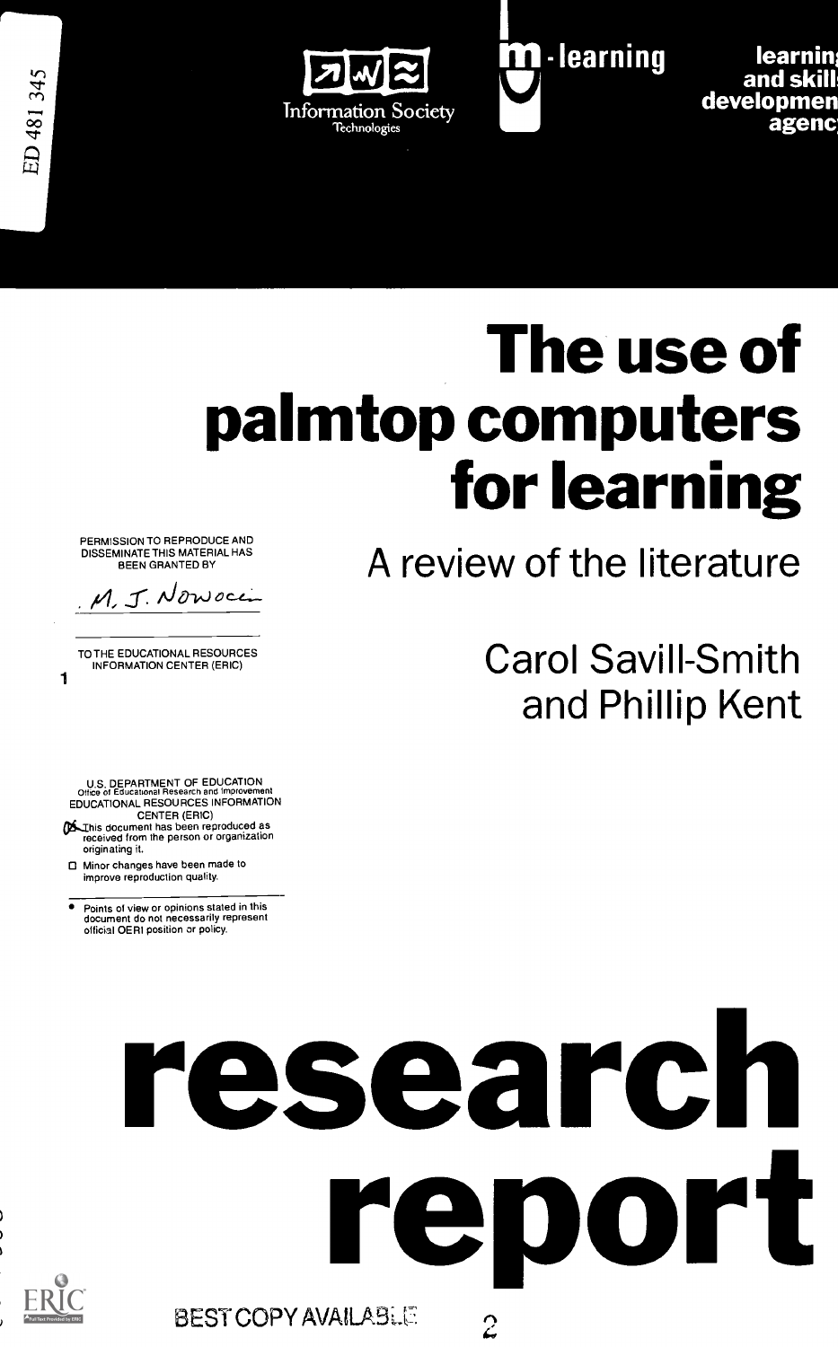ED 481 345

Information Society Technologies

m-learning

learning and skills development agency

# The use of palmtop computers for learning

## A review of the literature

Carol Savill-Smith and Phillip Kent

PERMISSION TO REPRODUCE AND DISSEMINATE THIS MATERIAL HAS BEEN GRANTED BY

M. J. Nowocien

TO THE EDUCATIONAL RESOURCES INFORMATION CENTER (ERIC)

U.S. DEPARTMENT OF EDUCATION
Office of Educational Research and Improvement
EDUCATIONAL RESOURCES INFORMATION CENTER (ERIC)

- [x] This document has been reproduced as received from the person or organization originating it.
- [ ] Minor changes have been made to improve reproduction quality.

- Points of view or opinions stated in this document do not necessarily represent official OERI position or policy.

# research report

BEST COPY AVAILABLE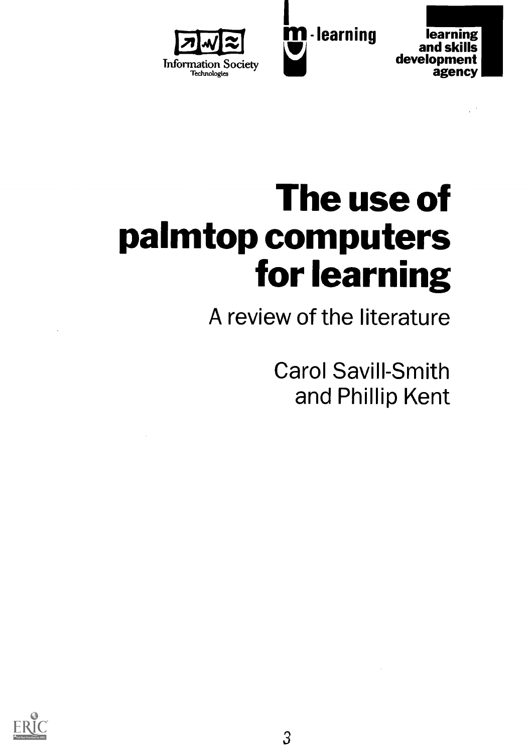Information Society Technologies

m-learning

learning and skills development agency

# The use of palmtop computers for learning

## A review of the literature

Carol Savill-Smith and Phillip Kent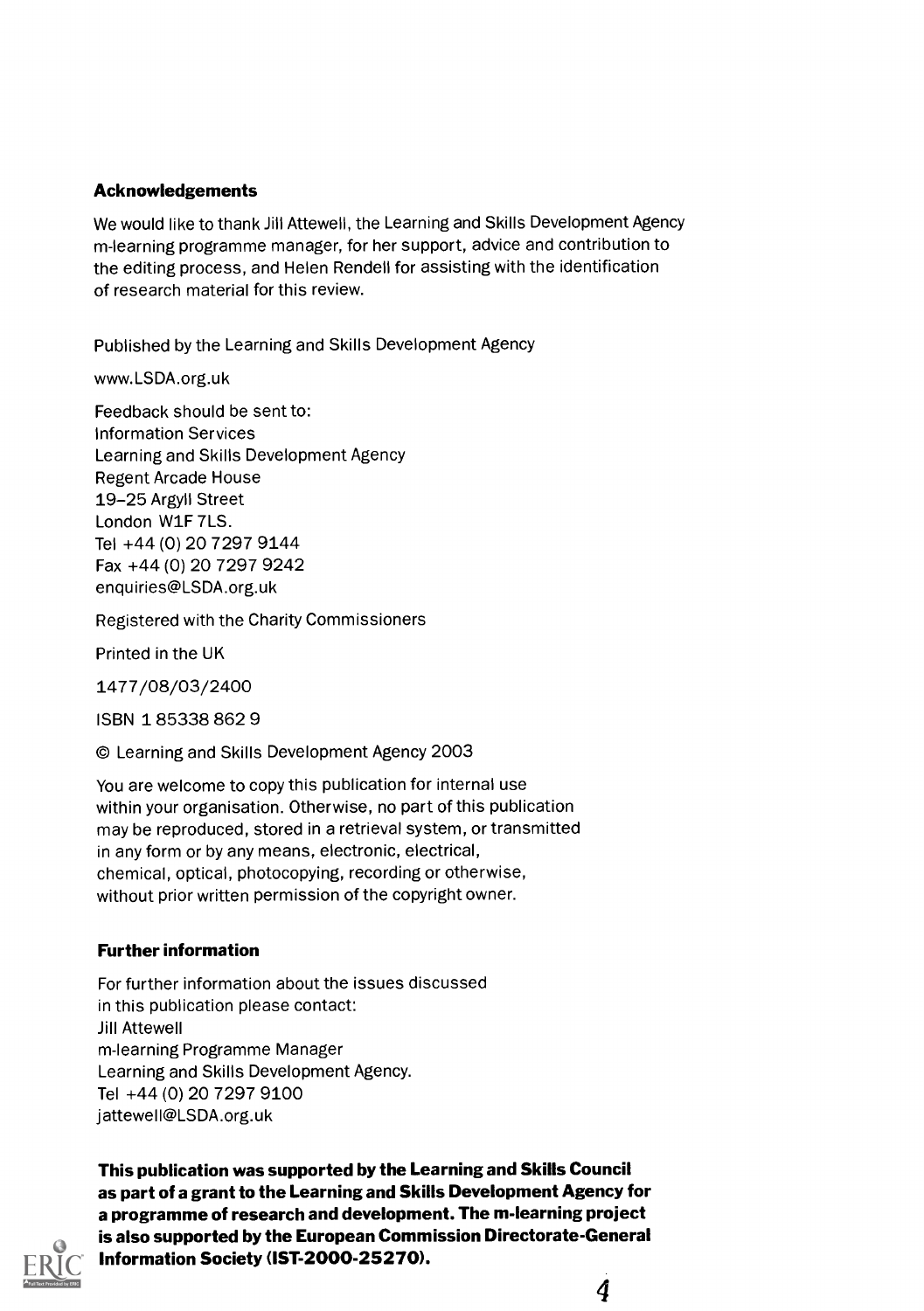### Acknowledgements

We would like to thank Jill Attewell, the Learning and Skills Development Agency m-learning programme manager, for her support, advice and contribution to the editing process, and Helen Rendell for assisting with the identification of research material for this review.

Published by the Learning and Skills Development Agency

www.LSDA.org.uk

Feedback should be sent to:
Information Services
Learning and Skills Development Agency
Regent Arcade House
19–25 Argyll Street
London W1F 7LS.
Tel +44 (0) 20 7297 9144
Fax +44 (0) 20 7297 9242
enquiries@LSDA.org.uk

Registered with the Charity Commissioners

Printed in the UK

1477/08/03/2400

ISBN 1 85338 862 9

© Learning and Skills Development Agency 2003

You are welcome to copy this publication for internal use within your organisation. Otherwise, no part of this publication may be reproduced, stored in a retrieval system, or transmitted in any form or by any means, electronic, electrical, chemical, optical, photocopying, recording or otherwise, without prior written permission of the copyright owner.

### Further information

For further information about the issues discussed in this publication please contact:
Jill Attewell
m-learning Programme Manager
Learning and Skills Development Agency.
Tel +44 (0) 20 7297 9100
jattewell@LSDA.org.uk

**This publication was supported by the Learning and Skills Council as part of a grant to the Learning and Skills Development Agency for a programme of research and development. The m-learning project is also supported by the European Commission Directorate-General Information Society (IST-2000-25270).**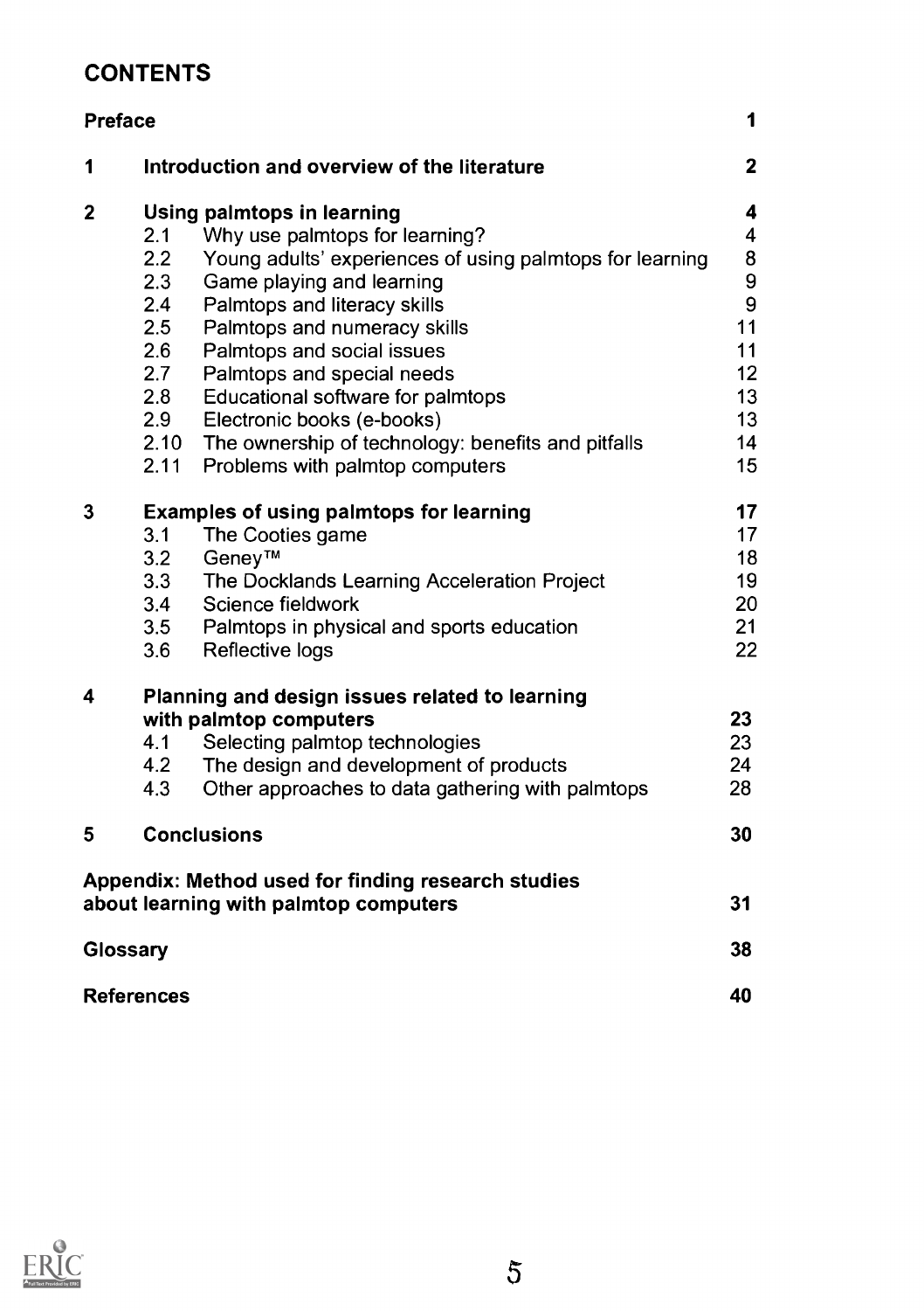## CONTENTS

| | | |
|---|---|---|
| **Preface** | | **1** |
| **1** | **Introduction and overview of the literature** | **2** |
| **2** | **Using palmtops in learning** | **4** |
| | 2.1 Why use palmtops for learning? | 4 |
| | 2.2 Young adults' experiences of using palmtops for learning | 8 |
| | 2.3 Game playing and learning | 9 |
| | 2.4 Palmtops and literacy skills | 9 |
| | 2.5 Palmtops and numeracy skills | 11 |
| | 2.6 Palmtops and social issues | 11 |
| | 2.7 Palmtops and special needs | 12 |
| | 2.8 Educational software for palmtops | 13 |
| | 2.9 Electronic books (e-books) | 13 |
| | 2.10 The ownership of technology: benefits and pitfalls | 14 |
| | 2.11 Problems with palmtop computers | 15 |
| **3** | **Examples of using palmtops for learning** | **17** |
| | 3.1 The Cooties game | 17 |
| | 3.2 Geney™ | 18 |
| | 3.3 The Docklands Learning Acceleration Project | 19 |
| | 3.4 Science fieldwork | 20 |
| | 3.5 Palmtops in physical and sports education | 21 |
| | 3.6 Reflective logs | 22 |
| **4** | **Planning and design issues related to learning with palmtop computers** | **23** |
| | 4.1 Selecting palmtop technologies | 23 |
| | 4.2 The design and development of products | 24 |
| | 4.3 Other approaches to data gathering with palmtops | 28 |
| **5** | **Conclusions** | **30** |
| **Appendix: Method used for finding research studies about learning with palmtop computers** | | **31** |
| **Glossary** | | **38** |
| **References** | | **40** |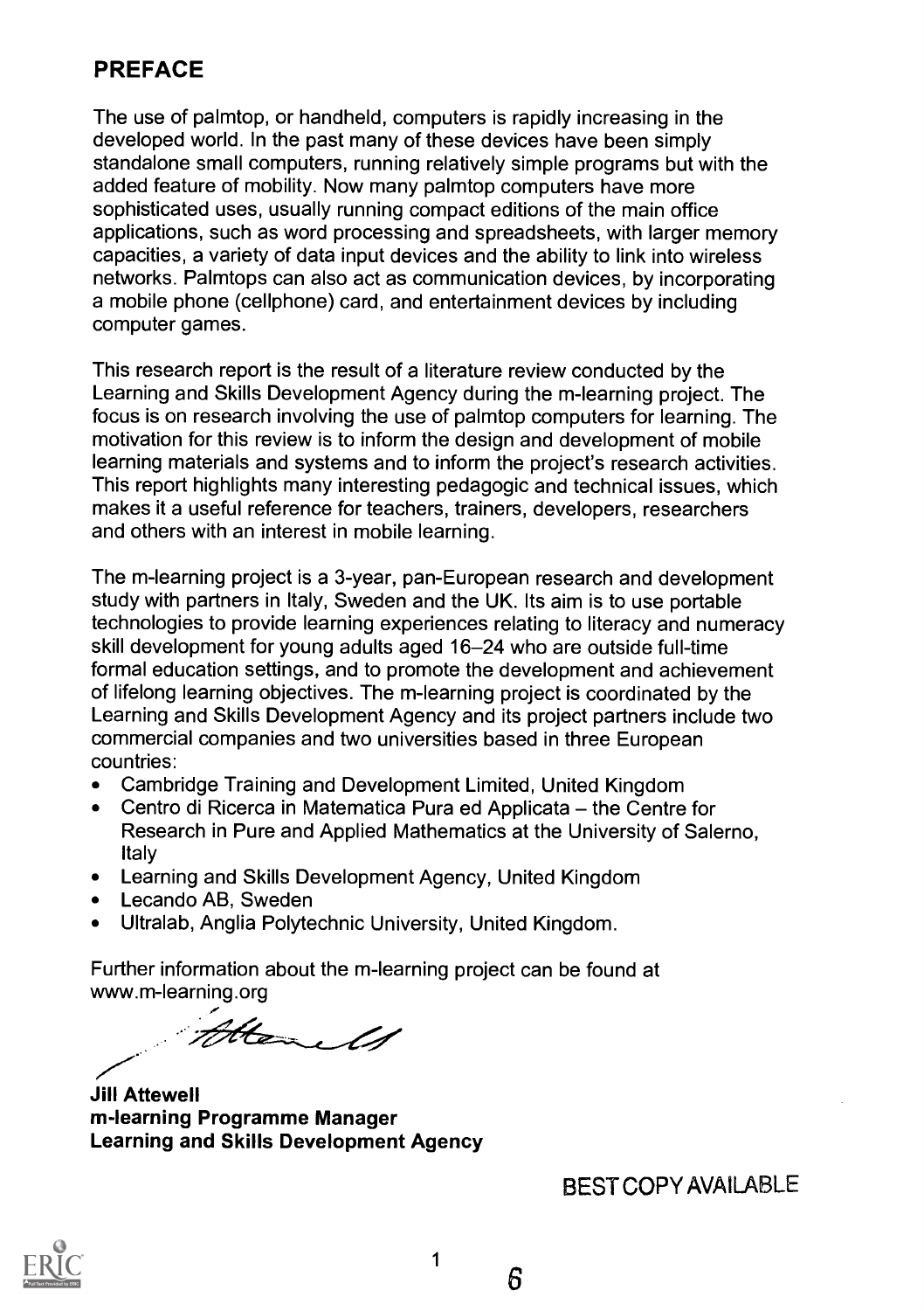## PREFACE

The use of palmtop, or handheld, computers is rapidly increasing in the developed world. In the past many of these devices have been simply standalone small computers, running relatively simple programs but with the added feature of mobility. Now many palmtop computers have more sophisticated uses, usually running compact editions of the main office applications, such as word processing and spreadsheets, with larger memory capacities, a variety of data input devices and the ability to link into wireless networks. Palmtops can also act as communication devices, by incorporating a mobile phone (cellphone) card, and entertainment devices by including computer games.

This research report is the result of a literature review conducted by the Learning and Skills Development Agency during the m-learning project. The focus is on research involving the use of palmtop computers for learning. The motivation for this review is to inform the design and development of mobile learning materials and systems and to inform the project's research activities. This report highlights many interesting pedagogic and technical issues, which makes it a useful reference for teachers, trainers, developers, researchers and others with an interest in mobile learning.

The m-learning project is a 3-year, pan-European research and development study with partners in Italy, Sweden and the UK. Its aim is to use portable technologies to provide learning experiences relating to literacy and numeracy skill development for young adults aged 16–24 who are outside full-time formal education settings, and to promote the development and achievement of lifelong learning objectives. The m-learning project is coordinated by the Learning and Skills Development Agency and its project partners include two commercial companies and two universities based in three European countries:

- Cambridge Training and Development Limited, United Kingdom
- Centro di Ricerca in Matematica Pura ed Applicata – the Centre for Research in Pure and Applied Mathematics at the University of Salerno, Italy
- Learning and Skills Development Agency, United Kingdom
- Lecando AB, Sweden
- Ultralab, Anglia Polytechnic University, United Kingdom.

Further information about the m-learning project can be found at www.m-learning.org

**Jill Attewell**
**m-learning Programme Manager**
**Learning and Skills Development Agency**

BEST COPY AVAILABLE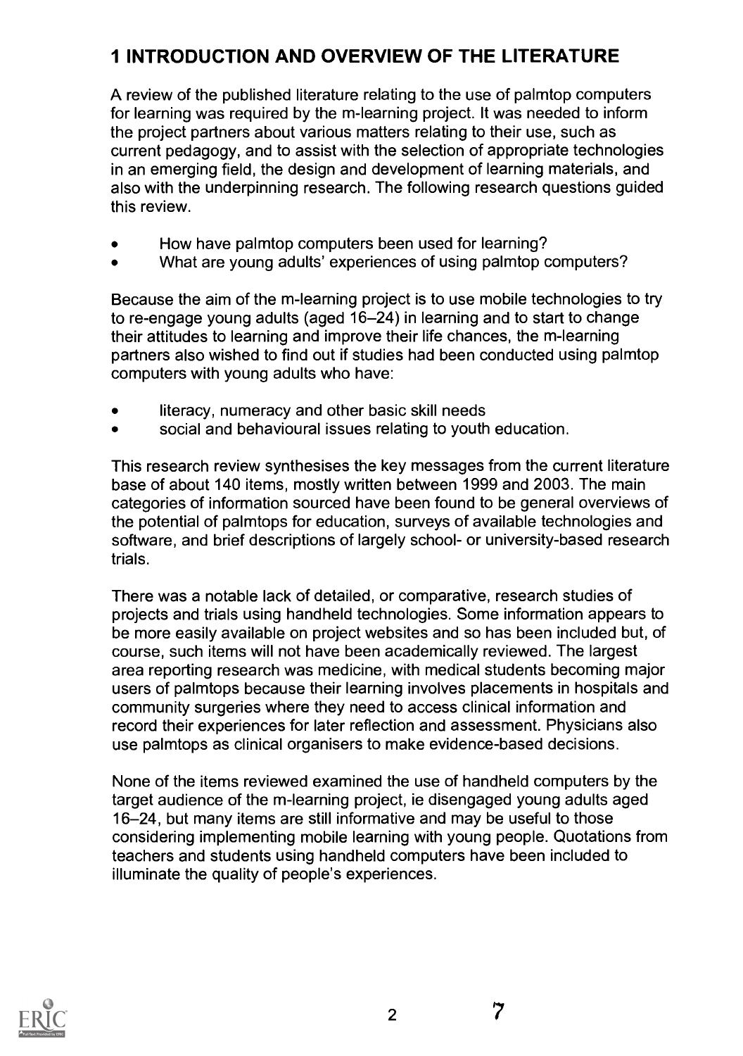# 1 INTRODUCTION AND OVERVIEW OF THE LITERATURE

A review of the published literature relating to the use of palmtop computers for learning was required by the m-learning project. It was needed to inform the project partners about various matters relating to their use, such as current pedagogy, and to assist with the selection of appropriate technologies in an emerging field, the design and development of learning materials, and also with the underpinning research. The following research questions guided this review.

- How have palmtop computers been used for learning?
- What are young adults' experiences of using palmtop computers?

Because the aim of the m-learning project is to use mobile technologies to try to re-engage young adults (aged 16–24) in learning and to start to change their attitudes to learning and improve their life chances, the m-learning partners also wished to find out if studies had been conducted using palmtop computers with young adults who have:

- literacy, numeracy and other basic skill needs
- social and behavioural issues relating to youth education.

This research review synthesises the key messages from the current literature base of about 140 items, mostly written between 1999 and 2003. The main categories of information sourced have been found to be general overviews of the potential of palmtops for education, surveys of available technologies and software, and brief descriptions of largely school- or university-based research trials.

There was a notable lack of detailed, or comparative, research studies of projects and trials using handheld technologies. Some information appears to be more easily available on project websites and so has been included but, of course, such items will not have been academically reviewed. The largest area reporting research was medicine, with medical students becoming major users of palmtops because their learning involves placements in hospitals and community surgeries where they need to access clinical information and record their experiences for later reflection and assessment. Physicians also use palmtops as clinical organisers to make evidence-based decisions.

None of the items reviewed examined the use of handheld computers by the target audience of the m-learning project, ie disengaged young adults aged 16–24, but many items are still informative and may be useful to those considering implementing mobile learning with young people. Quotations from teachers and students using handheld computers have been included to illuminate the quality of people's experiences.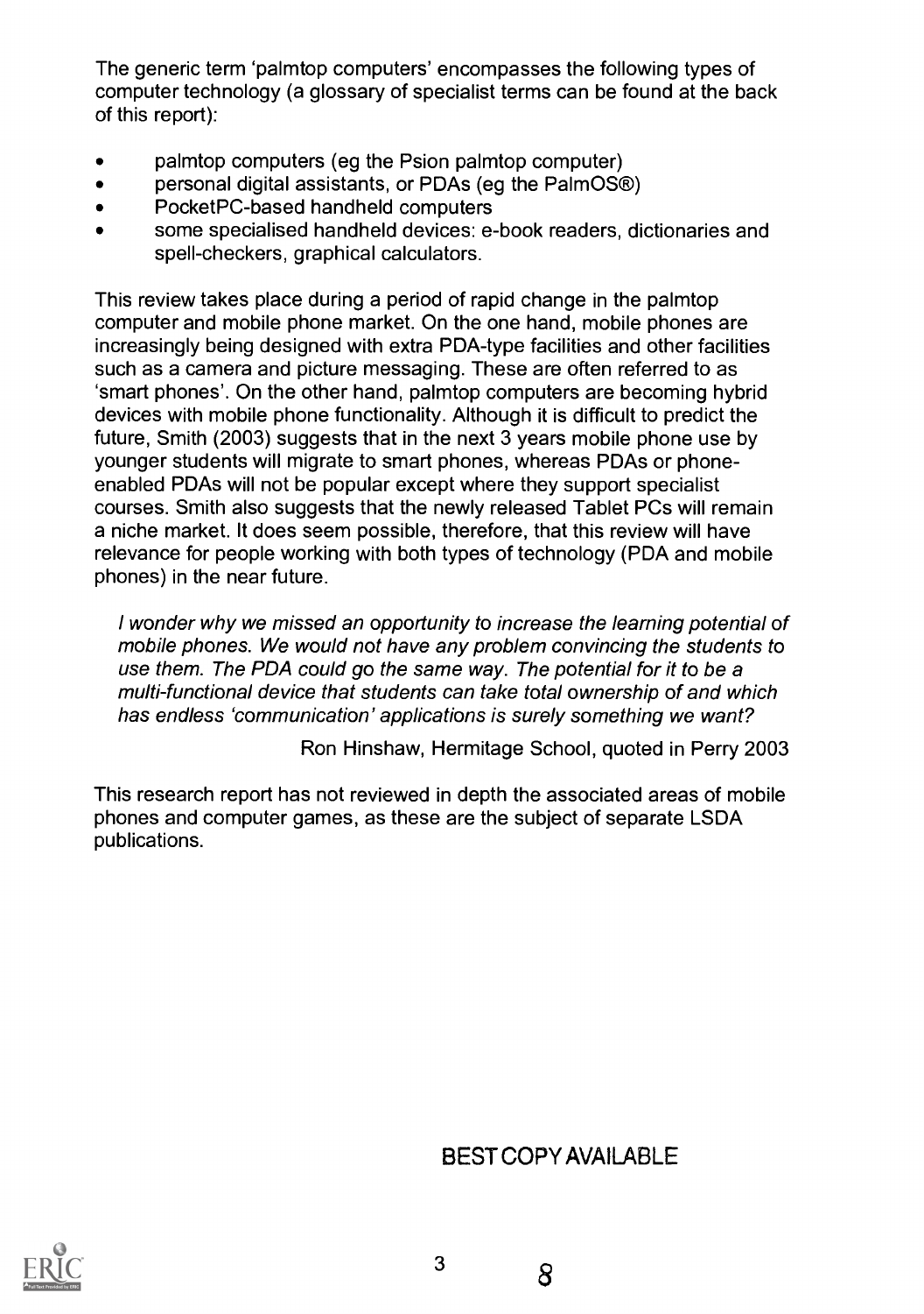The generic term 'palmtop computers' encompasses the following types of computer technology (a glossary of specialist terms can be found at the back of this report):

- palmtop computers (eg the Psion palmtop computer)
- personal digital assistants, or PDAs (eg the PalmOS®)
- PocketPC-based handheld computers
- some specialised handheld devices: e-book readers, dictionaries and spell-checkers, graphical calculators.

This review takes place during a period of rapid change in the palmtop computer and mobile phone market. On the one hand, mobile phones are increasingly being designed with extra PDA-type facilities and other facilities such as a camera and picture messaging. These are often referred to as 'smart phones'. On the other hand, palmtop computers are becoming hybrid devices with mobile phone functionality. Although it is difficult to predict the future, Smith (2003) suggests that in the next 3 years mobile phone use by younger students will migrate to smart phones, whereas PDAs or phone-enabled PDAs will not be popular except where they support specialist courses. Smith also suggests that the newly released Tablet PCs will remain a niche market. It does seem possible, therefore, that this review will have relevance for people working with both types of technology (PDA and mobile phones) in the near future.

> *I wonder why we missed an opportunity to increase the learning potential of mobile phones. We would not have any problem convincing the students to use them. The PDA could go the same way. The potential for it to be a multi-functional device that students can take total ownership of and which has endless 'communication' applications is surely something we want?*
>
> Ron Hinshaw, Hermitage School, quoted in Perry 2003

This research report has not reviewed in depth the associated areas of mobile phones and computer games, as these are the subject of separate LSDA publications.

BEST COPY AVAILABLE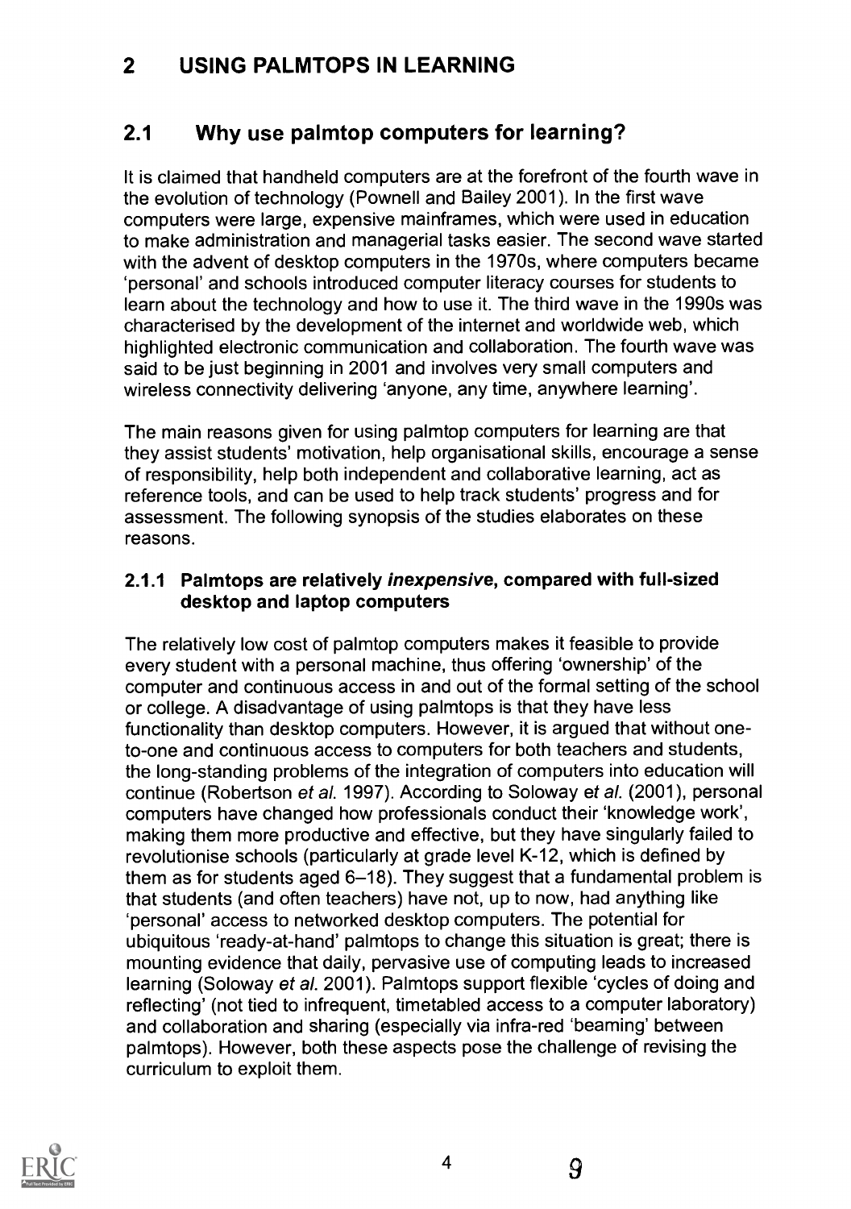# 2 USING PALMTOPS IN LEARNING

## 2.1 Why use palmtop computers for learning?

It is claimed that handheld computers are at the forefront of the fourth wave in the evolution of technology (Pownell and Bailey 2001). In the first wave computers were large, expensive mainframes, which were used in education to make administration and managerial tasks easier. The second wave started with the advent of desktop computers in the 1970s, where computers became 'personal' and schools introduced computer literacy courses for students to learn about the technology and how to use it. The third wave in the 1990s was characterised by the development of the internet and worldwide web, which highlighted electronic communication and collaboration. The fourth wave was said to be just beginning in 2001 and involves very small computers and wireless connectivity delivering 'anyone, any time, anywhere learning'.

The main reasons given for using palmtop computers for learning are that they assist students' motivation, help organisational skills, encourage a sense of responsibility, help both independent and collaborative learning, act as reference tools, and can be used to help track students' progress and for assessment. The following synopsis of the studies elaborates on these reasons.

### 2.1.1 Palmtops are relatively *inexpensive*, compared with full-sized desktop and laptop computers

The relatively low cost of palmtop computers makes it feasible to provide every student with a personal machine, thus offering 'ownership' of the computer and continuous access in and out of the formal setting of the school or college. A disadvantage of using palmtops is that they have less functionality than desktop computers. However, it is argued that without one-to-one and continuous access to computers for both teachers and students, the long-standing problems of the integration of computers into education will continue (Robertson *et al.* 1997). According to Soloway *et al.* (2001), personal computers have changed how professionals conduct their 'knowledge work', making them more productive and effective, but they have singularly failed to revolutionise schools (particularly at grade level K-12, which is defined by them as for students aged 6–18). They suggest that a fundamental problem is that students (and often teachers) have not, up to now, had anything like 'personal' access to networked desktop computers. The potential for ubiquitous 'ready-at-hand' palmtops to change this situation is great; there is mounting evidence that daily, pervasive use of computing leads to increased learning (Soloway *et al.* 2001). Palmtops support flexible 'cycles of doing and reflecting' (not tied to infrequent, timetabled access to a computer laboratory) and collaboration and sharing (especially via infra-red 'beaming' between palmtops). However, both these aspects pose the challenge of revising the curriculum to exploit them.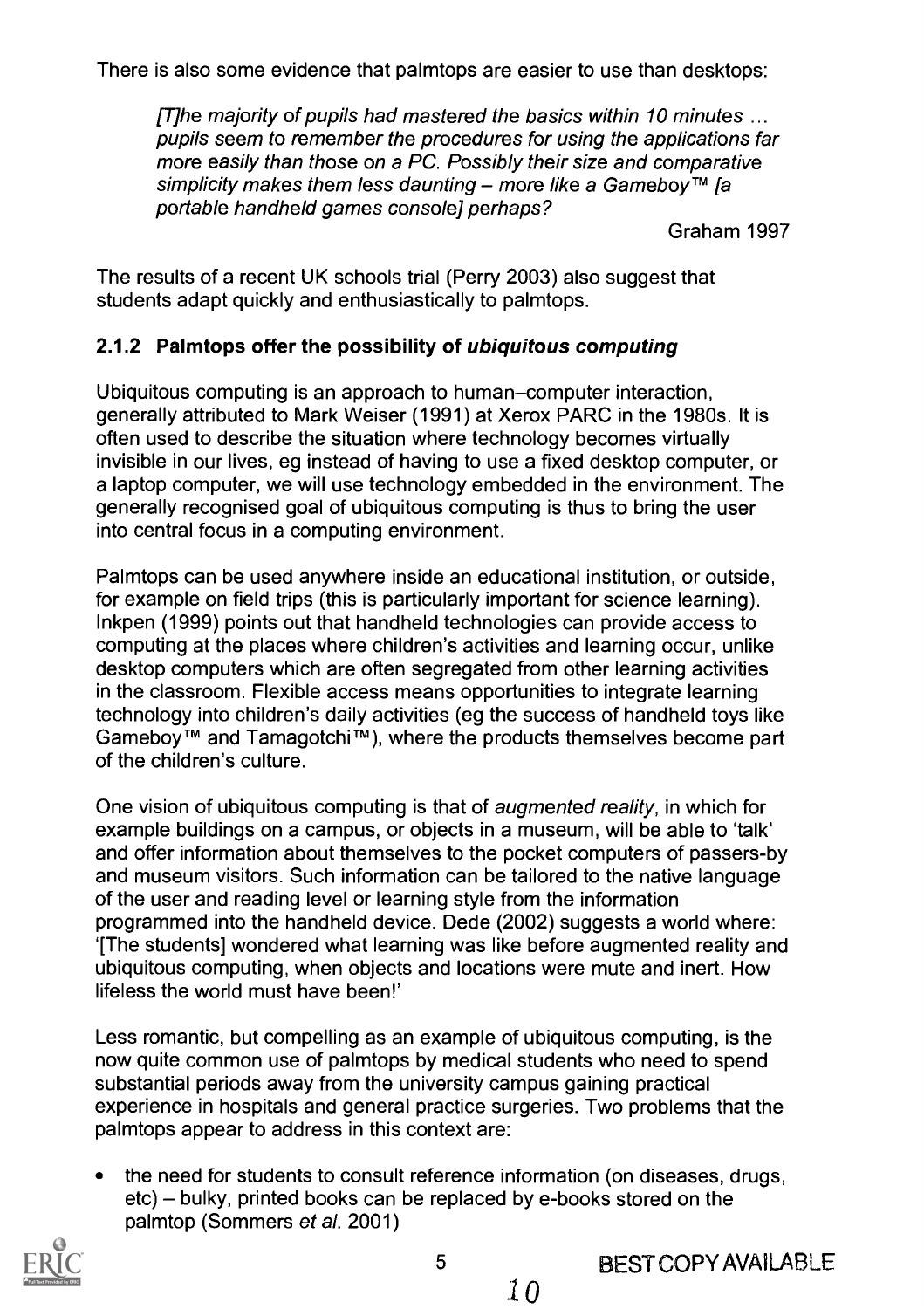There is also some evidence that palmtops are easier to use than desktops:

> *[T]he majority of pupils had mastered the basics within 10 minutes … pupils seem to remember the procedures for using the applications far more easily than those on a PC. Possibly their size and comparative simplicity makes them less daunting – more like a Gameboy™ [a portable handheld games console] perhaps?*
>
> Graham 1997

The results of a recent UK schools trial (Perry 2003) also suggest that students adapt quickly and enthusiastically to palmtops.

### 2.1.2 Palmtops offer the possibility of *ubiquitous computing*

Ubiquitous computing is an approach to human–computer interaction, generally attributed to Mark Weiser (1991) at Xerox PARC in the 1980s. It is often used to describe the situation where technology becomes virtually invisible in our lives, eg instead of having to use a fixed desktop computer, or a laptop computer, we will use technology embedded in the environment. The generally recognised goal of ubiquitous computing is thus to bring the user into central focus in a computing environment.

Palmtops can be used anywhere inside an educational institution, or outside, for example on field trips (this is particularly important for science learning). Inkpen (1999) points out that handheld technologies can provide access to computing at the places where children's activities and learning occur, unlike desktop computers which are often segregated from other learning activities in the classroom. Flexible access means opportunities to integrate learning technology into children's daily activities (eg the success of handheld toys like Gameboy™ and Tamagotchi™), where the products themselves become part of the children's culture.

One vision of ubiquitous computing is that of *augmented reality*, in which for example buildings on a campus, or objects in a museum, will be able to 'talk' and offer information about themselves to the pocket computers of passers-by and museum visitors. Such information can be tailored to the native language of the user and reading level or learning style from the information programmed into the handheld device. Dede (2002) suggests a world where: '[The students] wondered what learning was like before augmented reality and ubiquitous computing, when objects and locations were mute and inert. How lifeless the world must have been!'

Less romantic, but compelling as an example of ubiquitous computing, is the now quite common use of palmtops by medical students who need to spend substantial periods away from the university campus gaining practical experience in hospitals and general practice surgeries. Two problems that the palmtops appear to address in this context are:

- the need for students to consult reference information (on diseases, drugs, etc) – bulky, printed books can be replaced by e-books stored on the palmtop (Sommers *et al.* 2001)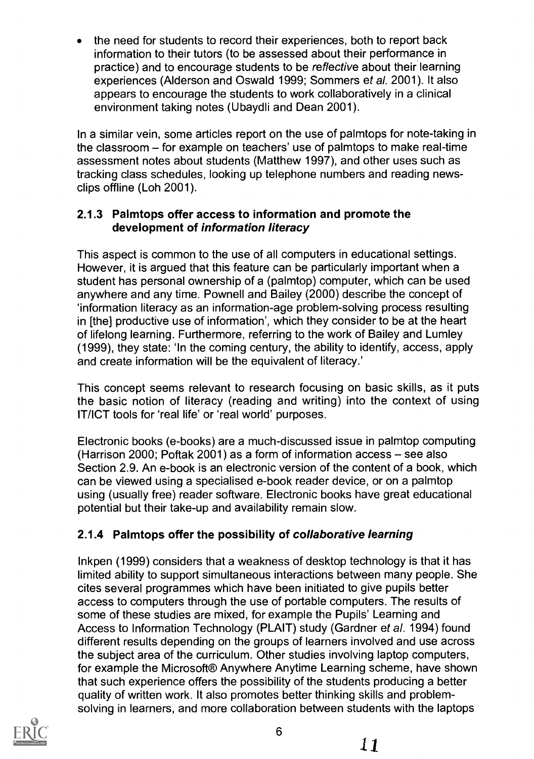- the need for students to record their experiences, both to report back information to their tutors (to be assessed about their performance in practice) and to encourage students to be *reflective* about their learning experiences (Alderson and Oswald 1999; Sommers *et al.* 2001). It also appears to encourage the students to work collaboratively in a clinical environment taking notes (Ubaydli and Dean 2001).

In a similar vein, some articles report on the use of palmtops for note-taking in the classroom – for example on teachers' use of palmtops to make real-time assessment notes about students (Matthew 1997), and other uses such as tracking class schedules, looking up telephone numbers and reading news-clips offline (Loh 2001).

### 2.1.3 Palmtops offer access to information and promote the development of *information literacy*

This aspect is common to the use of all computers in educational settings. However, it is argued that this feature can be particularly important when a student has personal ownership of a (palmtop) computer, which can be used anywhere and any time. Pownell and Bailey (2000) describe the concept of 'information literacy as an information-age problem-solving process resulting in [the] productive use of information', which they consider to be at the heart of lifelong learning. Furthermore, referring to the work of Bailey and Lumley (1999), they state: 'In the coming century, the ability to identify, access, apply and create information will be the equivalent of literacy.'

This concept seems relevant to research focusing on basic skills, as it puts the basic notion of literacy (reading and writing) into the context of using IT/ICT tools for 'real life' or 'real world' purposes.

Electronic books (e-books) are a much-discussed issue in palmtop computing (Harrison 2000; Poftak 2001) as a form of information access – see also Section 2.9. An e-book is an electronic version of the content of a book, which can be viewed using a specialised e-book reader device, or on a palmtop using (usually free) reader software. Electronic books have great educational potential but their take-up and availability remain slow.

### 2.1.4 Palmtops offer the possibility of *collaborative learning*

Inkpen (1999) considers that a weakness of desktop technology is that it has limited ability to support simultaneous interactions between many people. She cites several programmes which have been initiated to give pupils better access to computers through the use of portable computers. The results of some of these studies are mixed, for example the Pupils' Learning and Access to Information Technology (PLAIT) study (Gardner *et al.* 1994) found different results depending on the groups of learners involved and use across the subject area of the curriculum. Other studies involving laptop computers, for example the Microsoft® Anywhere Anytime Learning scheme, have shown that such experience offers the possibility of the students producing a better quality of written work. It also promotes better thinking skills and problem-solving in learners, and more collaboration between students with the laptops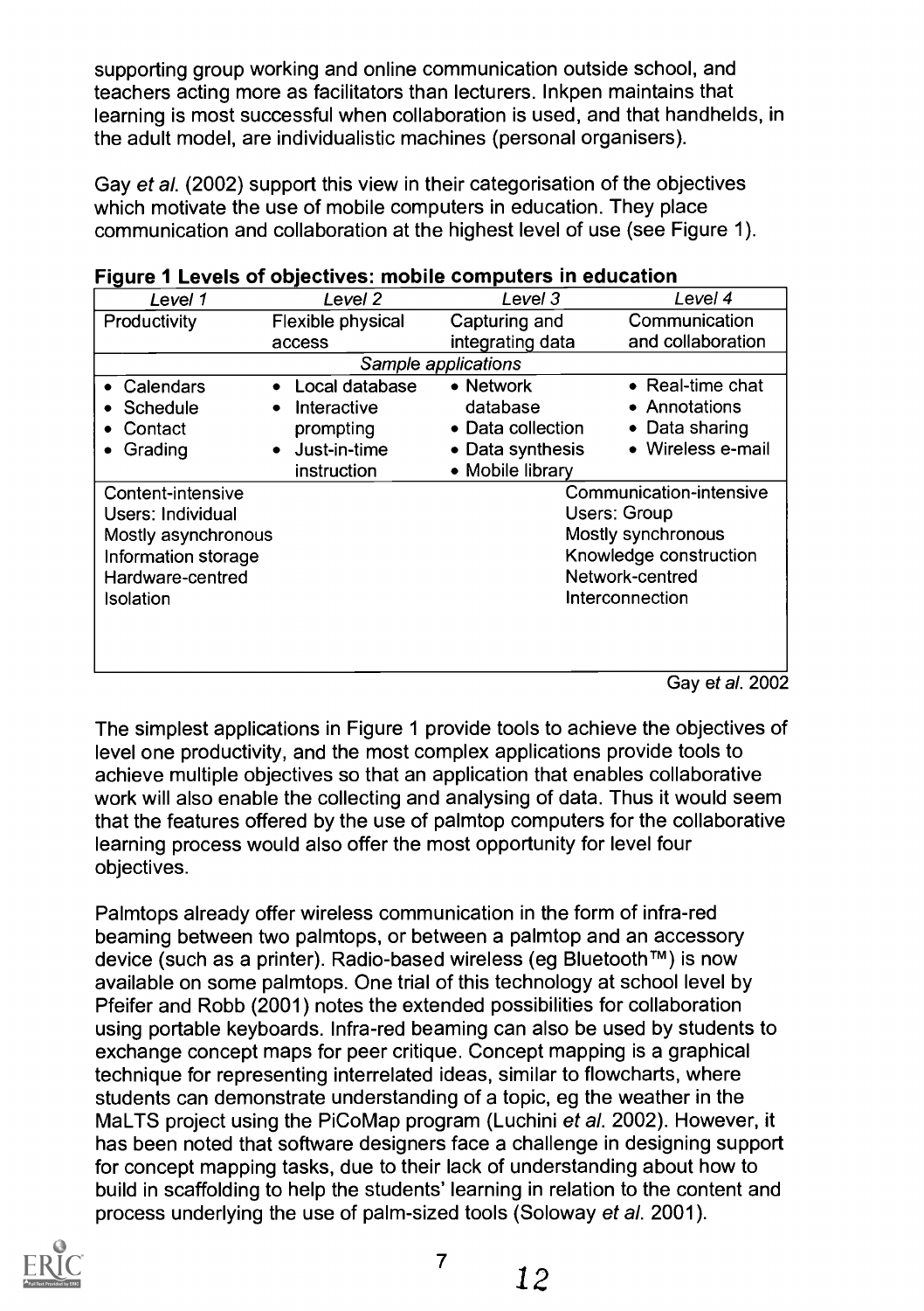supporting group working and online communication outside school, and teachers acting more as facilitators than lecturers. Inkpen maintains that learning is most successful when collaboration is used, and that handhelds, in the adult model, are individualistic machines (personal organisers).

Gay *et al.* (2002) support this view in their categorisation of the objectives which motivate the use of mobile computers in education. They place communication and collaboration at the highest level of use (see Figure 1).

**Figure 1 Levels of objectives: mobile computers in education**

| *Level 1* | *Level 2* | *Level 3* | *Level 4* |
|---|---|---|---|
| Productivity | Flexible physical access | Capturing and integrating data | Communication and collaboration |
| *Sample applications* | | | |
| • Calendars<br>• Schedule<br>• Contact<br>• Grading | • Local database<br>• Interactive prompting<br>• Just-in-time instruction | • Network database<br>• Data collection<br>• Data synthesis<br>• Mobile library | • Real-time chat<br>• Annotations<br>• Data sharing<br>• Wireless e-mail |
| Content-intensive<br>Users: Individual<br>Mostly asynchronous<br>Information storage<br>Hardware-centred<br>Isolation | | | Communication-intensive<br>Users: Group<br>Mostly synchronous<br>Knowledge construction<br>Network-centred<br>Interconnection |

Gay *et al.* 2002

The simplest applications in Figure 1 provide tools to achieve the objectives of level one productivity, and the most complex applications provide tools to achieve multiple objectives so that an application that enables collaborative work will also enable the collecting and analysing of data. Thus it would seem that the features offered by the use of palmtop computers for the collaborative learning process would also offer the most opportunity for level four objectives.

Palmtops already offer wireless communication in the form of infra-red beaming between two palmtops, or between a palmtop and an accessory device (such as a printer). Radio-based wireless (eg Bluetooth™) is now available on some palmtops. One trial of this technology at school level by Pfeifer and Robb (2001) notes the extended possibilities for collaboration using portable keyboards. Infra-red beaming can also be used by students to exchange concept maps for peer critique. Concept mapping is a graphical technique for representing interrelated ideas, similar to flowcharts, where students can demonstrate understanding of a topic, eg the weather in the MaLTS project using the PiCoMap program (Luchini *et al.* 2002). However, it has been noted that software designers face a challenge in designing support for concept mapping tasks, due to their lack of understanding about how to build in scaffolding to help the students' learning in relation to the content and process underlying the use of palm-sized tools (Soloway *et al.* 2001).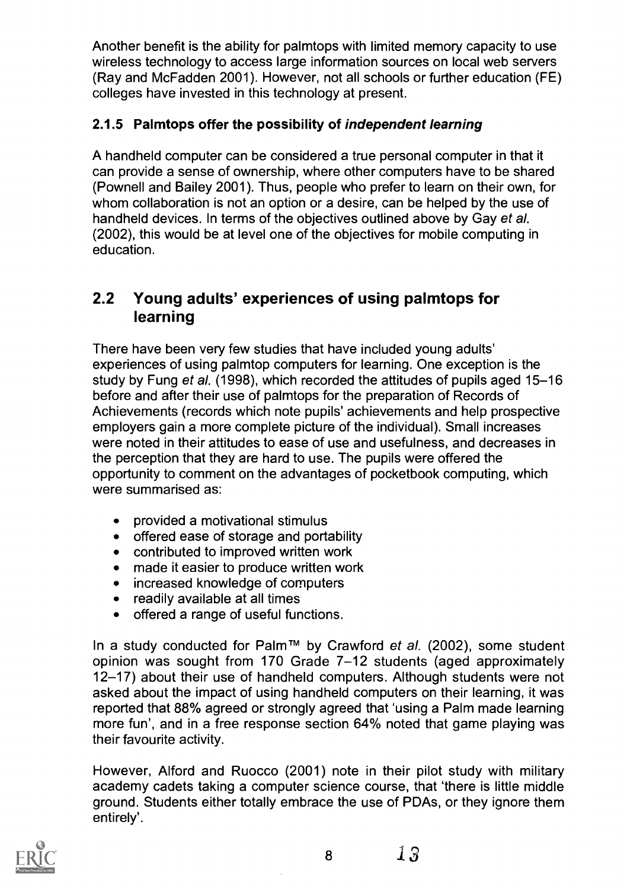Another benefit is the ability for palmtops with limited memory capacity to use wireless technology to access large information sources on local web servers (Ray and McFadden 2001). However, not all schools or further education (FE) colleges have invested in this technology at present.

### 2.1.5 Palmtops offer the possibility of *independent learning*

A handheld computer can be considered a true personal computer in that it can provide a sense of ownership, where other computers have to be shared (Pownell and Bailey 2001). Thus, people who prefer to learn on their own, for whom collaboration is not an option or a desire, can be helped by the use of handheld devices. In terms of the objectives outlined above by Gay *et al.* (2002), this would be at level one of the objectives for mobile computing in education.

## 2.2 Young adults' experiences of using palmtops for learning

There have been very few studies that have included young adults' experiences of using palmtop computers for learning. One exception is the study by Fung *et al.* (1998), which recorded the attitudes of pupils aged 15–16 before and after their use of palmtops for the preparation of Records of Achievements (records which note pupils' achievements and help prospective employers gain a more complete picture of the individual). Small increases were noted in their attitudes to ease of use and usefulness, and decreases in the perception that they are hard to use. The pupils were offered the opportunity to comment on the advantages of pocketbook computing, which were summarised as:

- provided a motivational stimulus
- offered ease of storage and portability
- contributed to improved written work
- made it easier to produce written work
- increased knowledge of computers
- readily available at all times
- offered a range of useful functions.

In a study conducted for Palm™ by Crawford *et al.* (2002), some student opinion was sought from 170 Grade 7–12 students (aged approximately 12–17) about their use of handheld computers. Although students were not asked about the impact of using handheld computers on their learning, it was reported that 88% agreed or strongly agreed that 'using a Palm made learning more fun', and in a free response section 64% noted that game playing was their favourite activity.

However, Alford and Ruocco (2001) note in their pilot study with military academy cadets taking a computer science course, that 'there is little middle ground. Students either totally embrace the use of PDAs, or they ignore them entirely'.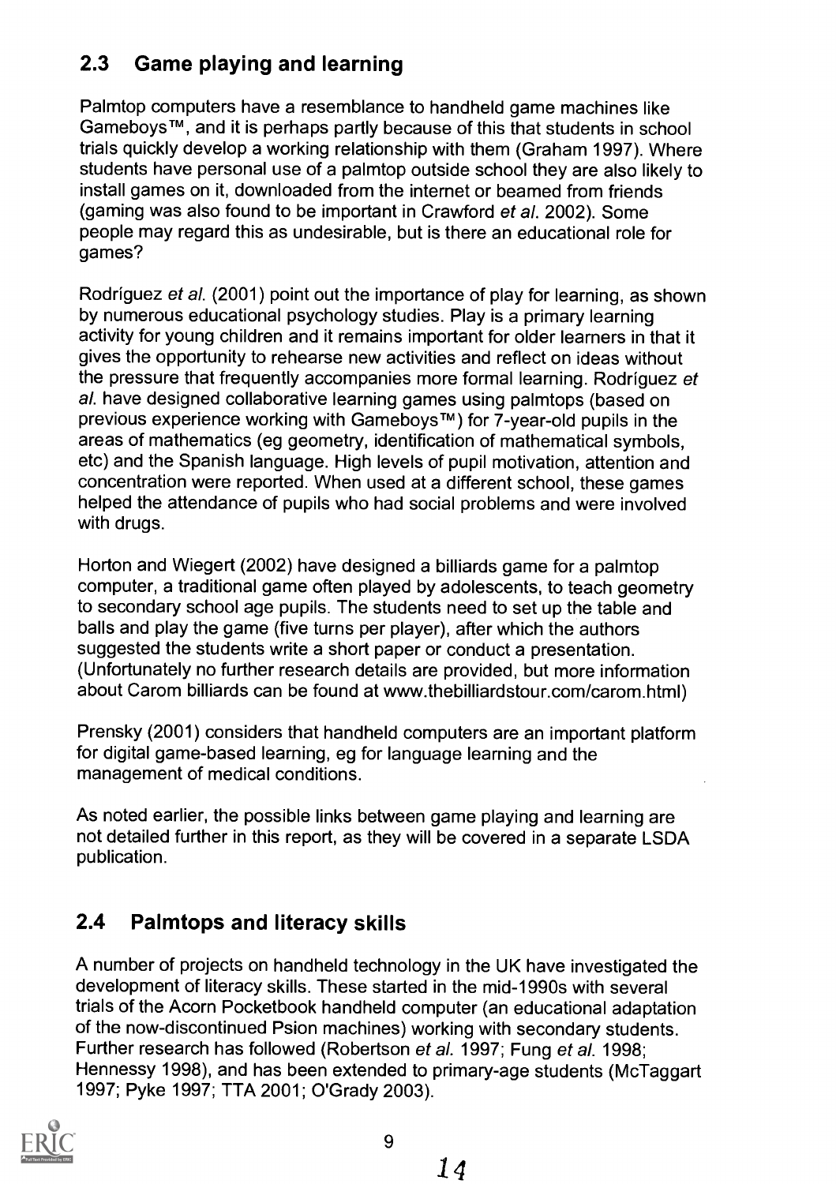## 2.3 Game playing and learning

Palmtop computers have a resemblance to handheld game machines like Gameboys™, and it is perhaps partly because of this that students in school trials quickly develop a working relationship with them (Graham 1997). Where students have personal use of a palmtop outside school they are also likely to install games on it, downloaded from the internet or beamed from friends (gaming was also found to be important in Crawford *et al.* 2002). Some people may regard this as undesirable, but is there an educational role for games?

Rodríguez *et al.* (2001) point out the importance of play for learning, as shown by numerous educational psychology studies. Play is a primary learning activity for young children and it remains important for older learners in that it gives the opportunity to rehearse new activities and reflect on ideas without the pressure that frequently accompanies more formal learning. Rodríguez *et al.* have designed collaborative learning games using palmtops (based on previous experience working with Gameboys™) for 7-year-old pupils in the areas of mathematics (eg geometry, identification of mathematical symbols, etc) and the Spanish language. High levels of pupil motivation, attention and concentration were reported. When used at a different school, these games helped the attendance of pupils who had social problems and were involved with drugs.

Horton and Wiegert (2002) have designed a billiards game for a palmtop computer, a traditional game often played by adolescents, to teach geometry to secondary school age pupils. The students need to set up the table and balls and play the game (five turns per player), after which the authors suggested the students write a short paper or conduct a presentation. (Unfortunately no further research details are provided, but more information about Carom billiards can be found at www.thebilliardstour.com/carom.html)

Prensky (2001) considers that handheld computers are an important platform for digital game-based learning, eg for language learning and the management of medical conditions.

As noted earlier, the possible links between game playing and learning are not detailed further in this report, as they will be covered in a separate LSDA publication.

## 2.4 Palmtops and literacy skills

A number of projects on handheld technology in the UK have investigated the development of literacy skills. These started in the mid-1990s with several trials of the Acorn Pocketbook handheld computer (an educational adaptation of the now-discontinued Psion machines) working with secondary students. Further research has followed (Robertson *et al.* 1997; Fung *et al.* 1998; Hennessy 1998), and has been extended to primary-age students (McTaggart 1997; Pyke 1997; TTA 2001; O'Grady 2003).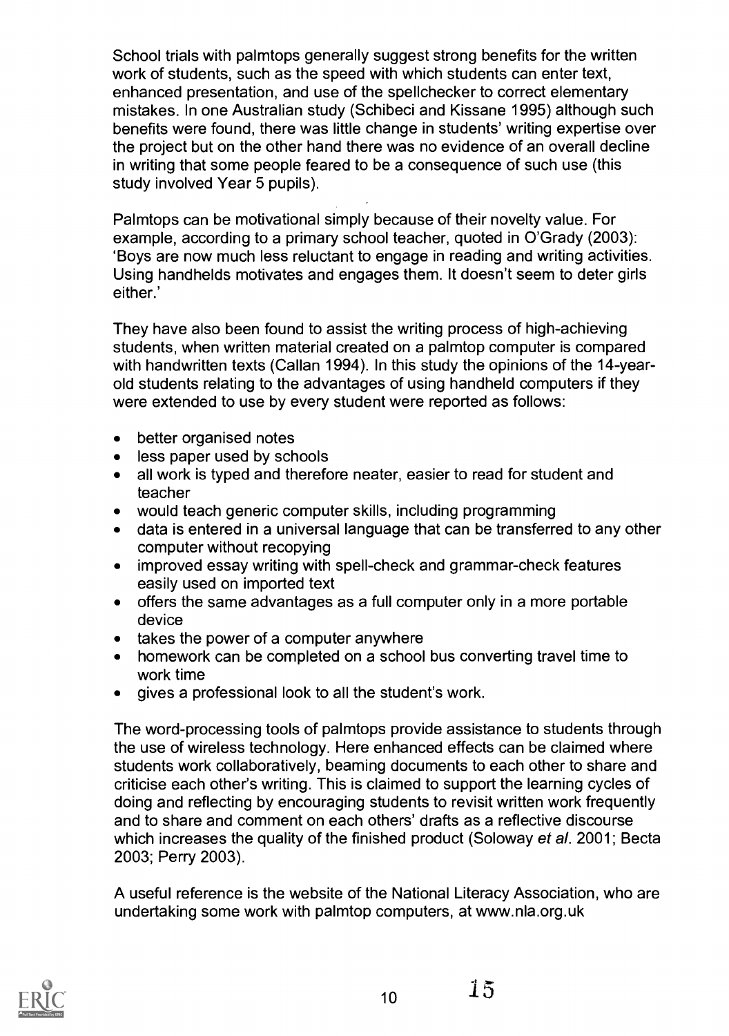School trials with palmtops generally suggest strong benefits for the written work of students, such as the speed with which students can enter text, enhanced presentation, and use of the spellchecker to correct elementary mistakes. In one Australian study (Schibeci and Kissane 1995) although such benefits were found, there was little change in students' writing expertise over the project but on the other hand there was no evidence of an overall decline in writing that some people feared to be a consequence of such use (this study involved Year 5 pupils).

Palmtops can be motivational simply because of their novelty value. For example, according to a primary school teacher, quoted in O'Grady (2003): 'Boys are now much less reluctant to engage in reading and writing activities. Using handhelds motivates and engages them. It doesn't seem to deter girls either.'

They have also been found to assist the writing process of high-achieving students, when written material created on a palmtop computer is compared with handwritten texts (Callan 1994). In this study the opinions of the 14-year-old students relating to the advantages of using handheld computers if they were extended to use by every student were reported as follows:

- better organised notes
- less paper used by schools
- all work is typed and therefore neater, easier to read for student and teacher
- would teach generic computer skills, including programming
- data is entered in a universal language that can be transferred to any other computer without recopying
- improved essay writing with spell-check and grammar-check features easily used on imported text
- offers the same advantages as a full computer only in a more portable device
- takes the power of a computer anywhere
- homework can be completed on a school bus converting travel time to work time
- gives a professional look to all the student's work.

The word-processing tools of palmtops provide assistance to students through the use of wireless technology. Here enhanced effects can be claimed where students work collaboratively, beaming documents to each other to share and criticise each other's writing. This is claimed to support the learning cycles of doing and reflecting by encouraging students to revisit written work frequently and to share and comment on each others' drafts as a reflective discourse which increases the quality of the finished product (Soloway *et al.* 2001; Becta 2003; Perry 2003).

A useful reference is the website of the National Literacy Association, who are undertaking some work with palmtop computers, at www.nla.org.uk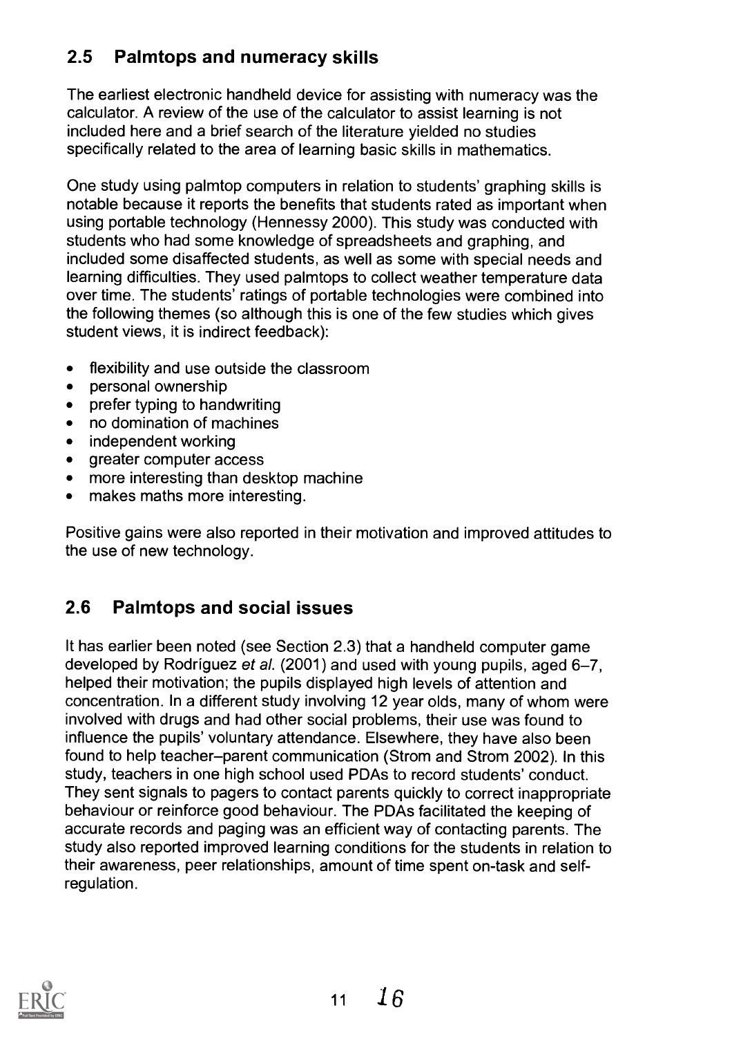## 2.5 Palmtops and numeracy skills

The earliest electronic handheld device for assisting with numeracy was the calculator. A review of the use of the calculator to assist learning is not included here and a brief search of the literature yielded no studies specifically related to the area of learning basic skills in mathematics.

One study using palmtop computers in relation to students' graphing skills is notable because it reports the benefits that students rated as important when using portable technology (Hennessy 2000). This study was conducted with students who had some knowledge of spreadsheets and graphing, and included some disaffected students, as well as some with special needs and learning difficulties. They used palmtops to collect weather temperature data over time. The students' ratings of portable technologies were combined into the following themes (so although this is one of the few studies which gives student views, it is indirect feedback):

- flexibility and use outside the classroom
- personal ownership
- prefer typing to handwriting
- no domination of machines
- independent working
- greater computer access
- more interesting than desktop machine
- makes maths more interesting.

Positive gains were also reported in their motivation and improved attitudes to the use of new technology.

## 2.6 Palmtops and social issues

It has earlier been noted (see Section 2.3) that a handheld computer game developed by Rodríguez *et al.* (2001) and used with young pupils, aged 6–7, helped their motivation; the pupils displayed high levels of attention and concentration. In a different study involving 12 year olds, many of whom were involved with drugs and had other social problems, their use was found to influence the pupils' voluntary attendance. Elsewhere, they have also been found to help teacher–parent communication (Strom and Strom 2002). In this study, teachers in one high school used PDAs to record students' conduct. They sent signals to pagers to contact parents quickly to correct inappropriate behaviour or reinforce good behaviour. The PDAs facilitated the keeping of accurate records and paging was an efficient way of contacting parents. The study also reported improved learning conditions for the students in relation to their awareness, peer relationships, amount of time spent on-task and self-regulation.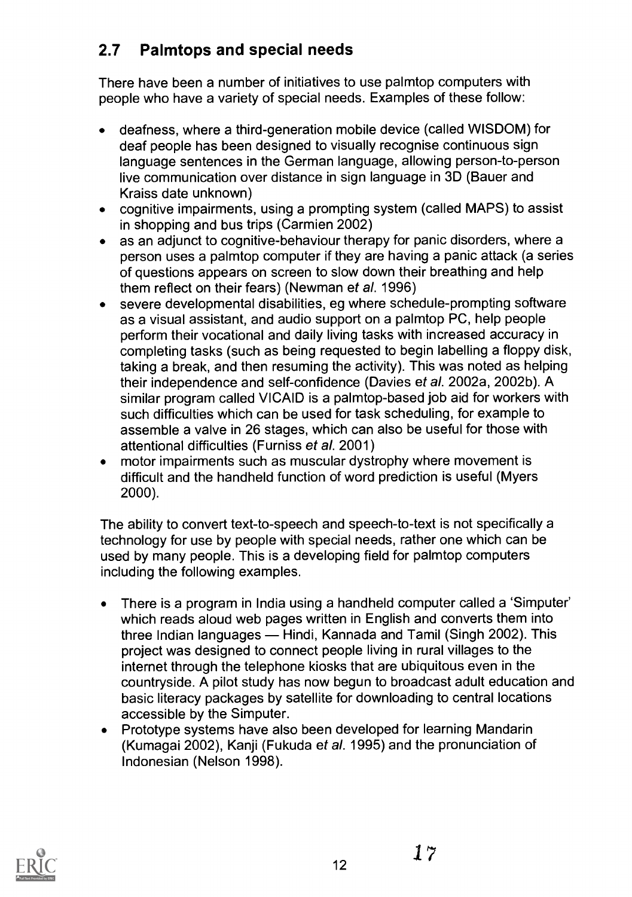## 2.7 Palmtops and special needs

There have been a number of initiatives to use palmtop computers with people who have a variety of special needs. Examples of these follow:

- deafness, where a third-generation mobile device (called WISDOM) for deaf people has been designed to visually recognise continuous sign language sentences in the German language, allowing person-to-person live communication over distance in sign language in 3D (Bauer and Kraiss date unknown)
- cognitive impairments, using a prompting system (called MAPS) to assist in shopping and bus trips (Carmien 2002)
- as an adjunct to cognitive-behaviour therapy for panic disorders, where a person uses a palmtop computer if they are having a panic attack (a series of questions appears on screen to slow down their breathing and help them reflect on their fears) (Newman *et al.* 1996)
- severe developmental disabilities, eg where schedule-prompting software as a visual assistant, and audio support on a palmtop PC, help people perform their vocational and daily living tasks with increased accuracy in completing tasks (such as being requested to begin labelling a floppy disk, taking a break, and then resuming the activity). This was noted as helping their independence and self-confidence (Davies *et al.* 2002a, 2002b). A similar program called VICAID is a palmtop-based job aid for workers with such difficulties which can be used for task scheduling, for example to assemble a valve in 26 stages, which can also be useful for those with attentional difficulties (Furniss *et al.* 2001)
- motor impairments such as muscular dystrophy where movement is difficult and the handheld function of word prediction is useful (Myers 2000).

The ability to convert text-to-speech and speech-to-text is not specifically a technology for use by people with special needs, rather one which can be used by many people. This is a developing field for palmtop computers including the following examples.

- There is a program in India using a handheld computer called a 'Simputer' which reads aloud web pages written in English and converts them into three Indian languages — Hindi, Kannada and Tamil (Singh 2002). This project was designed to connect people living in rural villages to the internet through the telephone kiosks that are ubiquitous even in the countryside. A pilot study has now begun to broadcast adult education and basic literacy packages by satellite for downloading to central locations accessible by the Simputer.
- Prototype systems have also been developed for learning Mandarin (Kumagai 2002), Kanji (Fukuda *et al.* 1995) and the pronunciation of Indonesian (Nelson 1998).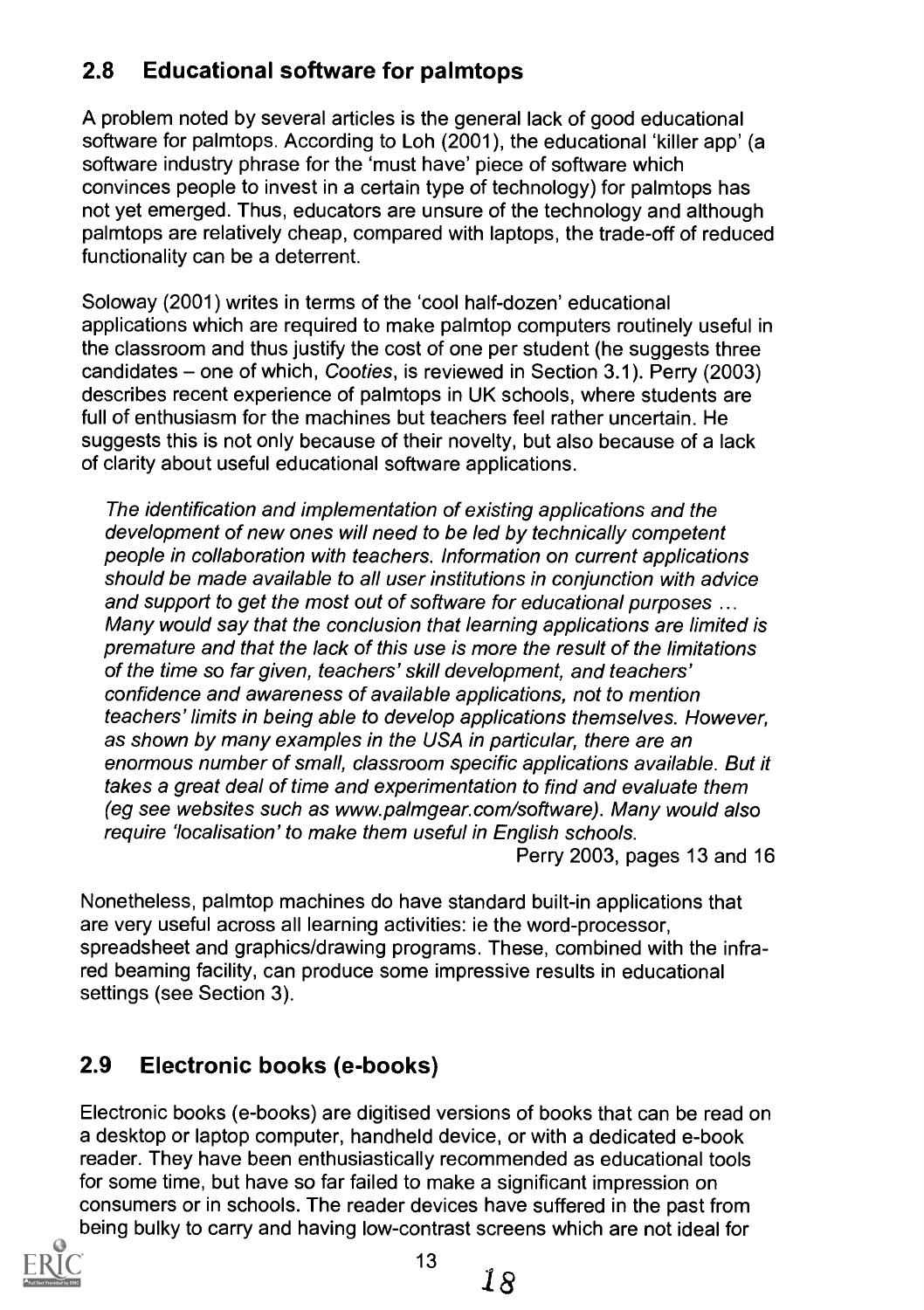## 2.8 Educational software for palmtops

A problem noted by several articles is the general lack of good educational software for palmtops. According to Loh (2001), the educational 'killer app' (a software industry phrase for the 'must have' piece of software which convinces people to invest in a certain type of technology) for palmtops has not yet emerged. Thus, educators are unsure of the technology and although palmtops are relatively cheap, compared with laptops, the trade-off of reduced functionality can be a deterrent.

Soloway (2001) writes in terms of the 'cool half-dozen' educational applications which are required to make palmtop computers routinely useful in the classroom and thus justify the cost of one per student (he suggests three candidates – one of which, *Cooties*, is reviewed in Section 3.1). Perry (2003) describes recent experience of palmtops in UK schools, where students are full of enthusiasm for the machines but teachers feel rather uncertain. He suggests this is not only because of their novelty, but also because of a lack of clarity about useful educational software applications.

> *The identification and implementation of existing applications and the development of new ones will need to be led by technically competent people in collaboration with teachers. Information on current applications should be made available to all user institutions in conjunction with advice and support to get the most out of software for educational purposes ... Many would say that the conclusion that learning applications are limited is premature and that the lack of this use is more the result of the limitations of the time so far given, teachers' skill development, and teachers' confidence and awareness of available applications, not to mention teachers' limits in being able to develop applications themselves. However, as shown by many examples in the USA in particular, there are an enormous number of small, classroom specific applications available. But it takes a great deal of time and experimentation to find and evaluate them (eg see websites such as www.palmgear.com/software). Many would also require 'localisation' to make them useful in English schools.*
>
> Perry 2003, pages 13 and 16

Nonetheless, palmtop machines do have standard built-in applications that are very useful across all learning activities: ie the word-processor, spreadsheet and graphics/drawing programs. These, combined with the infra-red beaming facility, can produce some impressive results in educational settings (see Section 3).

## 2.9 Electronic books (e-books)

Electronic books (e-books) are digitised versions of books that can be read on a desktop or laptop computer, handheld device, or with a dedicated e-book reader. They have been enthusiastically recommended as educational tools for some time, but have so far failed to make a significant impression on consumers or in schools. The reader devices have suffered in the past from being bulky to carry and having low-contrast screens which are not ideal for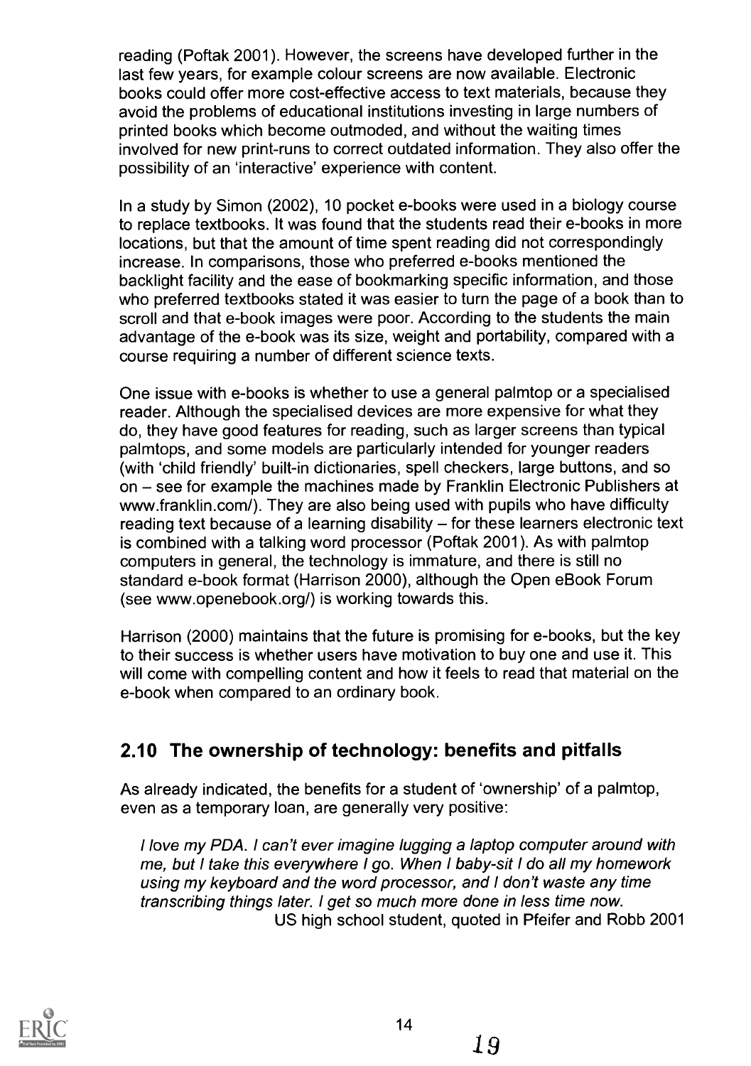reading (Poftak 2001). However, the screens have developed further in the last few years, for example colour screens are now available. Electronic books could offer more cost-effective access to text materials, because they avoid the problems of educational institutions investing in large numbers of printed books which become outmoded, and without the waiting times involved for new print-runs to correct outdated information. They also offer the possibility of an 'interactive' experience with content.

In a study by Simon (2002), 10 pocket e-books were used in a biology course to replace textbooks. It was found that the students read their e-books in more locations, but that the amount of time spent reading did not correspondingly increase. In comparisons, those who preferred e-books mentioned the backlight facility and the ease of bookmarking specific information, and those who preferred textbooks stated it was easier to turn the page of a book than to scroll and that e-book images were poor. According to the students the main advantage of the e-book was its size, weight and portability, compared with a course requiring a number of different science texts.

One issue with e-books is whether to use a general palmtop or a specialised reader. Although the specialised devices are more expensive for what they do, they have good features for reading, such as larger screens than typical palmtops, and some models are particularly intended for younger readers (with 'child friendly' built-in dictionaries, spell checkers, large buttons, and so on – see for example the machines made by Franklin Electronic Publishers at www.franklin.com/). They are also being used with pupils who have difficulty reading text because of a learning disability – for these learners electronic text is combined with a talking word processor (Poftak 2001). As with palmtop computers in general, the technology is immature, and there is still no standard e-book format (Harrison 2000), although the Open eBook Forum (see www.openebook.org/) is working towards this.

Harrison (2000) maintains that the future is promising for e-books, but the key to their success is whether users have motivation to buy one and use it. This will come with compelling content and how it feels to read that material on the e-book when compared to an ordinary book.

## 2.10 The ownership of technology: benefits and pitfalls

As already indicated, the benefits for a student of 'ownership' of a palmtop, even as a temporary loan, are generally very positive:

> *I love my PDA. I can't ever imagine lugging a laptop computer around with me, but I take this everywhere I go. When I baby-sit I do all my homework using my keyboard and the word processor, and I don't waste any time transcribing things later. I get so much more done in less time now.*
>
> US high school student, quoted in Pfeifer and Robb 2001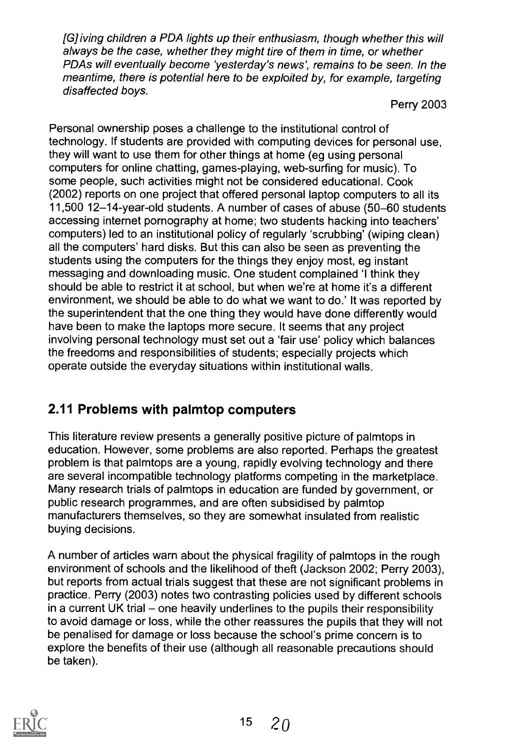> *[G]iving children a PDA lights up their enthusiasm, though whether this will always be the case, whether they might tire of them in time, or whether PDAs will eventually become 'yesterday's news', remains to be seen. In the meantime, there is potential here to be exploited by, for example, targeting disaffected boys.*
>
> Perry 2003

Personal ownership poses a challenge to the institutional control of technology. If students are provided with computing devices for personal use, they will want to use them for other things at home (eg using personal computers for online chatting, games-playing, web-surfing for music). To some people, such activities might not be considered educational. Cook (2002) reports on one project that offered personal laptop computers to all its 11,500 12–14-year-old students. A number of cases of abuse (50–60 students accessing internet pornography at home; two students hacking into teachers' computers) led to an institutional policy of regularly 'scrubbing' (wiping clean) all the computers' hard disks. But this can also be seen as preventing the students using the computers for the things they enjoy most, eg instant messaging and downloading music. One student complained 'I think they should be able to restrict it at school, but when we're at home it's a different environment, we should be able to do what we want to do.' It was reported by the superintendent that the one thing they would have done differently would have been to make the laptops more secure. It seems that any project involving personal technology must set out a 'fair use' policy which balances the freedoms and responsibilities of students; especially projects which operate outside the everyday situations within institutional walls.

## 2.11 Problems with palmtop computers

This literature review presents a generally positive picture of palmtops in education. However, some problems are also reported. Perhaps the greatest problem is that palmtops are a young, rapidly evolving technology and there are several incompatible technology platforms competing in the marketplace. Many research trials of palmtops in education are funded by government, or public research programmes, and are often subsidised by palmtop manufacturers themselves, so they are somewhat insulated from realistic buying decisions.

A number of articles warn about the physical fragility of palmtops in the rough environment of schools and the likelihood of theft (Jackson 2002; Perry 2003), but reports from actual trials suggest that these are not significant problems in practice. Perry (2003) notes two contrasting policies used by different schools in a current UK trial – one heavily underlines to the pupils their responsibility to avoid damage or loss, while the other reassures the pupils that they will not be penalised for damage or loss because the school's prime concern is to explore the benefits of their use (although all reasonable precautions should be taken).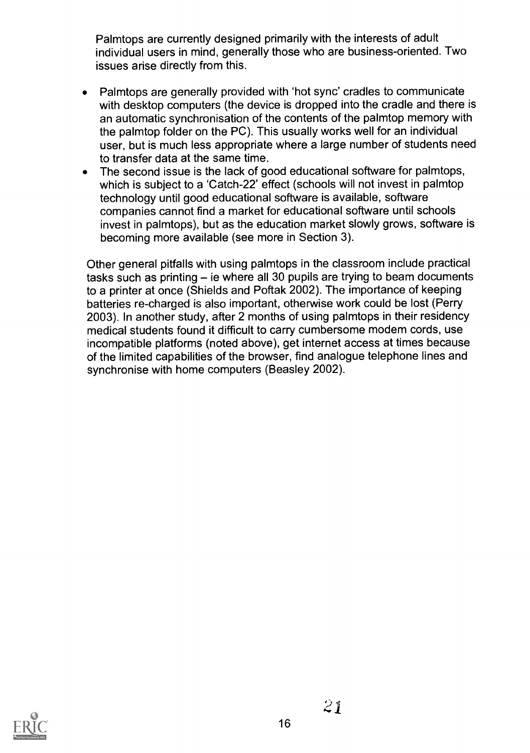Palmtops are currently designed primarily with the interests of adult individual users in mind, generally those who are business-oriented. Two issues arise directly from this.

- Palmtops are generally provided with 'hot sync' cradles to communicate with desktop computers (the device is dropped into the cradle and there is an automatic synchronisation of the contents of the palmtop memory with the palmtop folder on the PC). This usually works well for an individual user, but is much less appropriate where a large number of students need to transfer data at the same time.
- The second issue is the lack of good educational software for palmtops, which is subject to a 'Catch-22' effect (schools will not invest in palmtop technology until good educational software is available, software companies cannot find a market for educational software until schools invest in palmtops), but as the education market slowly grows, software is becoming more available (see more in Section 3).

Other general pitfalls with using palmtops in the classroom include practical tasks such as printing – ie where all 30 pupils are trying to beam documents to a printer at once (Shields and Poftak 2002). The importance of keeping batteries re-charged is also important, otherwise work could be lost (Perry 2003). In another study, after 2 months of using palmtops in their residency medical students found it difficult to carry cumbersome modem cords, use incompatible platforms (noted above), get internet access at times because of the limited capabilities of the browser, find analogue telephone lines and synchronise with home computers (Beasley 2002).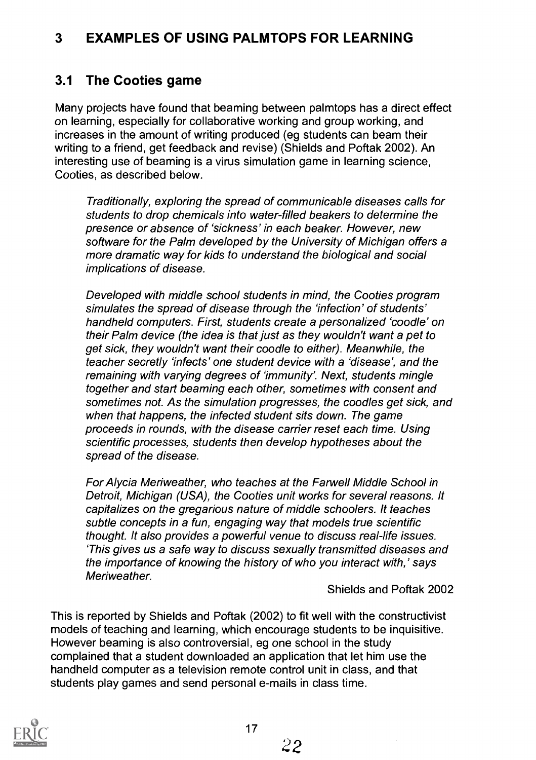# 3 EXAMPLES OF USING PALMTOPS FOR LEARNING

## 3.1 The Cooties game

Many projects have found that beaming between palmtops has a direct effect on learning, especially for collaborative working and group working, and increases in the amount of writing produced (eg students can beam their writing to a friend, get feedback and revise) (Shields and Poftak 2002). An interesting use of beaming is a virus simulation game in learning science, Cooties, as described below.

> *Traditionally, exploring the spread of communicable diseases calls for students to drop chemicals into water-filled beakers to determine the presence or absence of 'sickness' in each beaker. However, new software for the Palm developed by the University of Michigan offers a more dramatic way for kids to understand the biological and social implications of disease.*
>
> *Developed with middle school students in mind, the Cooties program simulates the spread of disease through the 'infection' of students' handheld computers. First, students create a personalized 'coodle' on their Palm device (the idea is that just as they wouldn't want a pet to get sick, they wouldn't want their coodle to either). Meanwhile, the teacher secretly 'infects' one student device with a 'disease', and the remaining with varying degrees of 'immunity'. Next, students mingle together and start beaming each other, sometimes with consent and sometimes not. As the simulation progresses, the coodles get sick, and when that happens, the infected student sits down. The game proceeds in rounds, with the disease carrier reset each time. Using scientific processes, students then develop hypotheses about the spread of the disease.*
>
> *For Alycia Meriweather, who teaches at the Farwell Middle School in Detroit, Michigan (USA), the Cooties unit works for several reasons. It capitalizes on the gregarious nature of middle schoolers. It teaches subtle concepts in a fun, engaging way that models true scientific thought. It also provides a powerful venue to discuss real-life issues. 'This gives us a safe way to discuss sexually transmitted diseases and the importance of knowing the history of who you interact with,' says Meriweather.*
>
> Shields and Poftak 2002

This is reported by Shields and Poftak (2002) to fit well with the constructivist models of teaching and learning, which encourage students to be inquisitive. However beaming is also controversial, eg one school in the study complained that a student downloaded an application that let him use the handheld computer as a television remote control unit in class, and that students play games and send personal e-mails in class time.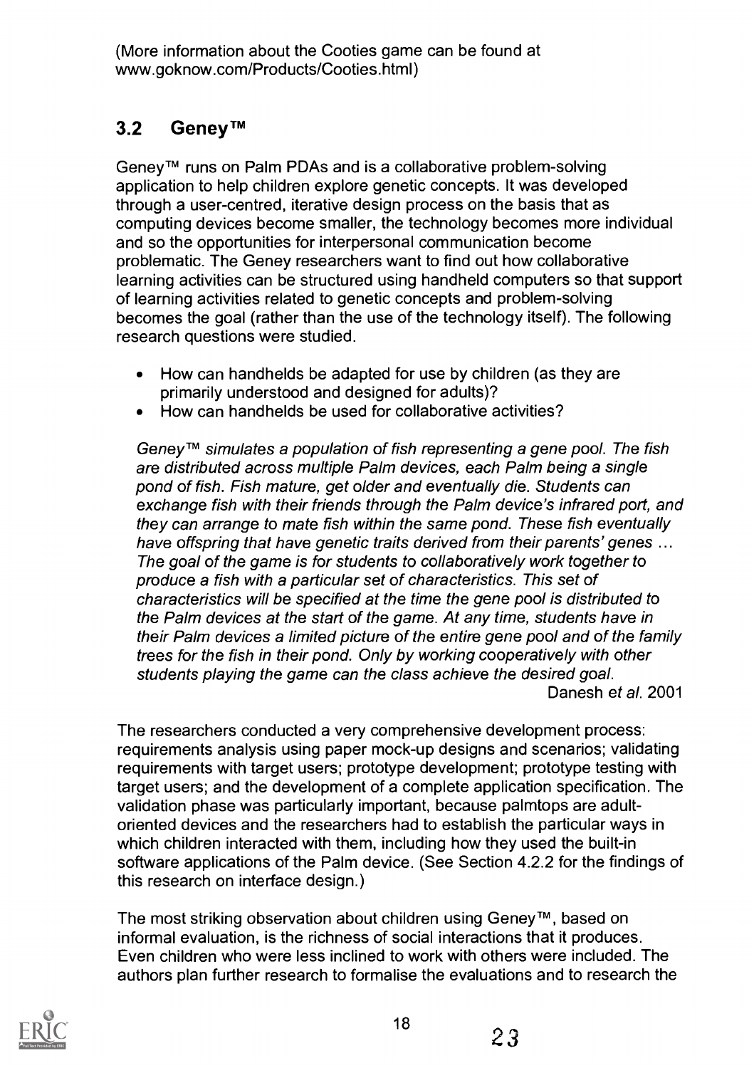(More information about the Cooties game can be found at www.goknow.com/Products/Cooties.html)

## 3.2 Geney™

Geney™ runs on Palm PDAs and is a collaborative problem-solving application to help children explore genetic concepts. It was developed through a user-centred, iterative design process on the basis that as computing devices become smaller, the technology becomes more individual and so the opportunities for interpersonal communication become problematic. The Geney researchers want to find out how collaborative learning activities can be structured using handheld computers so that support of learning activities related to genetic concepts and problem-solving becomes the goal (rather than the use of the technology itself). The following research questions were studied.

- How can handhelds be adapted for use by children (as they are primarily understood and designed for adults)?
- How can handhelds be used for collaborative activities?

> *Geney™ simulates a population of fish representing a gene pool. The fish are distributed across multiple Palm devices, each Palm being a single pond of fish. Fish mature, get older and eventually die. Students can exchange fish with their friends through the Palm device's infrared port, and they can arrange to mate fish within the same pond. These fish eventually have offspring that have genetic traits derived from their parents' genes ... The goal of the game is for students to collaboratively work together to produce a fish with a particular set of characteristics. This set of characteristics will be specified at the time the gene pool is distributed to the Palm devices at the start of the game. At any time, students have in their Palm devices a limited picture of the entire gene pool and of the family trees for the fish in their pond. Only by working cooperatively with other students playing the game can the class achieve the desired goal.*
>
> Danesh *et al.* 2001

The researchers conducted a very comprehensive development process: requirements analysis using paper mock-up designs and scenarios; validating requirements with target users; prototype development; prototype testing with target users; and the development of a complete application specification. The validation phase was particularly important, because palmtops are adult-oriented devices and the researchers had to establish the particular ways in which children interacted with them, including how they used the built-in software applications of the Palm device. (See Section 4.2.2 for the findings of this research on interface design.)

The most striking observation about children using Geney™, based on informal evaluation, is the richness of social interactions that it produces. Even children who were less inclined to work with others were included. The authors plan further research to formalise the evaluations and to research the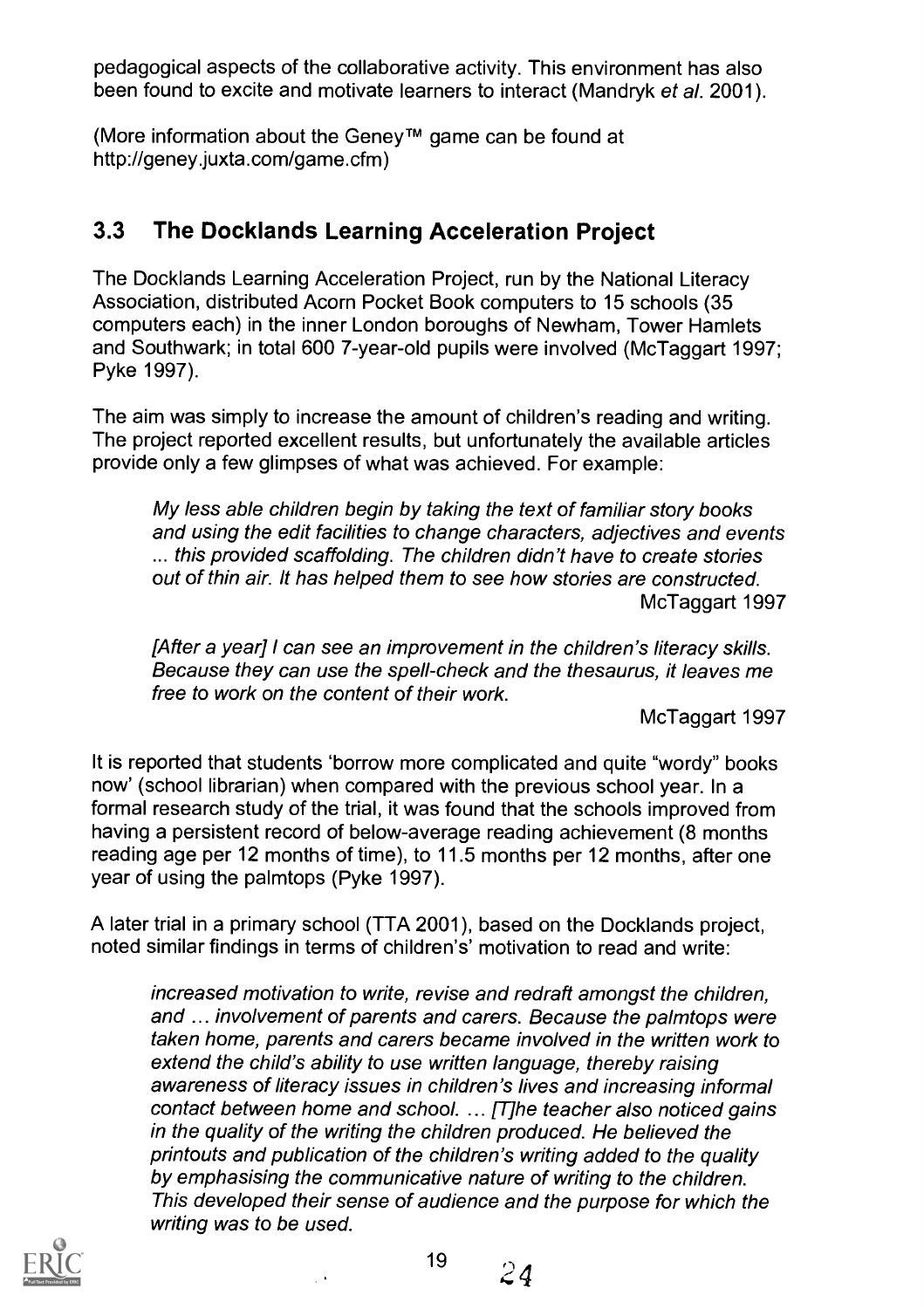pedagogical aspects of the collaborative activity. This environment has also been found to excite and motivate learners to interact (Mandryk *et al.* 2001).

(More information about the Geney™ game can be found at http://geney.juxta.com/game.cfm)

## 3.3 The Docklands Learning Acceleration Project

The Docklands Learning Acceleration Project, run by the National Literacy Association, distributed Acorn Pocket Book computers to 15 schools (35 computers each) in the inner London boroughs of Newham, Tower Hamlets and Southwark; in total 600 7-year-old pupils were involved (McTaggart 1997; Pyke 1997).

The aim was simply to increase the amount of children's reading and writing. The project reported excellent results, but unfortunately the available articles provide only a few glimpses of what was achieved. For example:

> *My less able children begin by taking the text of familiar story books and using the edit facilities to change characters, adjectives and events ... this provided scaffolding. The children didn't have to create stories out of thin air. It has helped them to see how stories are constructed.*
>
> McTaggart 1997

> *[After a year] I can see an improvement in the children's literacy skills. Because they can use the spell-check and the thesaurus, it leaves me free to work on the content of their work.*
>
> McTaggart 1997

It is reported that students 'borrow more complicated and quite "wordy" books now' (school librarian) when compared with the previous school year. In a formal research study of the trial, it was found that the schools improved from having a persistent record of below-average reading achievement (8 months reading age per 12 months of time), to 11.5 months per 12 months, after one year of using the palmtops (Pyke 1997).

A later trial in a primary school (TTA 2001), based on the Docklands project, noted similar findings in terms of children's' motivation to read and write:

> *increased motivation to write, revise and redraft amongst the children, and ... involvement of parents and carers. Because the palmtops were taken home, parents and carers became involved in the written work to extend the child's ability to use written language, thereby raising awareness of literacy issues in children's lives and increasing informal contact between home and school. ... [T]he teacher also noticed gains in the quality of the writing the children produced. He believed the printouts and publication of the children's writing added to the quality by emphasising the communicative nature of writing to the children. This developed their sense of audience and the purpose for which the writing was to be used.*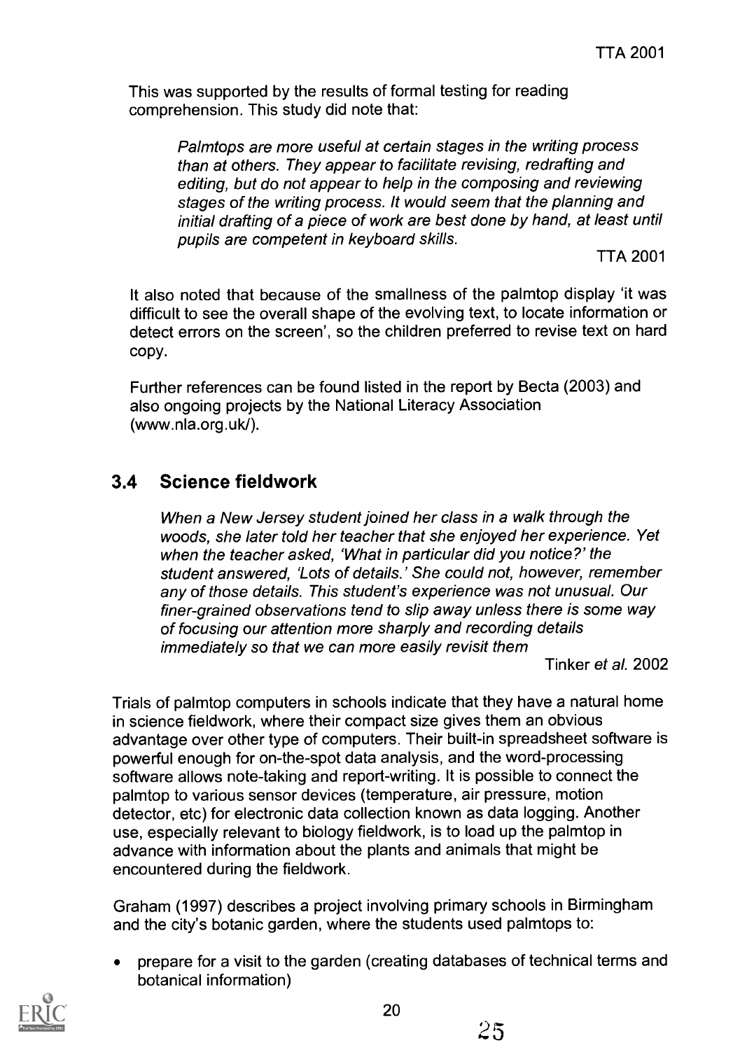This was supported by the results of formal testing for reading comprehension. This study did note that:

> *Palmtops are more useful at certain stages in the writing process than at others. They appear to facilitate revising, redrafting and editing, but do not appear to help in the composing and reviewing stages of the writing process. It would seem that the planning and initial drafting of a piece of work are best done by hand, at least until pupils are competent in keyboard skills.*
>
> TTA 2001

It also noted that because of the smallness of the palmtop display 'it was difficult to see the overall shape of the evolving text, to locate information or detect errors on the screen', so the children preferred to revise text on hard copy.

Further references can be found listed in the report by Becta (2003) and also ongoing projects by the National Literacy Association (www.nla.org.uk/).

## 3.4 Science fieldwork

> *When a New Jersey student joined her class in a walk through the woods, she later told her teacher that she enjoyed her experience. Yet when the teacher asked, 'What in particular did you notice?' the student answered, 'Lots of details.' She could not, however, remember any of those details. This student's experience was not unusual. Our finer-grained observations tend to slip away unless there is some way of focusing our attention more sharply and recording details immediately so that we can more easily revisit them*
>
> Tinker *et al.* 2002

Trials of palmtop computers in schools indicate that they have a natural home in science fieldwork, where their compact size gives them an obvious advantage over other type of computers. Their built-in spreadsheet software is powerful enough for on-the-spot data analysis, and the word-processing software allows note-taking and report-writing. It is possible to connect the palmtop to various sensor devices (temperature, air pressure, motion detector, etc) for electronic data collection known as data logging. Another use, especially relevant to biology fieldwork, is to load up the palmtop in advance with information about the plants and animals that might be encountered during the fieldwork.

Graham (1997) describes a project involving primary schools in Birmingham and the city's botanic garden, where the students used palmtops to:

- prepare for a visit to the garden (creating databases of technical terms and botanical information)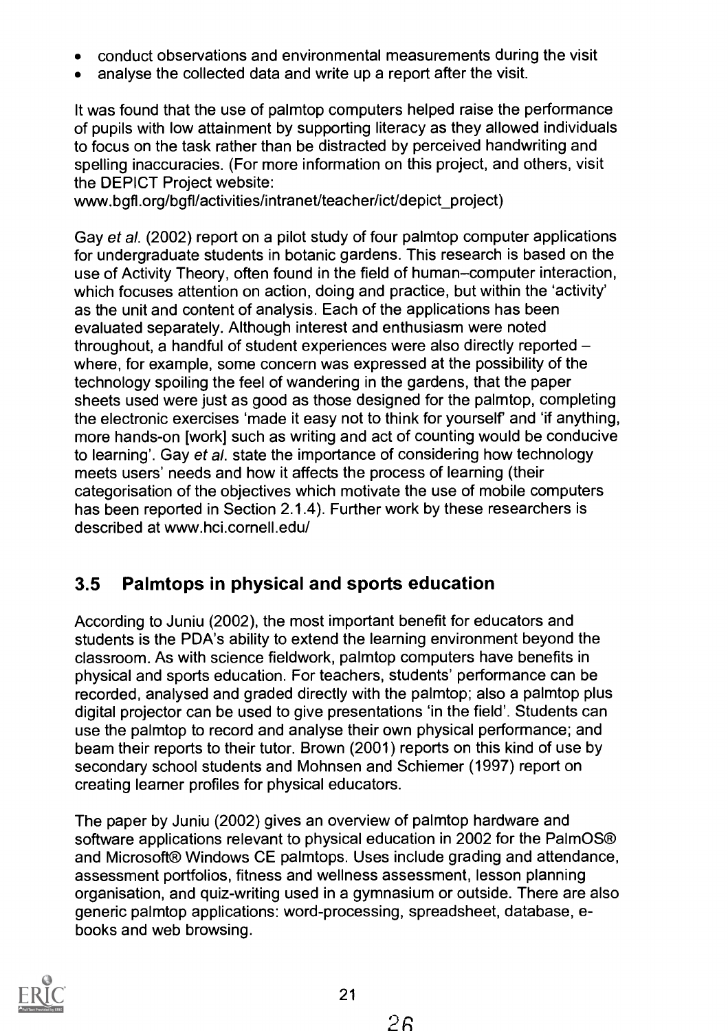- conduct observations and environmental measurements during the visit
- analyse the collected data and write up a report after the visit.

It was found that the use of palmtop computers helped raise the performance of pupils with low attainment by supporting literacy as they allowed individuals to focus on the task rather than be distracted by perceived handwriting and spelling inaccuracies. (For more information on this project, and others, visit the DEPICT Project website: www.bgfl.org/bgfl/activities/intranet/teacher/ict/depict_project)

Gay *et al.* (2002) report on a pilot study of four palmtop computer applications for undergraduate students in botanic gardens. This research is based on the use of Activity Theory, often found in the field of human–computer interaction, which focuses attention on action, doing and practice, but within the 'activity' as the unit and content of analysis. Each of the applications has been evaluated separately. Although interest and enthusiasm were noted throughout, a handful of student experiences were also directly reported – where, for example, some concern was expressed at the possibility of the technology spoiling the feel of wandering in the gardens, that the paper sheets used were just as good as those designed for the palmtop, completing the electronic exercises 'made it easy not to think for yourself' and 'if anything, more hands-on [work] such as writing and act of counting would be conducive to learning'. Gay *et al.* state the importance of considering how technology meets users' needs and how it affects the process of learning (their categorisation of the objectives which motivate the use of mobile computers has been reported in Section 2.1.4). Further work by these researchers is described at www.hci.cornell.edu/

## 3.5 Palmtops in physical and sports education

According to Juniu (2002), the most important benefit for educators and students is the PDA's ability to extend the learning environment beyond the classroom. As with science fieldwork, palmtop computers have benefits in physical and sports education. For teachers, students' performance can be recorded, analysed and graded directly with the palmtop; also a palmtop plus digital projector can be used to give presentations 'in the field'. Students can use the palmtop to record and analyse their own physical performance; and beam their reports to their tutor. Brown (2001) reports on this kind of use by secondary school students and Mohnsen and Schiemer (1997) report on creating learner profiles for physical educators.

The paper by Juniu (2002) gives an overview of palmtop hardware and software applications relevant to physical education in 2002 for the PalmOS® and Microsoft® Windows CE palmtops. Uses include grading and attendance, assessment portfolios, fitness and wellness assessment, lesson planning organisation, and quiz-writing used in a gymnasium or outside. There are also generic palmtop applications: word-processing, spreadsheet, database, e-books and web browsing.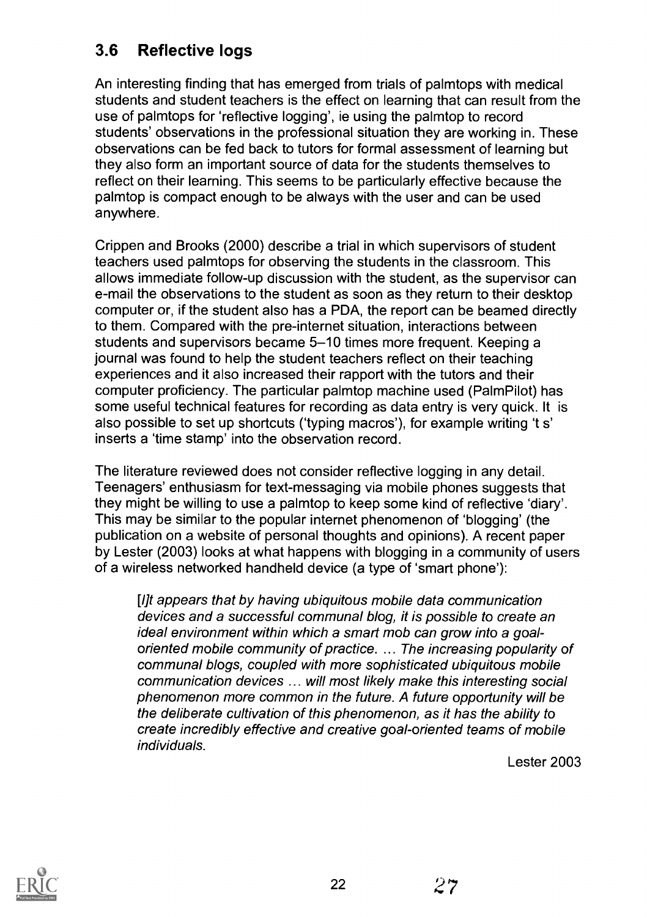### 3.6 Reflective logs

An interesting finding that has emerged from trials of palmtops with medical students and student teachers is the effect on learning that can result from the use of palmtops for 'reflective logging', ie using the palmtop to record students' observations in the professional situation they are working in. These observations can be fed back to tutors for formal assessment of learning but they also form an important source of data for the students themselves to reflect on their learning. This seems to be particularly effective because the palmtop is compact enough to be always with the user and can be used anywhere.

Crippen and Brooks (2000) describe a trial in which supervisors of student teachers used palmtops for observing the students in the classroom. This allows immediate follow-up discussion with the student, as the supervisor can e-mail the observations to the student as soon as they return to their desktop computer or, if the student also has a PDA, the report can be beamed directly to them. Compared with the pre-internet situation, interactions between students and supervisors became 5–10 times more frequent. Keeping a journal was found to help the student teachers reflect on their teaching experiences and it also increased their rapport with the tutors and their computer proficiency. The particular palmtop machine used (PalmPilot) has some useful technical features for recording as data entry is very quick. It is also possible to set up shortcuts ('typing macros'), for example writing 't s' inserts a 'time stamp' into the observation record.

The literature reviewed does not consider reflective logging in any detail. Teenagers' enthusiasm for text-messaging via mobile phones suggests that they might be willing to use a palmtop to keep some kind of reflective 'diary'. This may be similar to the popular internet phenomenon of 'blogging' (the publication on a website of personal thoughts and opinions). A recent paper by Lester (2003) looks at what happens with blogging in a community of users of a wireless networked handheld device (a type of 'smart phone'):

> *[I]t appears that by having ubiquitous mobile data communication devices and a successful communal blog, it is possible to create an ideal environment within which a smart mob can grow into a goal-oriented mobile community of practice. … The increasing popularity of communal blogs, coupled with more sophisticated ubiquitous mobile communication devices … will most likely make this interesting social phenomenon more common in the future. A future opportunity will be the deliberate cultivation of this phenomenon, as it has the ability to create incredibly effective and creative goal-oriented teams of mobile individuals.*
>
> Lester 2003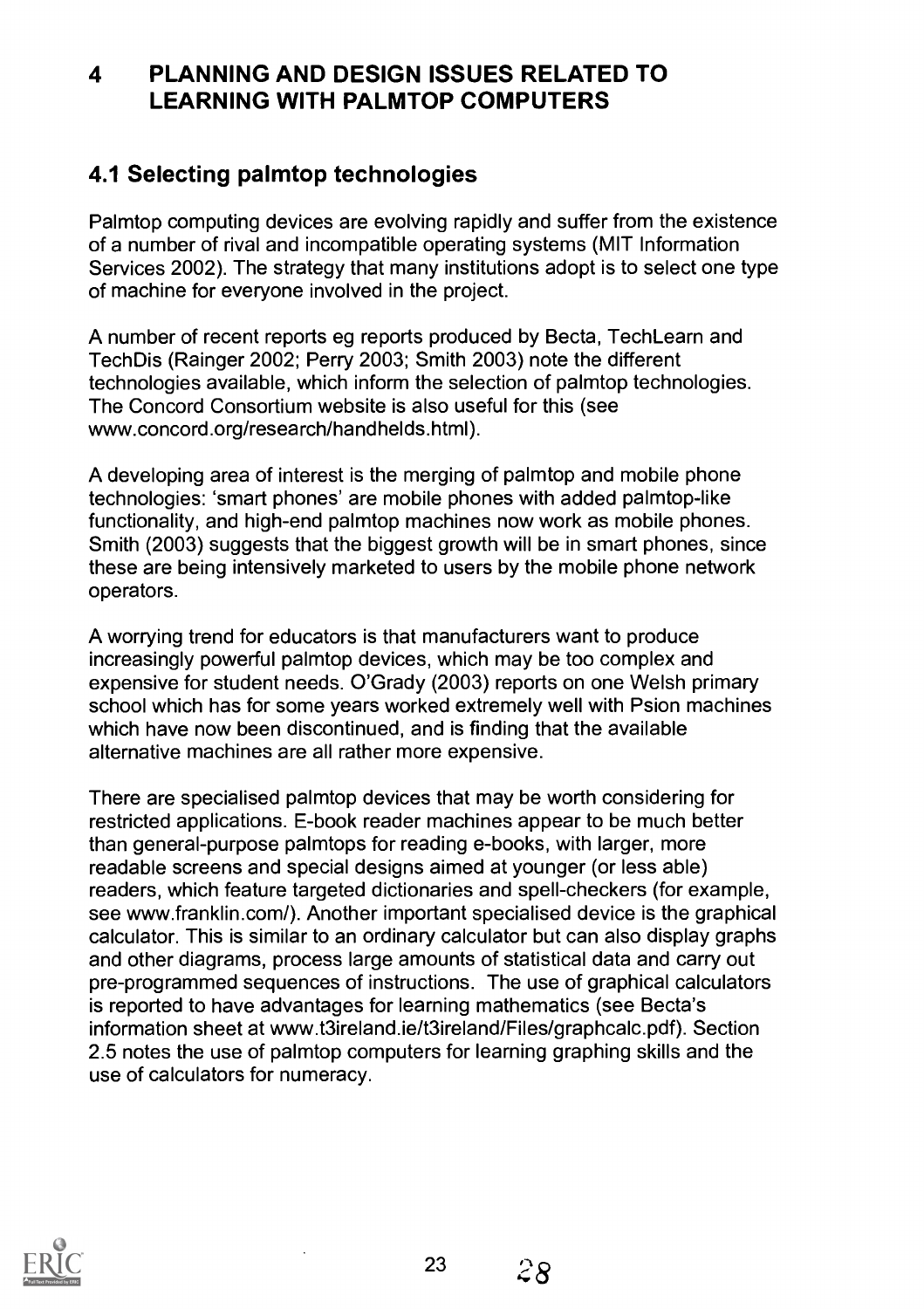# 4 PLANNING AND DESIGN ISSUES RELATED TO LEARNING WITH PALMTOP COMPUTERS

## 4.1 Selecting palmtop technologies

Palmtop computing devices are evolving rapidly and suffer from the existence of a number of rival and incompatible operating systems (MIT Information Services 2002). The strategy that many institutions adopt is to select one type of machine for everyone involved in the project.

A number of recent reports eg reports produced by Becta, TechLearn and TechDis (Rainger 2002; Perry 2003; Smith 2003) note the different technologies available, which inform the selection of palmtop technologies. The Concord Consortium website is also useful for this (see www.concord.org/research/handhelds.html).

A developing area of interest is the merging of palmtop and mobile phone technologies: 'smart phones' are mobile phones with added palmtop-like functionality, and high-end palmtop machines now work as mobile phones. Smith (2003) suggests that the biggest growth will be in smart phones, since these are being intensively marketed to users by the mobile phone network operators.

A worrying trend for educators is that manufacturers want to produce increasingly powerful palmtop devices, which may be too complex and expensive for student needs. O'Grady (2003) reports on one Welsh primary school which has for some years worked extremely well with Psion machines which have now been discontinued, and is finding that the available alternative machines are all rather more expensive.

There are specialised palmtop devices that may be worth considering for restricted applications. E-book reader machines appear to be much better than general-purpose palmtops for reading e-books, with larger, more readable screens and special designs aimed at younger (or less able) readers, which feature targeted dictionaries and spell-checkers (for example, see www.franklin.com/). Another important specialised device is the graphical calculator. This is similar to an ordinary calculator but can also display graphs and other diagrams, process large amounts of statistical data and carry out pre-programmed sequences of instructions. The use of graphical calculators is reported to have advantages for learning mathematics (see Becta's information sheet at www.t3ireland.ie/t3ireland/Files/graphcalc.pdf). Section 2.5 notes the use of palmtop computers for learning graphing skills and the use of calculators for numeracy.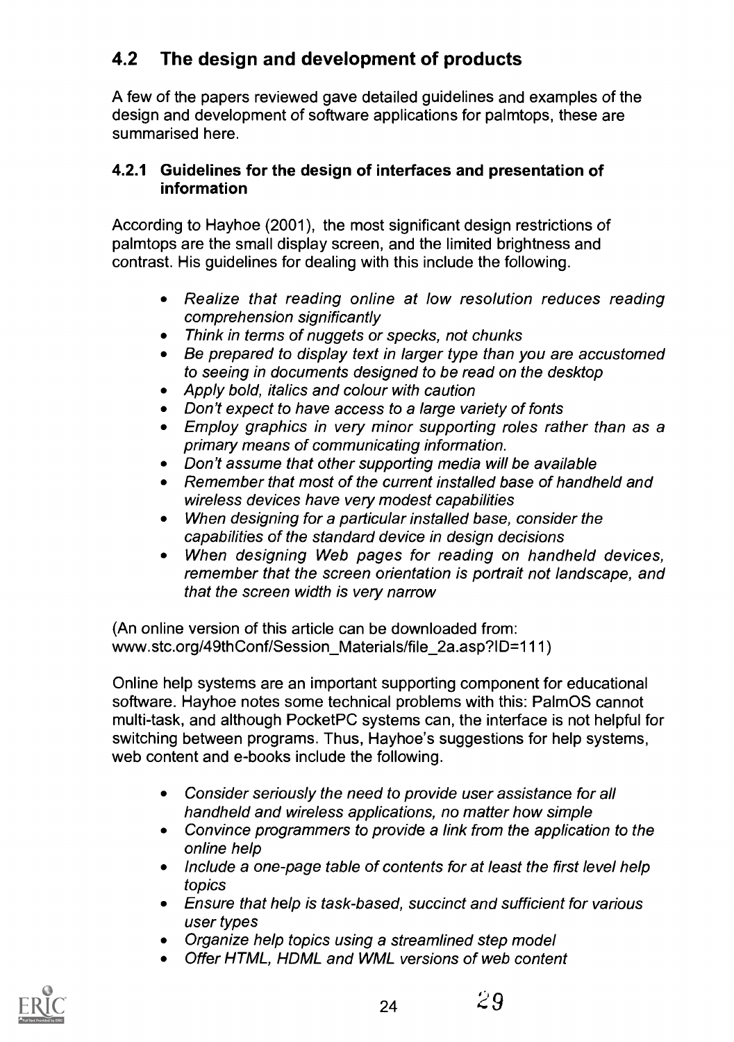## 4.2 The design and development of products

A few of the papers reviewed gave detailed guidelines and examples of the design and development of software applications for palmtops, these are summarised here.

### 4.2.1 Guidelines for the design of interfaces and presentation of information

According to Hayhoe (2001), the most significant design restrictions of palmtops are the small display screen, and the limited brightness and contrast. His guidelines for dealing with this include the following.

- *Realize that reading online at low resolution reduces reading comprehension significantly*
- *Think in terms of nuggets or specks, not chunks*
- *Be prepared to display text in larger type than you are accustomed to seeing in documents designed to be read on the desktop*
- *Apply bold, italics and colour with caution*
- *Don't expect to have access to a large variety of fonts*
- *Employ graphics in very minor supporting roles rather than as a primary means of communicating information.*
- *Don't assume that other supporting media will be available*
- *Remember that most of the current installed base of handheld and wireless devices have very modest capabilities*
- *When designing for a particular installed base, consider the capabilities of the standard device in design decisions*
- *When designing Web pages for reading on handheld devices, remember that the screen orientation is portrait not landscape, and that the screen width is very narrow*

(An online version of this article can be downloaded from: www.stc.org/49thConf/Session_Materials/file_2a.asp?ID=111)

Online help systems are an important supporting component for educational software. Hayhoe notes some technical problems with this: PalmOS cannot multi-task, and although PocketPC systems can, the interface is not helpful for switching between programs. Thus, Hayhoe's suggestions for help systems, web content and e-books include the following.

- *Consider seriously the need to provide user assistance for all handheld and wireless applications, no matter how simple*
- *Convince programmers to provide a link from the application to the online help*
- *Include a one-page table of contents for at least the first level help topics*
- *Ensure that help is task-based, succinct and sufficient for various user types*
- *Organize help topics using a streamlined step model*
- *Offer HTML, HDML and WML versions of web content*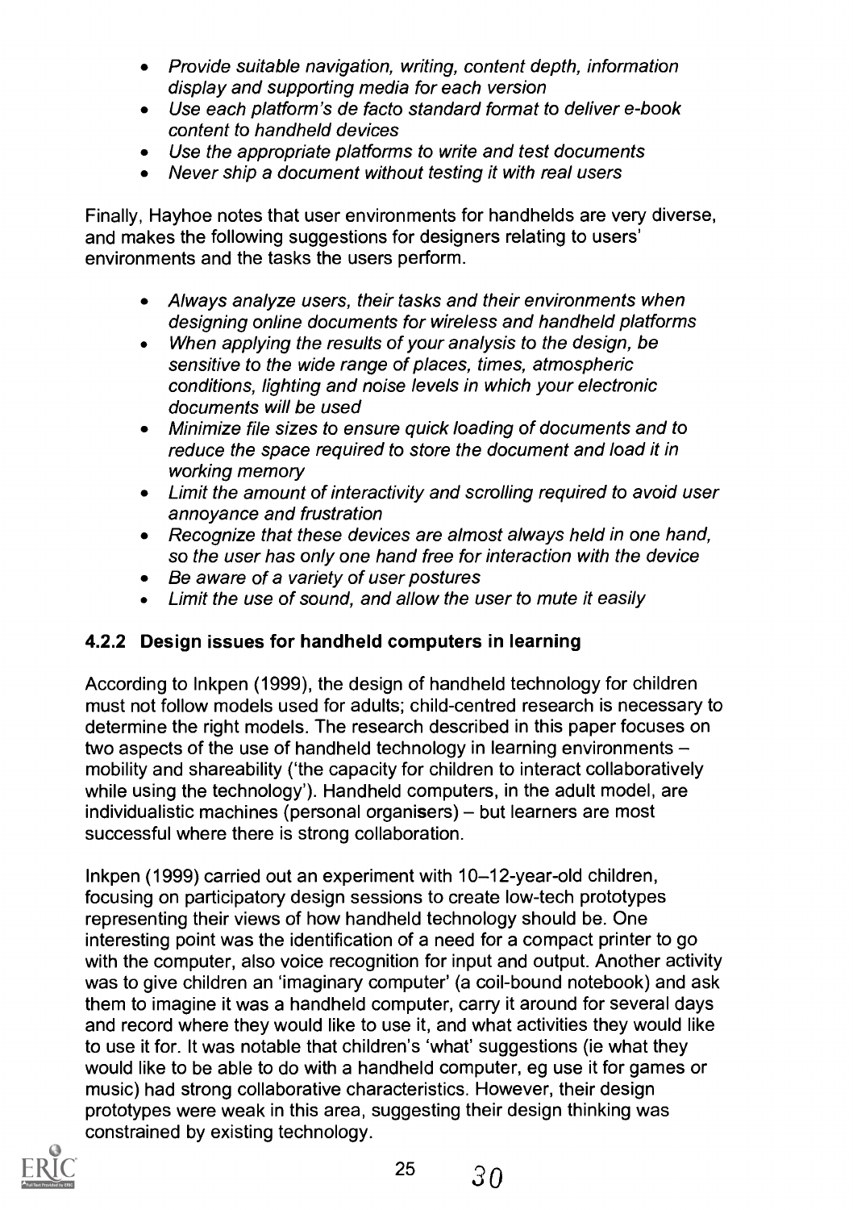- *Provide suitable navigation, writing, content depth, information display and supporting media for each version*
- *Use each platform's de facto standard format to deliver e-book content to handheld devices*
- *Use the appropriate platforms to write and test documents*
- *Never ship a document without testing it with real users*

Finally, Hayhoe notes that user environments for handhelds are very diverse, and makes the following suggestions for designers relating to users' environments and the tasks the users perform.

- *Always analyze users, their tasks and their environments when designing online documents for wireless and handheld platforms*
- *When applying the results of your analysis to the design, be sensitive to the wide range of places, times, atmospheric conditions, lighting and noise levels in which your electronic documents will be used*
- *Minimize file sizes to ensure quick loading of documents and to reduce the space required to store the document and load it in working memory*
- *Limit the amount of interactivity and scrolling required to avoid user annoyance and frustration*
- *Recognize that these devices are almost always held in one hand, so the user has only one hand free for interaction with the device*
- *Be aware of a variety of user postures*
- *Limit the use of sound, and allow the user to mute it easily*

### 4.2.2 Design issues for handheld computers in learning

According to Inkpen (1999), the design of handheld technology for children must not follow models used for adults; child-centred research is necessary to determine the right models. The research described in this paper focuses on two aspects of the use of handheld technology in learning environments – mobility and shareability ('the capacity for children to interact collaboratively while using the technology'). Handheld computers, in the adult model, are individualistic machines (personal organisers) – but learners are most successful where there is strong collaboration.

Inkpen (1999) carried out an experiment with 10–12-year-old children, focusing on participatory design sessions to create low-tech prototypes representing their views of how handheld technology should be. One interesting point was the identification of a need for a compact printer to go with the computer, also voice recognition for input and output. Another activity was to give children an 'imaginary computer' (a coil-bound notebook) and ask them to imagine it was a handheld computer, carry it around for several days and record where they would like to use it, and what activities they would like to use it for. It was notable that children's 'what' suggestions (ie what they would like to be able to do with a handheld computer, eg use it for games or music) had strong collaborative characteristics. However, their design prototypes were weak in this area, suggesting their design thinking was constrained by existing technology.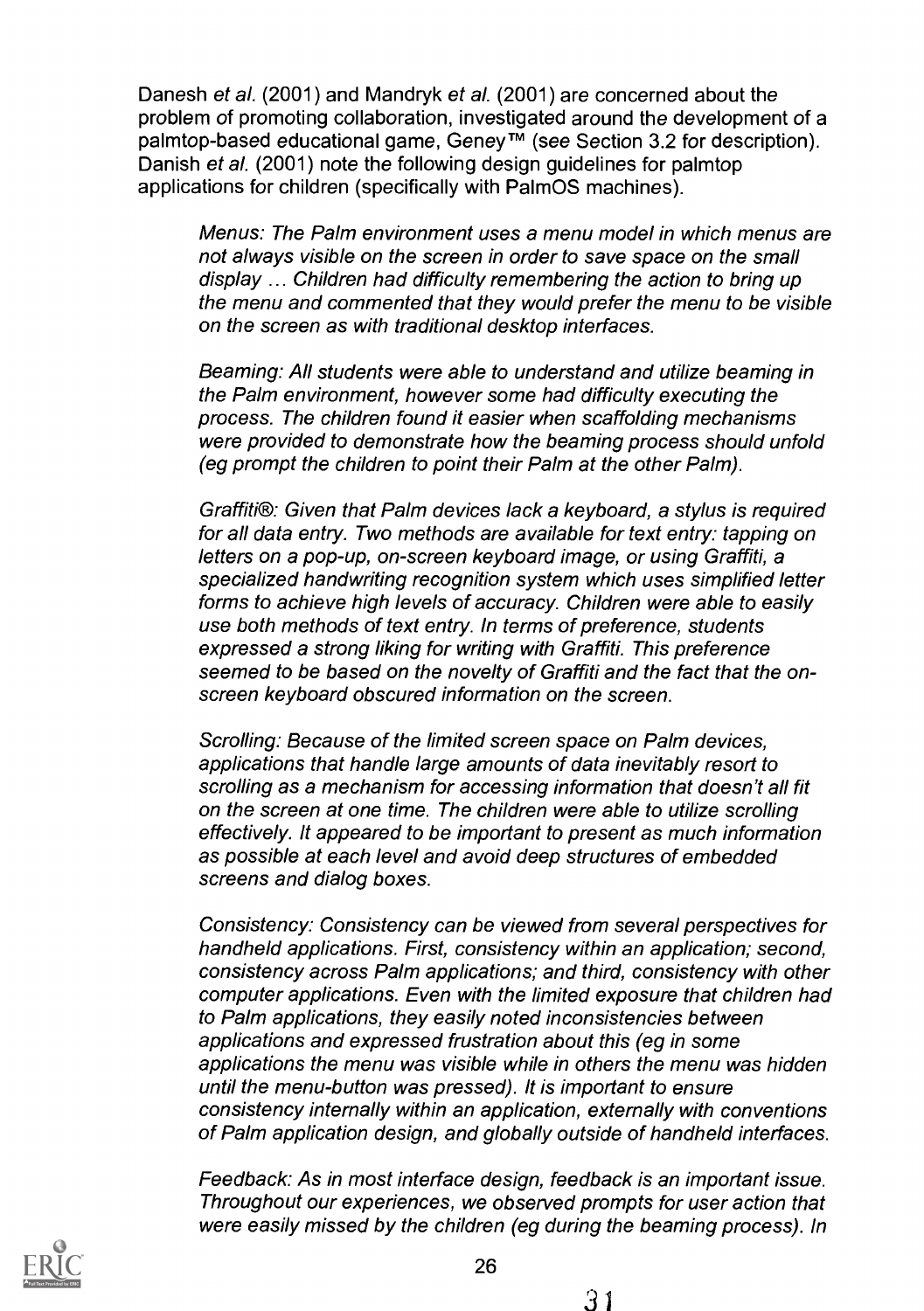Danesh *et al.* (2001) and Mandryk *et al.* (2001) are concerned about the problem of promoting collaboration, investigated around the development of a palmtop-based educational game, Geney™ (see Section 3.2 for description). Danish *et al.* (2001) note the following design guidelines for palmtop applications for children (specifically with PalmOS machines).

> *Menus: The Palm environment uses a menu model in which menus are not always visible on the screen in order to save space on the small display … Children had difficulty remembering the action to bring up the menu and commented that they would prefer the menu to be visible on the screen as with traditional desktop interfaces.*
>
> *Beaming: All students were able to understand and utilize beaming in the Palm environment, however some had difficulty executing the process. The children found it easier when scaffolding mechanisms were provided to demonstrate how the beaming process should unfold (eg prompt the children to point their Palm at the other Palm).*
>
> *Graffiti®: Given that Palm devices lack a keyboard, a stylus is required for all data entry. Two methods are available for text entry: tapping on letters on a pop-up, on-screen keyboard image, or using Graffiti, a specialized handwriting recognition system which uses simplified letter forms to achieve high levels of accuracy. Children were able to easily use both methods of text entry. In terms of preference, students expressed a strong liking for writing with Graffiti. This preference seemed to be based on the novelty of Graffiti and the fact that the on-screen keyboard obscured information on the screen.*
>
> *Scrolling: Because of the limited screen space on Palm devices, applications that handle large amounts of data inevitably resort to scrolling as a mechanism for accessing information that doesn't all fit on the screen at one time. The children were able to utilize scrolling effectively. It appeared to be important to present as much information as possible at each level and avoid deep structures of embedded screens and dialog boxes.*
>
> *Consistency: Consistency can be viewed from several perspectives for handheld applications. First, consistency within an application; second, consistency across Palm applications; and third, consistency with other computer applications. Even with the limited exposure that children had to Palm applications, they easily noted inconsistencies between applications and expressed frustration about this (eg in some applications the menu was visible while in others the menu was hidden until the menu-button was pressed). It is important to ensure consistency internally within an application, externally with conventions of Palm application design, and globally outside of handheld interfaces.*
>
> *Feedback: As in most interface design, feedback is an important issue. Throughout our experiences, we observed prompts for user action that were easily missed by the children (eg during the beaming process). In*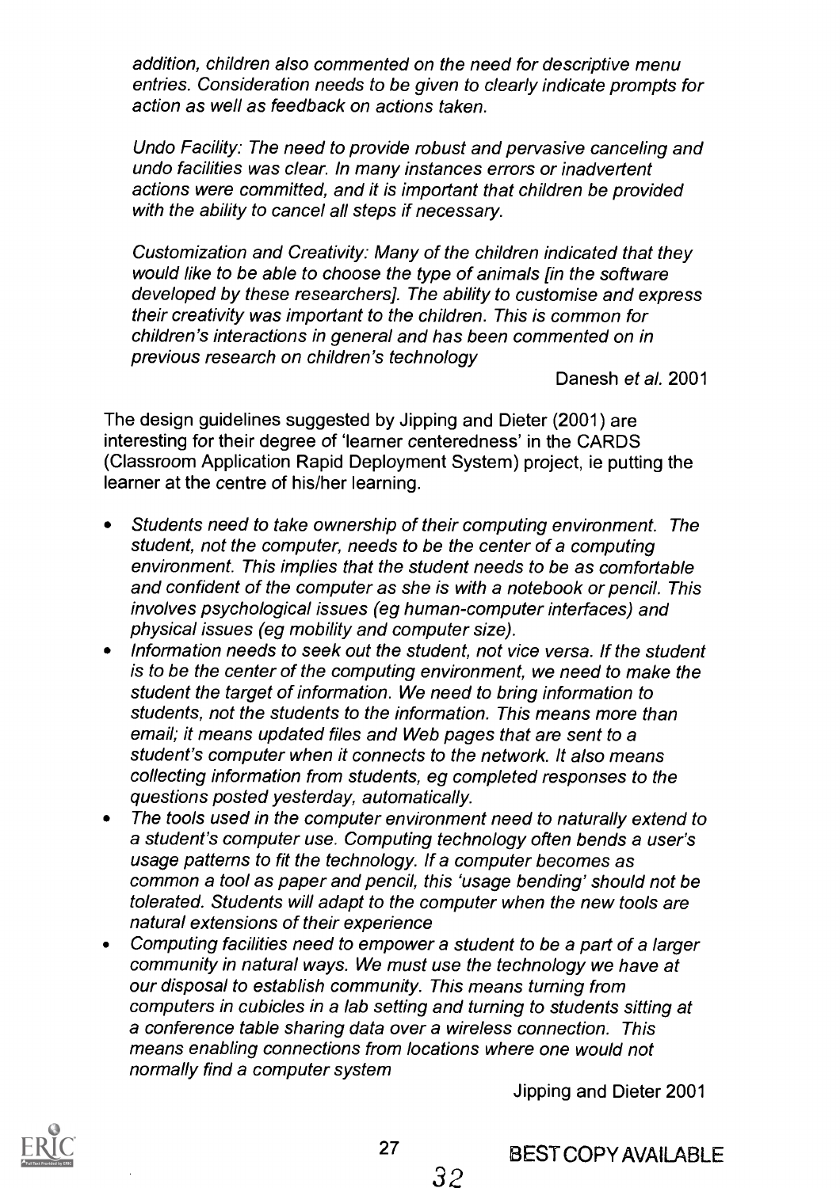*addition, children also commented on the need for descriptive menu entries. Consideration needs to be given to clearly indicate prompts for action as well as feedback on actions taken.*

*Undo Facility: The need to provide robust and pervasive canceling and undo facilities was clear. In many instances errors or inadvertent actions were committed, and it is important that children be provided with the ability to cancel all steps if necessary.*

*Customization and Creativity: Many of the children indicated that they would like to be able to choose the type of animals [in the software developed by these researchers]. The ability to customise and express their creativity was important to the children. This is common for children's interactions in general and has been commented on in previous research on children's technology*

Danesh *et al.* 2001

The design guidelines suggested by Jipping and Dieter (2001) are interesting for their degree of 'learner centeredness' in the CARDS (Classroom Application Rapid Deployment System) project, ie putting the learner at the centre of his/her learning.

- *Students need to take ownership of their computing environment. The student, not the computer, needs to be the center of a computing environment. This implies that the student needs to be as comfortable and confident of the computer as she is with a notebook or pencil. This involves psychological issues (eg human-computer interfaces) and physical issues (eg mobility and computer size).*
- *Information needs to seek out the student, not vice versa. If the student is to be the center of the computing environment, we need to make the student the target of information. We need to bring information to students, not the students to the information. This means more than email; it means updated files and Web pages that are sent to a student's computer when it connects to the network. It also means collecting information from students, eg completed responses to the questions posted yesterday, automatically.*
- *The tools used in the computer environment need to naturally extend to a student's computer use. Computing technology often bends a user's usage patterns to fit the technology. If a computer becomes as common a tool as paper and pencil, this 'usage bending' should not be tolerated. Students will adapt to the computer when the new tools are natural extensions of their experience*
- *Computing facilities need to empower a student to be a part of a larger community in natural ways. We must use the technology we have at our disposal to establish community. This means turning from computers in cubicles in a lab setting and turning to students sitting at a conference table sharing data over a wireless connection. This means enabling connections from locations where one would not normally find a computer system*

Jipping and Dieter 2001

BEST COPY AVAILABLE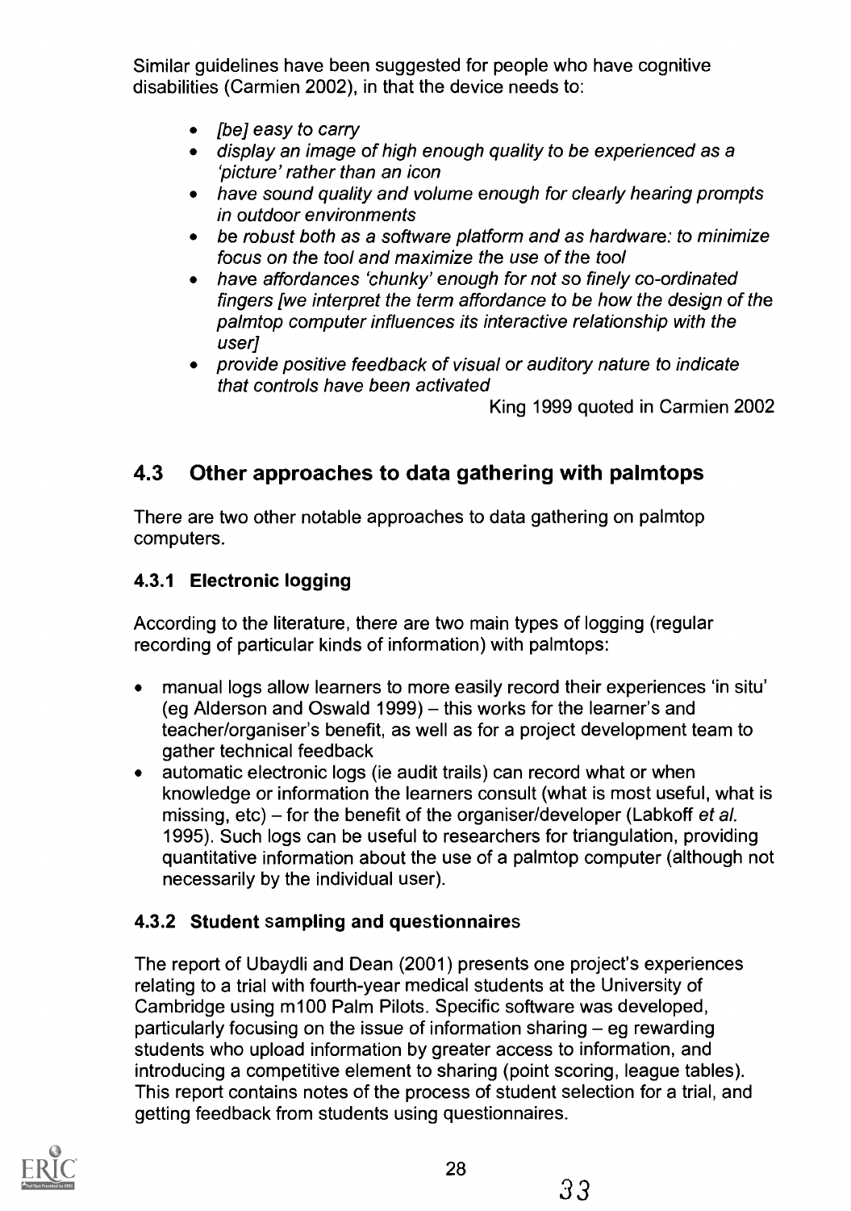Similar guidelines have been suggested for people who have cognitive disabilities (Carmien 2002), in that the device needs to:

- *[be] easy to carry*
- *display an image of high enough quality to be experienced as a 'picture' rather than an icon*
- *have sound quality and volume enough for clearly hearing prompts in outdoor environments*
- *be robust both as a software platform and as hardware: to minimize focus on the tool and maximize the use of the tool*
- *have affordances 'chunky' enough for not so finely co-ordinated fingers [we interpret the term affordance to be how the design of the palmtop computer influences its interactive relationship with the user]*
- *provide positive feedback of visual or auditory nature to indicate that controls have been activated*

King 1999 quoted in Carmien 2002

## 4.3 Other approaches to data gathering with palmtops

There are two other notable approaches to data gathering on palmtop computers.

### 4.3.1 Electronic logging

According to the literature, there are two main types of logging (regular recording of particular kinds of information) with palmtops:

- manual logs allow learners to more easily record their experiences 'in situ' (eg Alderson and Oswald 1999) – this works for the learner's and teacher/organiser's benefit, as well as for a project development team to gather technical feedback
- automatic electronic logs (ie audit trails) can record what or when knowledge or information the learners consult (what is most useful, what is missing, etc) – for the benefit of the organiser/developer (Labkoff *et al.* 1995). Such logs can be useful to researchers for triangulation, providing quantitative information about the use of a palmtop computer (although not necessarily by the individual user).

### 4.3.2 Student sampling and questionnaires

The report of Ubaydli and Dean (2001) presents one project's experiences relating to a trial with fourth-year medical students at the University of Cambridge using m100 Palm Pilots. Specific software was developed, particularly focusing on the issue of information sharing – eg rewarding students who upload information by greater access to information, and introducing a competitive element to sharing (point scoring, league tables). This report contains notes of the process of student selection for a trial, and getting feedback from students using questionnaires.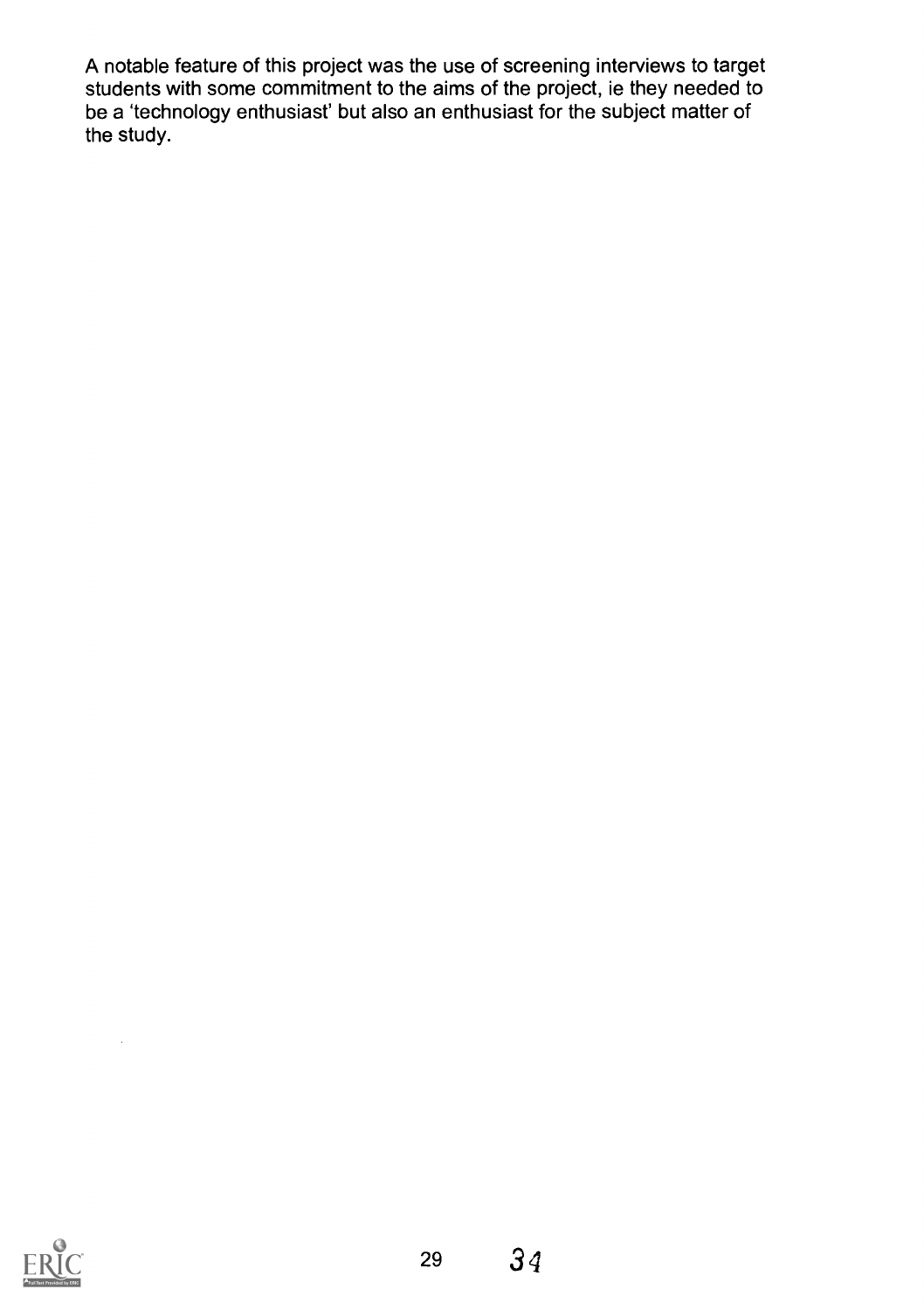A notable feature of this project was the use of screening interviews to target students with some commitment to the aims of the project, ie they needed to be a 'technology enthusiast' but also an enthusiast for the subject matter of the study.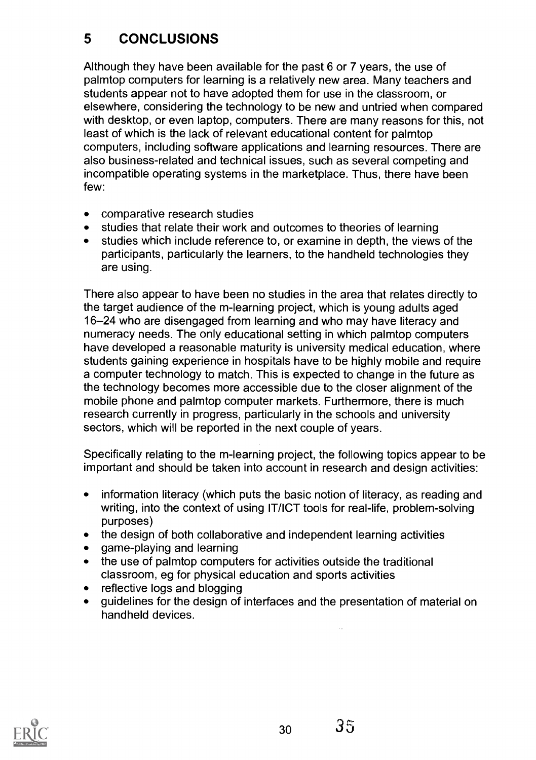## 5 CONCLUSIONS

Although they have been available for the past 6 or 7 years, the use of palmtop computers for learning is a relatively new area. Many teachers and students appear not to have adopted them for use in the classroom, or elsewhere, considering the technology to be new and untried when compared with desktop, or even laptop, computers. There are many reasons for this, not least of which is the lack of relevant educational content for palmtop computers, including software applications and learning resources. There are also business-related and technical issues, such as several competing and incompatible operating systems in the marketplace. Thus, there have been few:

- comparative research studies
- studies that relate their work and outcomes to theories of learning
- studies which include reference to, or examine in depth, the views of the participants, particularly the learners, to the handheld technologies they are using.

There also appear to have been no studies in the area that relates directly to the target audience of the m-learning project, which is young adults aged 16–24 who are disengaged from learning and who may have literacy and numeracy needs. The only educational setting in which palmtop computers have developed a reasonable maturity is university medical education, where students gaining experience in hospitals have to be highly mobile and require a computer technology to match. This is expected to change in the future as the technology becomes more accessible due to the closer alignment of the mobile phone and palmtop computer markets. Furthermore, there is much research currently in progress, particularly in the schools and university sectors, which will be reported in the next couple of years.

Specifically relating to the m-learning project, the following topics appear to be important and should be taken into account in research and design activities:

- information literacy (which puts the basic notion of literacy, as reading and writing, into the context of using IT/ICT tools for real-life, problem-solving purposes)
- the design of both collaborative and independent learning activities
- game-playing and learning
- the use of palmtop computers for activities outside the traditional classroom, eg for physical education and sports activities
- reflective logs and blogging
- guidelines for the design of interfaces and the presentation of material on handheld devices.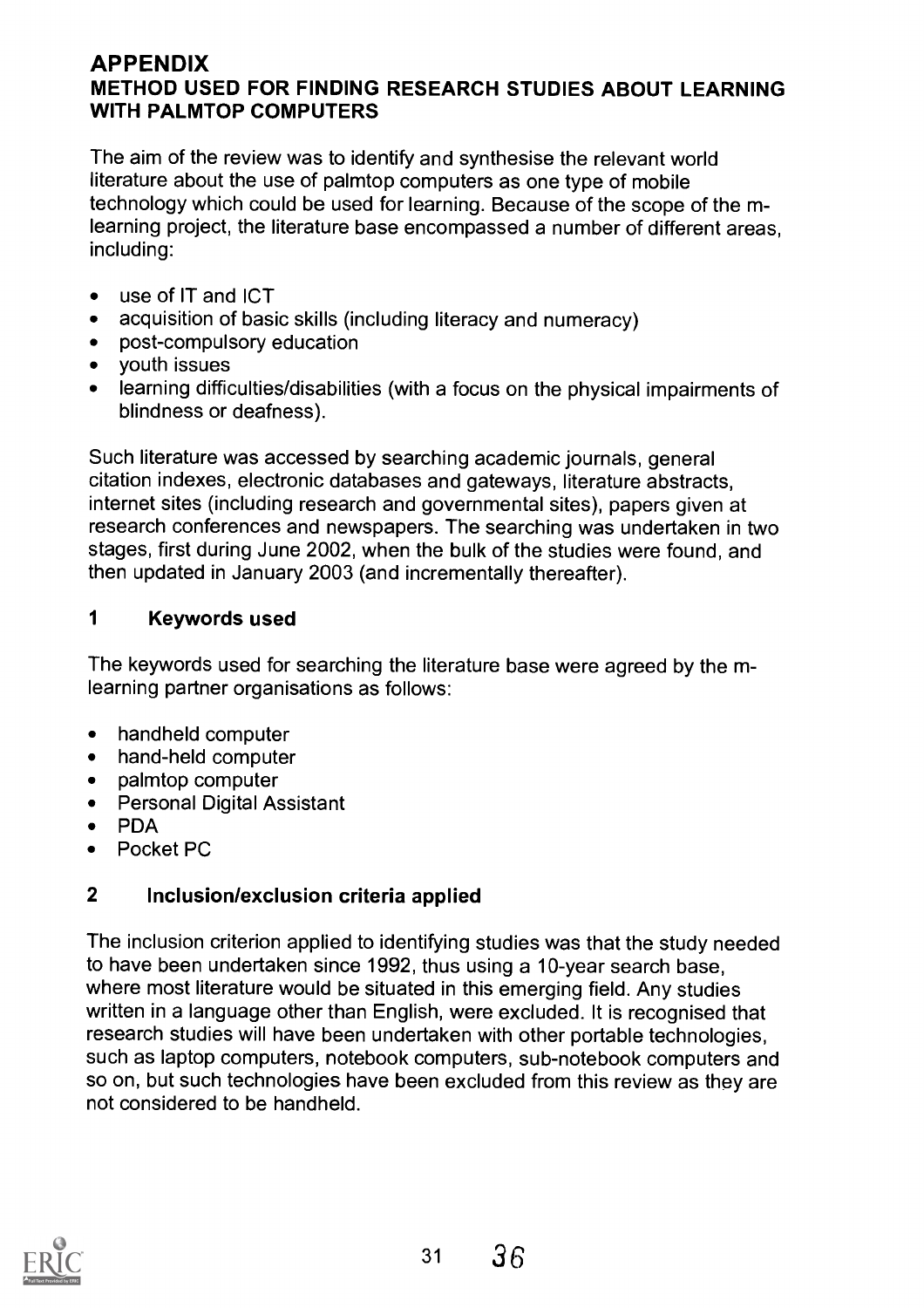# APPENDIX

## METHOD USED FOR FINDING RESEARCH STUDIES ABOUT LEARNING WITH PALMTOP COMPUTERS

The aim of the review was to identify and synthesise the relevant world literature about the use of palmtop computers as one type of mobile technology which could be used for learning. Because of the scope of the m-learning project, the literature base encompassed a number of different areas, including:

- use of IT and ICT
- acquisition of basic skills (including literacy and numeracy)
- post-compulsory education
- youth issues
- learning difficulties/disabilities (with a focus on the physical impairments of blindness or deafness).

Such literature was accessed by searching academic journals, general citation indexes, electronic databases and gateways, literature abstracts, internet sites (including research and governmental sites), papers given at research conferences and newspapers. The searching was undertaken in two stages, first during June 2002, when the bulk of the studies were found, and then updated in January 2003 (and incrementally thereafter).

### 1 Keywords used

The keywords used for searching the literature base were agreed by the m-learning partner organisations as follows:

- handheld computer
- hand-held computer
- palmtop computer
- Personal Digital Assistant
- PDA
- Pocket PC

### 2 Inclusion/exclusion criteria applied

The inclusion criterion applied to identifying studies was that the study needed to have been undertaken since 1992, thus using a 10-year search base, where most literature would be situated in this emerging field. Any studies written in a language other than English, were excluded. It is recognised that research studies will have been undertaken with other portable technologies, such as laptop computers, notebook computers, sub-notebook computers and so on, but such technologies have been excluded from this review as they are not considered to be handheld.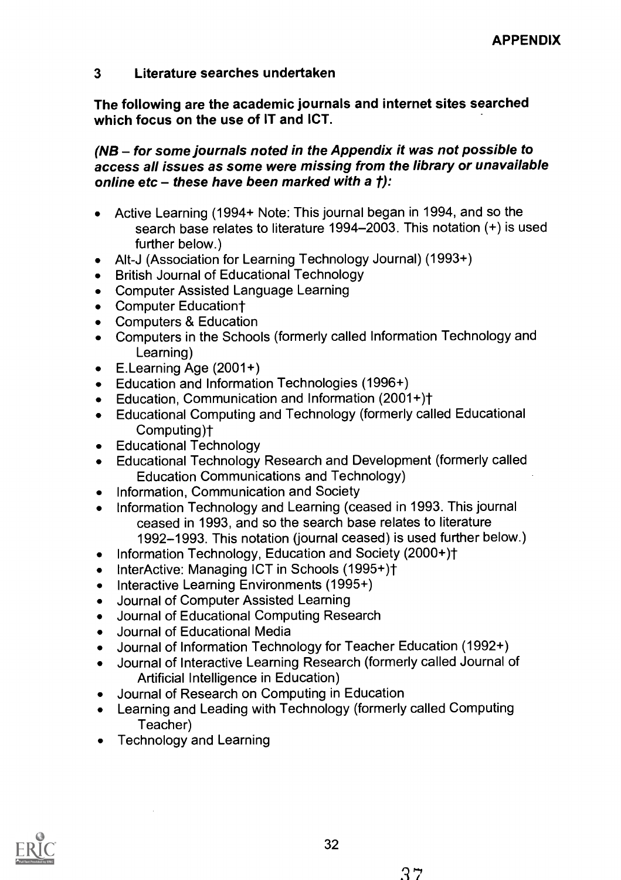## 3 Literature searches undertaken

**The following are the academic journals and internet sites searched which focus on the use of IT and ICT.**

***(NB – for some journals noted in the Appendix it was not possible to access all issues as some were missing from the library or unavailable online etc – these have been marked with a †):***

- Active Learning (1994+ Note: This journal began in 1994, and so the search base relates to literature 1994–2003. This notation (+) is used further below.)
- Alt-J (Association for Learning Technology Journal) (1993+)
- British Journal of Educational Technology
- Computer Assisted Language Learning
- Computer Education†
- Computers & Education
- Computers in the Schools (formerly called Information Technology and Learning)
- E.Learning Age (2001+)
- Education and Information Technologies (1996+)
- Education, Communication and Information (2001+)†
- Educational Computing and Technology (formerly called Educational Computing)†
- Educational Technology
- Educational Technology Research and Development (formerly called Education Communications and Technology)
- Information, Communication and Society
- Information Technology and Learning (ceased in 1993. This journal ceased in 1993, and so the search base relates to literature 1992–1993. This notation (journal ceased) is used further below.)
- Information Technology, Education and Society (2000+)†
- InterActive: Managing ICT in Schools (1995+)†
- Interactive Learning Environments (1995+)
- Journal of Computer Assisted Learning
- Journal of Educational Computing Research
- Journal of Educational Media
- Journal of Information Technology for Teacher Education (1992+)
- Journal of Interactive Learning Research (formerly called Journal of Artificial Intelligence in Education)
- Journal of Research on Computing in Education
- Learning and Leading with Technology (formerly called Computing Teacher)
- Technology and Learning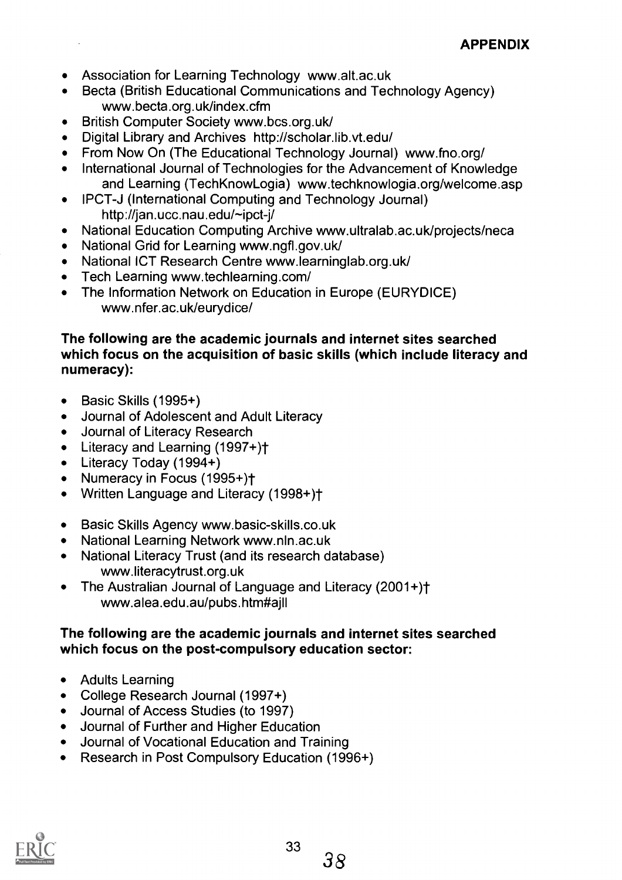- Association for Learning Technology www.alt.ac.uk
- Becta (British Educational Communications and Technology Agency) www.becta.org.uk/index.cfm
- British Computer Society www.bcs.org.uk/
- Digital Library and Archives http://scholar.lib.vt.edu/
- From Now On (The Educational Technology Journal) www.fno.org/
- International Journal of Technologies for the Advancement of Knowledge and Learning (TechKnowLogia) www.techknowlogia.org/welcome.asp
- IPCT-J (International Computing and Technology Journal) http://jan.ucc.nau.edu/~ipct-j/
- National Education Computing Archive www.ultralab.ac.uk/projects/neca
- National Grid for Learning www.ngfl.gov.uk/
- National ICT Research Centre www.learninglab.org.uk/
- Tech Learning www.techlearning.com/
- The Information Network on Education in Europe (EURYDICE) www.nfer.ac.uk/eurydice/

**The following are the academic journals and internet sites searched which focus on the acquisition of basic skills (which include literacy and numeracy):**

- Basic Skills (1995+)
- Journal of Adolescent and Adult Literacy
- Journal of Literacy Research
- Literacy and Learning (1997+)†
- Literacy Today (1994+)
- Numeracy in Focus (1995+)†
- Written Language and Literacy (1998+)†

- Basic Skills Agency www.basic-skills.co.uk
- National Learning Network www.nln.ac.uk
- National Literacy Trust (and its research database) www.literacytrust.org.uk
- The Australian Journal of Language and Literacy (2001+)† www.alea.edu.au/pubs.htm#ajll

**The following are the academic journals and internet sites searched which focus on the post-compulsory education sector:**

- Adults Learning
- College Research Journal (1997+)
- Journal of Access Studies (to 1997)
- Journal of Further and Higher Education
- Journal of Vocational Education and Training
- Research in Post Compulsory Education (1996+)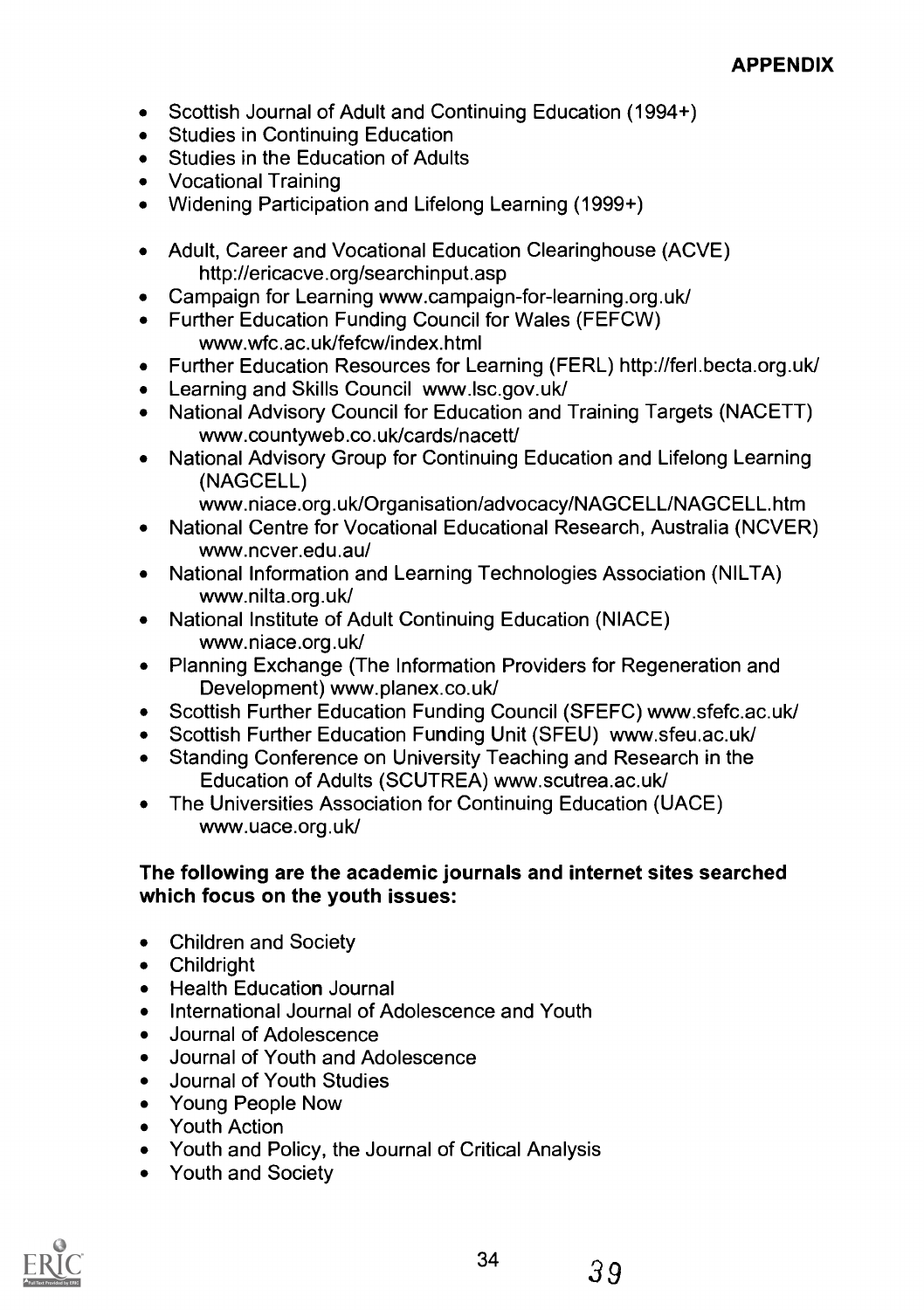- Scottish Journal of Adult and Continuing Education (1994+)
- Studies in Continuing Education
- Studies in the Education of Adults
- Vocational Training
- Widening Participation and Lifelong Learning (1999+)

- Adult, Career and Vocational Education Clearinghouse (ACVE) http://ericacve.org/searchinput.asp
- Campaign for Learning www.campaign-for-learning.org.uk/
- Further Education Funding Council for Wales (FEFCW) www.wfc.ac.uk/fefcw/index.html
- Further Education Resources for Learning (FERL) http://ferl.becta.org.uk/
- Learning and Skills Council www.lsc.gov.uk/
- National Advisory Council for Education and Training Targets (NACETT) www.countyweb.co.uk/cards/nacett/
- National Advisory Group for Continuing Education and Lifelong Learning (NAGCELL) www.niace.org.uk/Organisation/advocacy/NAGCELL/NAGCELL.htm
- National Centre for Vocational Educational Research, Australia (NCVER) www.ncver.edu.au/
- National Information and Learning Technologies Association (NILTA) www.nilta.org.uk/
- National Institute of Adult Continuing Education (NIACE) www.niace.org.uk/
- Planning Exchange (The Information Providers for Regeneration and Development) www.planex.co.uk/
- Scottish Further Education Funding Council (SFEFC) www.sfefc.ac.uk/
- Scottish Further Education Funding Unit (SFEU) www.sfeu.ac.uk/
- Standing Conference on University Teaching and Research in the Education of Adults (SCUTREA) www.scutrea.ac.uk/
- The Universities Association for Continuing Education (UACE) www.uace.org.uk/

**The following are the academic journals and internet sites searched which focus on the youth issues:**

- Children and Society
- Childright
- Health Education Journal
- International Journal of Adolescence and Youth
- Journal of Adolescence
- Journal of Youth and Adolescence
- Journal of Youth Studies
- Young People Now
- Youth Action
- Youth and Policy, the Journal of Critical Analysis
- Youth and Society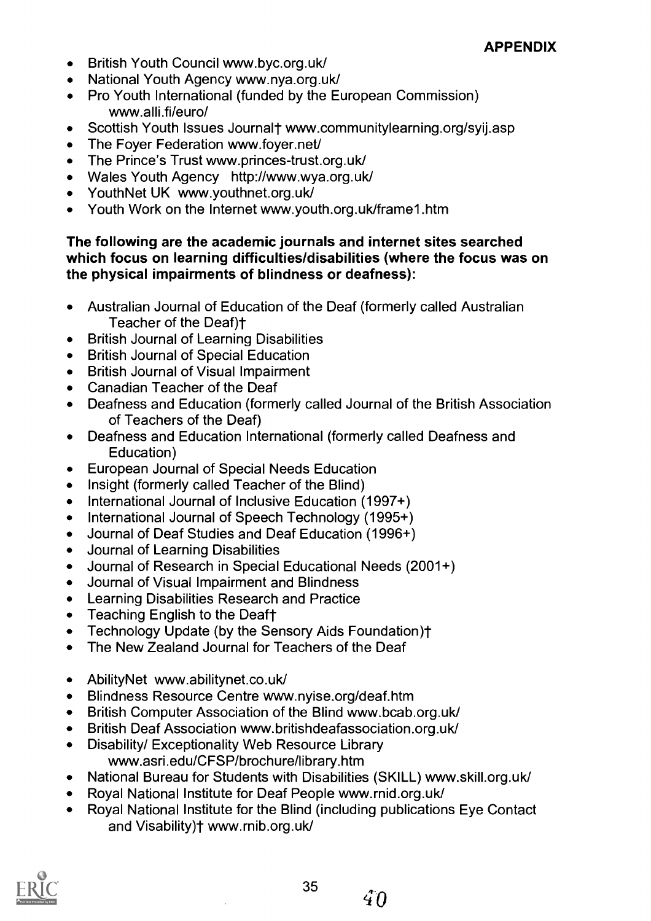## APPENDIX

- British Youth Council www.byc.org.uk/
- National Youth Agency www.nya.org.uk/
- Pro Youth International (funded by the European Commission) www.alli.fi/euro/
- Scottish Youth Issues Journal† www.communitylearning.org/syij.asp
- The Foyer Federation www.foyer.net/
- The Prince's Trust www.princes-trust.org.uk/
- Wales Youth Agency http://www.wya.org.uk/
- YouthNet UK www.youthnet.org.uk/
- Youth Work on the Internet www.youth.org.uk/frame1.htm

**The following are the academic journals and internet sites searched which focus on learning difficulties/disabilities (where the focus was on the physical impairments of blindness or deafness):**

- Australian Journal of Education of the Deaf (formerly called Australian Teacher of the Deaf)†
- British Journal of Learning Disabilities
- British Journal of Special Education
- British Journal of Visual Impairment
- Canadian Teacher of the Deaf
- Deafness and Education (formerly called Journal of the British Association of Teachers of the Deaf)
- Deafness and Education International (formerly called Deafness and Education)
- European Journal of Special Needs Education
- Insight (formerly called Teacher of the Blind)
- International Journal of Inclusive Education (1997+)
- International Journal of Speech Technology (1995+)
- Journal of Deaf Studies and Deaf Education (1996+)
- Journal of Learning Disabilities
- Journal of Research in Special Educational Needs (2001+)
- Journal of Visual Impairment and Blindness
- Learning Disabilities Research and Practice
- Teaching English to the Deaf†
- Technology Update (by the Sensory Aids Foundation)†
- The New Zealand Journal for Teachers of the Deaf

- AbilityNet www.abilitynet.co.uk/
- Blindness Resource Centre www.nyise.org/deaf.htm
- British Computer Association of the Blind www.bcab.org.uk/
- British Deaf Association www.britishdeafassociation.org.uk/
- Disability/ Exceptionality Web Resource Library www.asri.edu/CFSP/brochure/library.htm
- National Bureau for Students with Disabilities (SKILL) www.skill.org.uk/
- Royal National Institute for Deaf People www.rnid.org.uk/
- Royal National Institute for the Blind (including publications Eye Contact and Visability)† www.rnib.org.uk/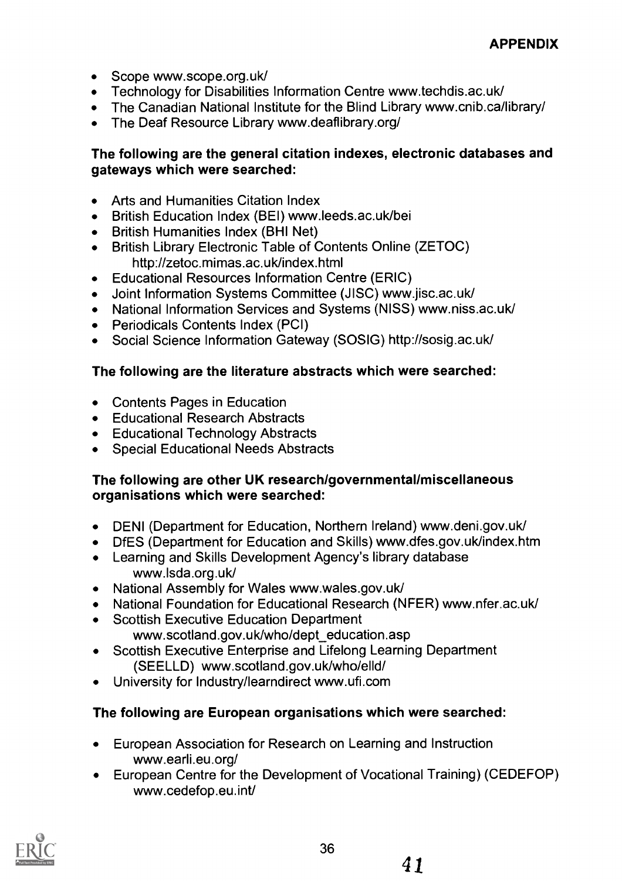- Scope www.scope.org.uk/
- Technology for Disabilities Information Centre www.techdis.ac.uk/
- The Canadian National Institute for the Blind Library www.cnib.ca/library/
- The Deaf Resource Library www.deaflibrary.org/

**The following are the general citation indexes, electronic databases and gateways which were searched:**

- Arts and Humanities Citation Index
- British Education Index (BEI) www.leeds.ac.uk/bei
- British Humanities Index (BHI Net)
- British Library Electronic Table of Contents Online (ZETOC) http://zetoc.mimas.ac.uk/index.html
- Educational Resources Information Centre (ERIC)
- Joint Information Systems Committee (JISC) www.jisc.ac.uk/
- National Information Services and Systems (NISS) www.niss.ac.uk/
- Periodicals Contents Index (PCI)
- Social Science Information Gateway (SOSIG) http://sosig.ac.uk/

**The following are the literature abstracts which were searched:**

- Contents Pages in Education
- Educational Research Abstracts
- Educational Technology Abstracts
- Special Educational Needs Abstracts

**The following are other UK research/governmental/miscellaneous organisations which were searched:**

- DENI (Department for Education, Northern Ireland) www.deni.gov.uk/
- DfES (Department for Education and Skills) www.dfes.gov.uk/index.htm
- Learning and Skills Development Agency's library database www.lsda.org.uk/
- National Assembly for Wales www.wales.gov.uk/
- National Foundation for Educational Research (NFER) www.nfer.ac.uk/
- Scottish Executive Education Department www.scotland.gov.uk/who/dept_education.asp
- Scottish Executive Enterprise and Lifelong Learning Department (SEELLD) www.scotland.gov.uk/who/elld/
- University for Industry/learndirect www.ufi.com

**The following are European organisations which were searched:**

- European Association for Research on Learning and Instruction www.earli.eu.org/
- European Centre for the Development of Vocational Training) (CEDEFOP) www.cedefop.eu.int/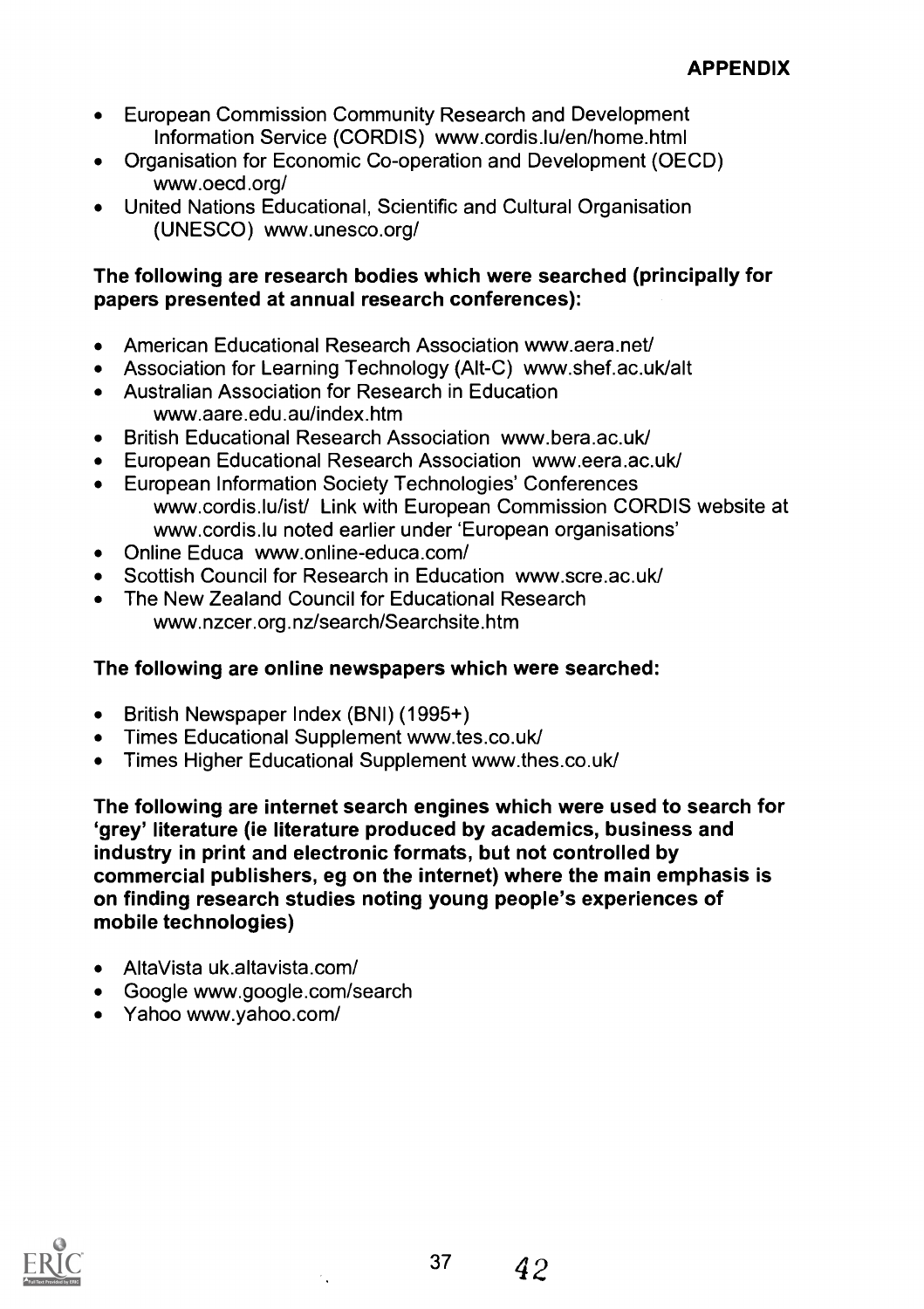- European Commission Community Research and Development Information Service (CORDIS) www.cordis.lu/en/home.html
- Organisation for Economic Co-operation and Development (OECD) www.oecd.org/
- United Nations Educational, Scientific and Cultural Organisation (UNESCO) www.unesco.org/

**The following are research bodies which were searched (principally for papers presented at annual research conferences):**

- American Educational Research Association www.aera.net/
- Association for Learning Technology (Alt-C) www.shef.ac.uk/alt
- Australian Association for Research in Education www.aare.edu.au/index.htm
- British Educational Research Association www.bera.ac.uk/
- European Educational Research Association www.eera.ac.uk/
- European Information Society Technologies' Conferences www.cordis.lu/ist/ Link with European Commission CORDIS website at www.cordis.lu noted earlier under 'European organisations'
- Online Educa www.online-educa.com/
- Scottish Council for Research in Education www.scre.ac.uk/
- The New Zealand Council for Educational Research www.nzcer.org.nz/search/Searchsite.htm

**The following are online newspapers which were searched:**

- British Newspaper Index (BNI) (1995+)
- Times Educational Supplement www.tes.co.uk/
- Times Higher Educational Supplement www.thes.co.uk/

**The following are internet search engines which were used to search for 'grey' literature (ie literature produced by academics, business and industry in print and electronic formats, but not controlled by commercial publishers, eg on the internet) where the main emphasis is on finding research studies noting young people's experiences of mobile technologies)**

- AltaVista uk.altavista.com/
- Google www.google.com/search
- Yahoo www.yahoo.com/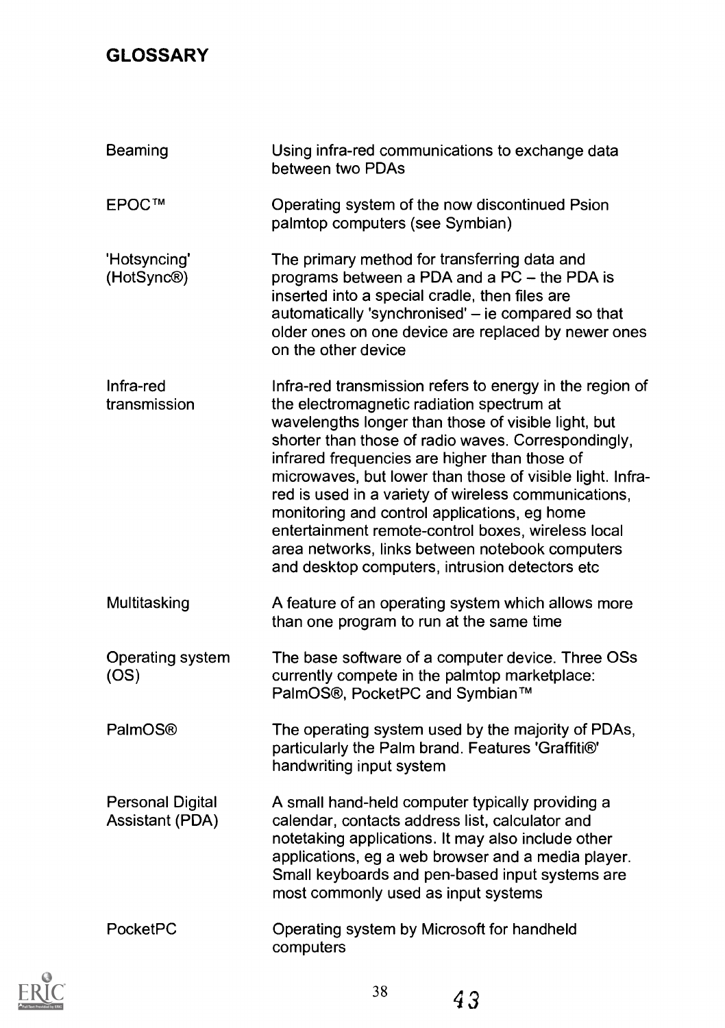## GLOSSARY

| | |
|---|---|
| Beaming | Using infra-red communications to exchange data between two PDAs |
| EPOC™ | Operating system of the now discontinued Psion palmtop computers (see Symbian) |
| 'Hotsyncing' (HotSync®) | The primary method for transferring data and programs between a PDA and a PC – the PDA is inserted into a special cradle, then files are automatically 'synchronised' – ie compared so that older ones on one device are replaced by newer ones on the other device |
| Infra-red transmission | Infra-red transmission refers to energy in the region of the electromagnetic radiation spectrum at wavelengths longer than those of visible light, but shorter than those of radio waves. Correspondingly, infrared frequencies are higher than those of microwaves, but lower than those of visible light. Infra-red is used in a variety of wireless communications, monitoring and control applications, eg home entertainment remote-control boxes, wireless local area networks, links between notebook computers and desktop computers, intrusion detectors etc |
| Multitasking | A feature of an operating system which allows more than one program to run at the same time |
| Operating system (OS) | The base software of a computer device. Three OSs currently compete in the palmtop marketplace: PalmOS®, PocketPC and Symbian™ |
| PalmOS® | The operating system used by the majority of PDAs, particularly the Palm brand. Features 'Graffiti®' handwriting input system |
| Personal Digital Assistant (PDA) | A small hand-held computer typically providing a calendar, contacts address list, calculator and notetaking applications. It may also include other applications, eg a web browser and a media player. Small keyboards and pen-based input systems are most commonly used as input systems |
| PocketPC | Operating system by Microsoft for handheld computers |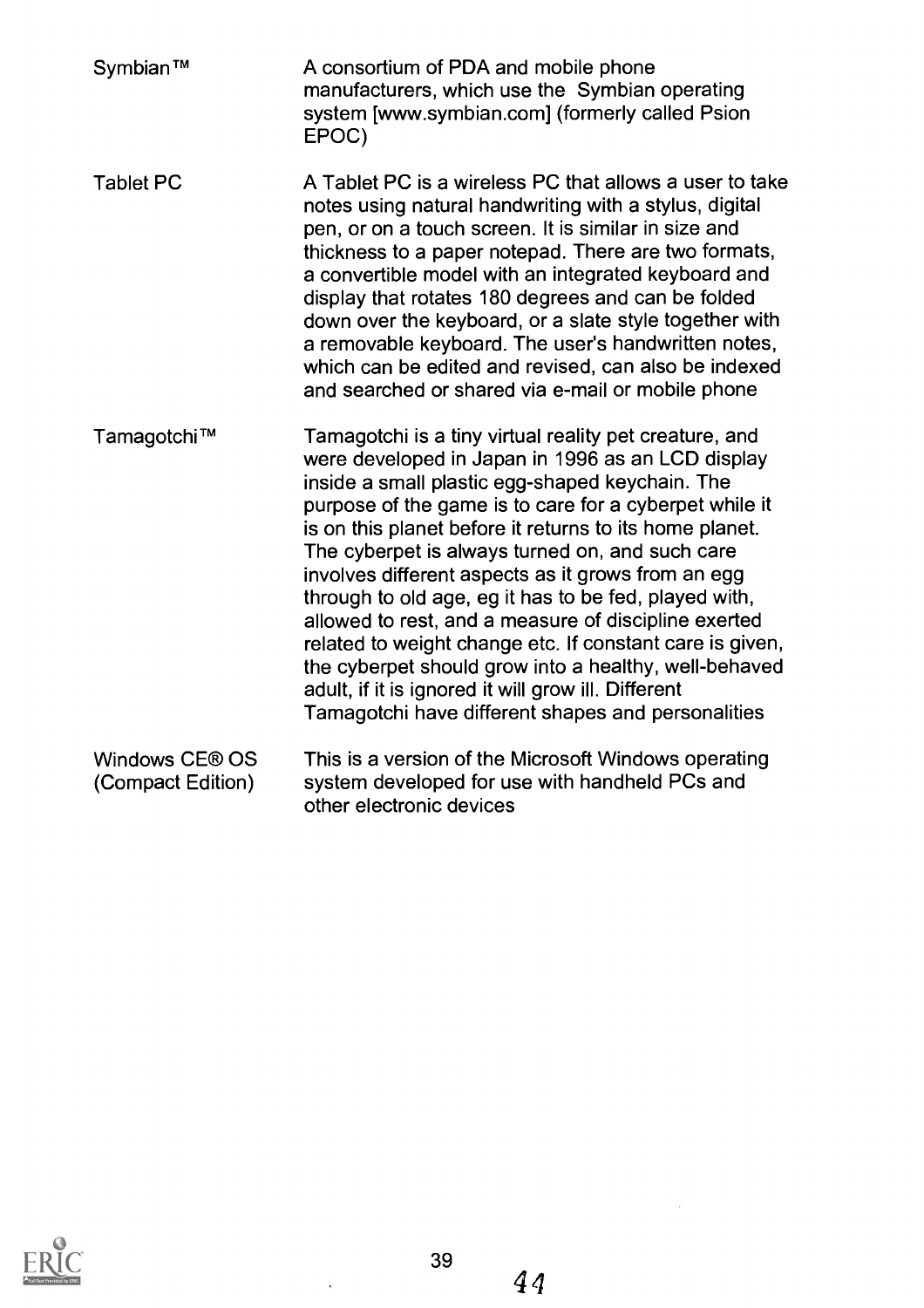| | |
|---|---|
| Symbian™ | A consortium of PDA and mobile phone manufacturers, which use the Symbian operating system [www.symbian.com] (formerly called Psion EPOC) |
| Tablet PC | A Tablet PC is a wireless PC that allows a user to take notes using natural handwriting with a stylus, digital pen, or on a touch screen. It is similar in size and thickness to a paper notepad. There are two formats, a convertible model with an integrated keyboard and display that rotates 180 degrees and can be folded down over the keyboard, or a slate style together with a removable keyboard. The user's handwritten notes, which can be edited and revised, can also be indexed and searched or shared via e-mail or mobile phone |
| Tamagotchi™ | Tamagotchi is a tiny virtual reality pet creature, and were developed in Japan in 1996 as an LCD display inside a small plastic egg-shaped keychain. The purpose of the game is to care for a cyberpet while it is on this planet before it returns to its home planet. The cyberpet is always turned on, and such care involves different aspects as it grows from an egg through to old age, eg it has to be fed, played with, allowed to rest, and a measure of discipline exerted related to weight change etc. If constant care is given, the cyberpet should grow into a healthy, well-behaved adult, if it is ignored it will grow ill. Different Tamagotchi have different shapes and personalities |
| Windows CE® OS (Compact Edition) | This is a version of the Microsoft Windows operating system developed for use with handheld PCs and other electronic devices |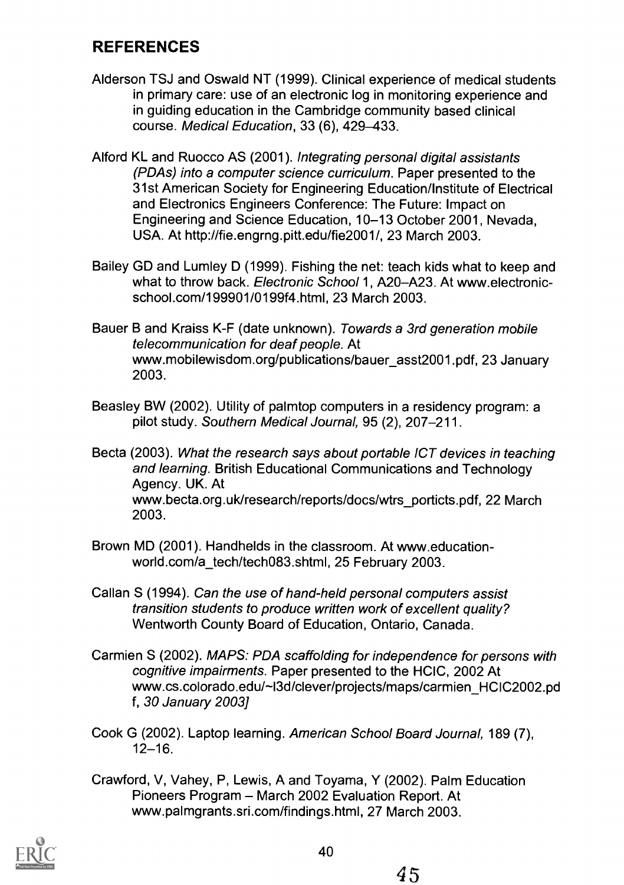## REFERENCES

Alderson TSJ and Oswald NT (1999). Clinical experience of medical students in primary care: use of an electronic log in monitoring experience and in guiding education in the Cambridge community based clinical course. *Medical Education*, 33 (6), 429–433.

Alford KL and Ruocco AS (2001). *Integrating personal digital assistants (PDAs) into a computer science curriculum*. Paper presented to the 31st American Society for Engineering Education/Institute of Electrical and Electronics Engineers Conference: The Future: Impact on Engineering and Science Education, 10–13 October 2001, Nevada, USA. At http://fie.engrng.pitt.edu/fie2001/, 23 March 2003.

Bailey GD and Lumley D (1999). Fishing the net: teach kids what to keep and what to throw back. *Electronic School* 1, A20–A23. At www.electronic-school.com/199901/0199f4.html, 23 March 2003.

Bauer B and Kraiss K-F (date unknown). *Towards a 3rd generation mobile telecommunication for deaf people*. At www.mobilewisdom.org/publications/bauer_asst2001.pdf, 23 January 2003.

Beasley BW (2002). Utility of palmtop computers in a residency program: a pilot study. *Southern Medical Journal*, 95 (2), 207–211.

Becta (2003). *What the research says about portable ICT devices in teaching and learning*. British Educational Communications and Technology Agency. UK. At www.becta.org.uk/research/reports/docs/wtrs_porticts.pdf, 22 March 2003.

Brown MD (2001). Handhelds in the classroom. At www.education-world.com/a_tech/tech083.shtml, 25 February 2003.

Callan S (1994). *Can the use of hand-held personal computers assist transition students to produce written work of excellent quality?* Wentworth County Board of Education, Ontario, Canada.

Carmien S (2002). *MAPS: PDA scaffolding for independence for persons with cognitive impairments*. Paper presented to the HCIC, 2002 At www.cs.colorado.edu/~l3d/clever/projects/maps/carmien_HCIC2002.pdf, *30 January 2003]*

Cook G (2002). Laptop learning. *American School Board Journal*, 189 (7), 12–16.

Crawford, V, Vahey, P, Lewis, A and Toyama, Y (2002). Palm Education Pioneers Program – March 2002 Evaluation Report. At www.palmgrants.sri.com/findings.html, 27 March 2003.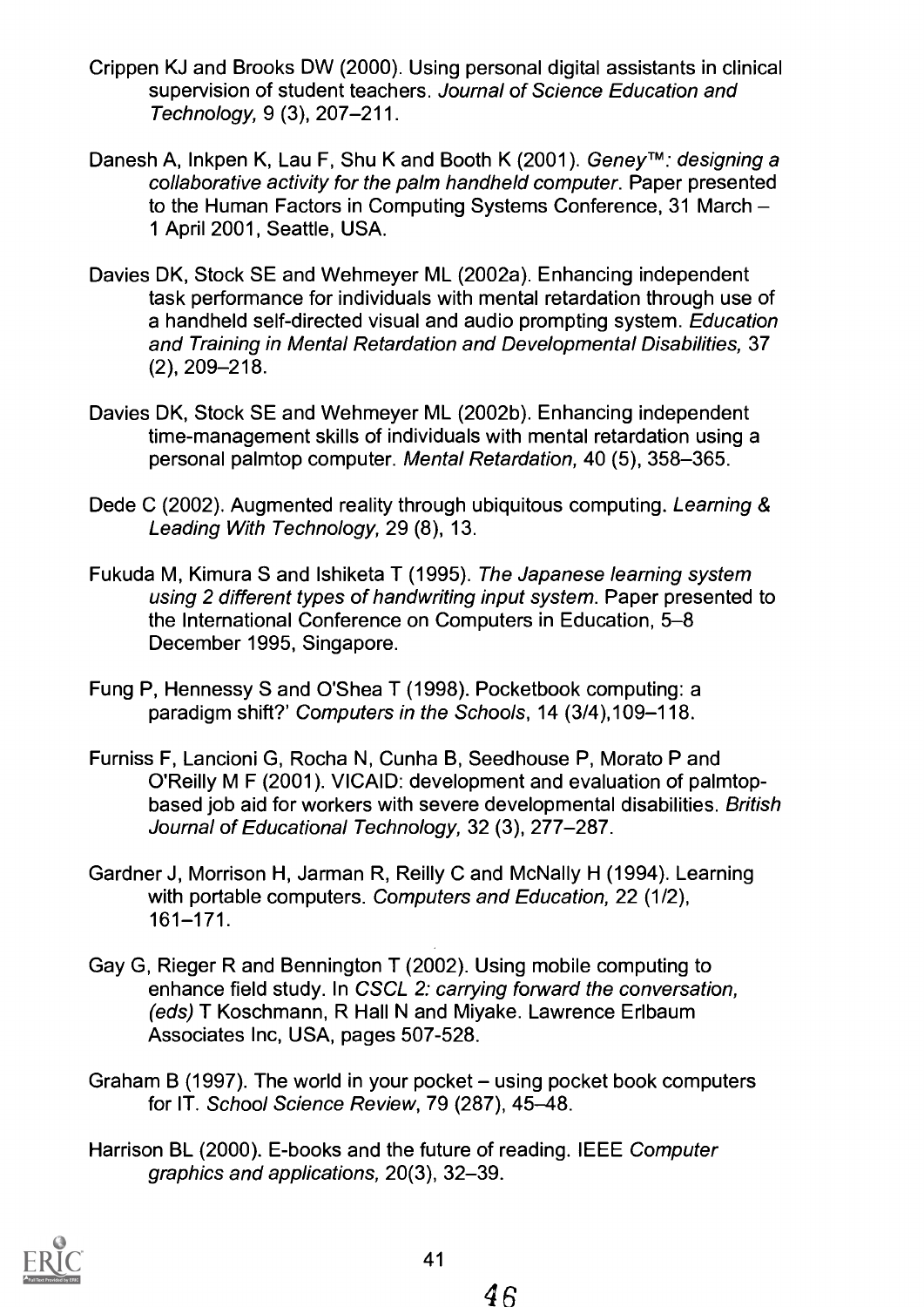Crippen KJ and Brooks DW (2000). Using personal digital assistants in clinical supervision of student teachers. *Journal of Science Education and Technology,* 9 (3), 207–211.

Danesh A, Inkpen K, Lau F, Shu K and Booth K (2001). *Geney™: designing a collaborative activity for the palm handheld computer*. Paper presented to the Human Factors in Computing Systems Conference, 31 March – 1 April 2001, Seattle, USA.

Davies DK, Stock SE and Wehmeyer ML (2002a). Enhancing independent task performance for individuals with mental retardation through use of a handheld self-directed visual and audio prompting system. *Education and Training in Mental Retardation and Developmental Disabilities,* 37 (2), 209–218.

Davies DK, Stock SE and Wehmeyer ML (2002b). Enhancing independent time-management skills of individuals with mental retardation using a personal palmtop computer. *Mental Retardation,* 40 (5), 358–365.

Dede C (2002). Augmented reality through ubiquitous computing. *Learning & Leading With Technology,* 29 (8), 13.

Fukuda M, Kimura S and Ishiketa T (1995). *The Japanese learning system using 2 different types of handwriting input system*. Paper presented to the International Conference on Computers in Education, 5–8 December 1995, Singapore.

Fung P, Hennessy S and O'Shea T (1998). Pocketbook computing: a paradigm shift?' *Computers in the Schools*, 14 (3/4),109–118.

Furniss F, Lancioni G, Rocha N, Cunha B, Seedhouse P, Morato P and O'Reilly M F (2001). VICAID: development and evaluation of palmtop-based job aid for workers with severe developmental disabilities. *British Journal of Educational Technology,* 32 (3), 277–287.

Gardner J, Morrison H, Jarman R, Reilly C and McNally H (1994). Learning with portable computers. *Computers and Education,* 22 (1/2), 161–171.

Gay G, Rieger R and Bennington T (2002). Using mobile computing to enhance field study. In *CSCL 2: carrying forward the conversation, (eds)* T Koschmann, R Hall N and Miyake. Lawrence Erlbaum Associates Inc, USA, pages 507-528.

Graham B (1997). The world in your pocket – using pocket book computers for IT. *School Science Review*, 79 (287), 45–48.

Harrison BL (2000). E-books and the future of reading. IEEE *Computer graphics and applications,* 20(3), 32–39.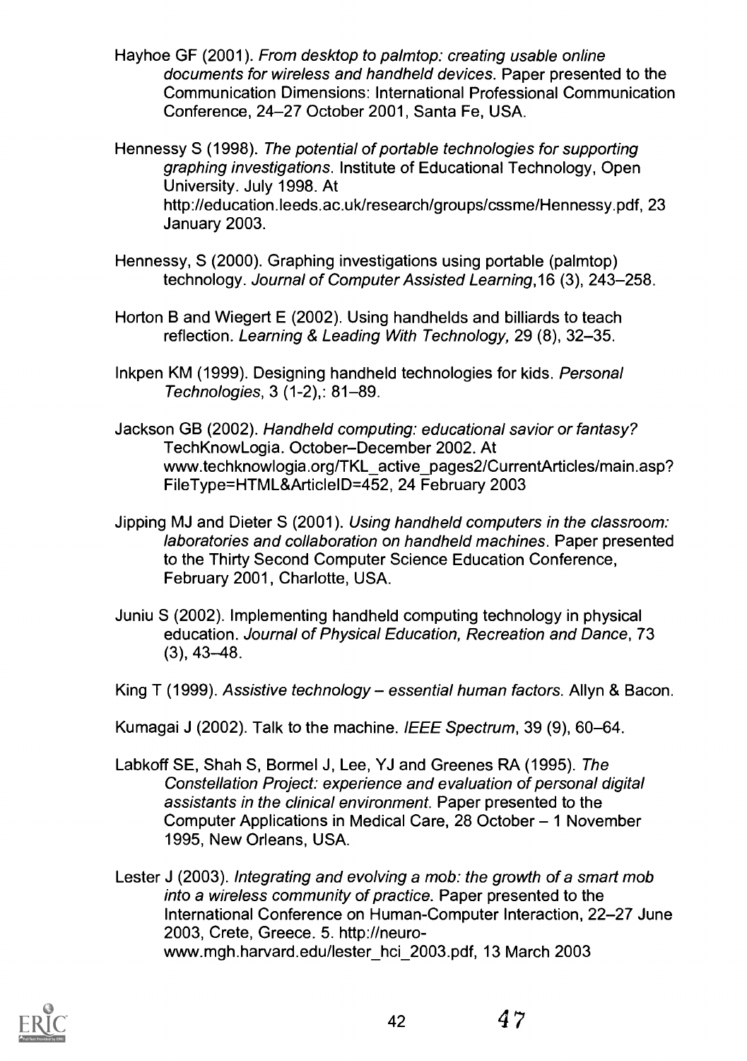Hayhoe GF (2001). *From desktop to palmtop: creating usable online documents for wireless and handheld devices*. Paper presented to the Communication Dimensions: International Professional Communication Conference, 24–27 October 2001, Santa Fe, USA.

Hennessy S (1998). *The potential of portable technologies for supporting graphing investigations*. Institute of Educational Technology, Open University. July 1998. At http://education.leeds.ac.uk/research/groups/cssme/Hennessy.pdf, 23 January 2003.

Hennessy, S (2000). Graphing investigations using portable (palmtop) technology. *Journal of Computer Assisted Learning*,16 (3), 243–258.

Horton B and Wiegert E (2002). Using handhelds and billiards to teach reflection. *Learning & Leading With Technology,* 29 (8), 32–35.

Inkpen KM (1999). Designing handheld technologies for kids. *Personal Technologies*, 3 (1-2),: 81–89.

Jackson GB (2002). *Handheld computing: educational savior or fantasy?* TechKnowLogia. October–December 2002. At www.techknowlogia.org/TKL_active_pages2/CurrentArticles/main.asp?FileType=HTML&ArticleID=452, 24 February 2003

Jipping MJ and Dieter S (2001). *Using handheld computers in the classroom: laboratories and collaboration on handheld machines*. Paper presented to the Thirty Second Computer Science Education Conference, February 2001, Charlotte, USA.

Juniu S (2002). Implementing handheld computing technology in physical education. *Journal of Physical Education, Recreation and Dance*, 73 (3), 43–48.

King T (1999). *Assistive technology – essential human factors*. Allyn & Bacon.

Kumagai J (2002). Talk to the machine. *IEEE Spectrum*, 39 (9), 60–64.

Labkoff SE, Shah S, Bormel J, Lee, YJ and Greenes RA (1995). *The Constellation Project: experience and evaluation of personal digital assistants in the clinical environment*. Paper presented to the Computer Applications in Medical Care, 28 October – 1 November 1995, New Orleans, USA.

Lester J (2003). *Integrating and evolving a mob: the growth of a smart mob into a wireless community of practice*. Paper presented to the International Conference on Human-Computer Interaction, 22–27 June 2003, Crete, Greece. 5. http://neuro-www.mgh.harvard.edu/lester_hci_2003.pdf, 13 March 2003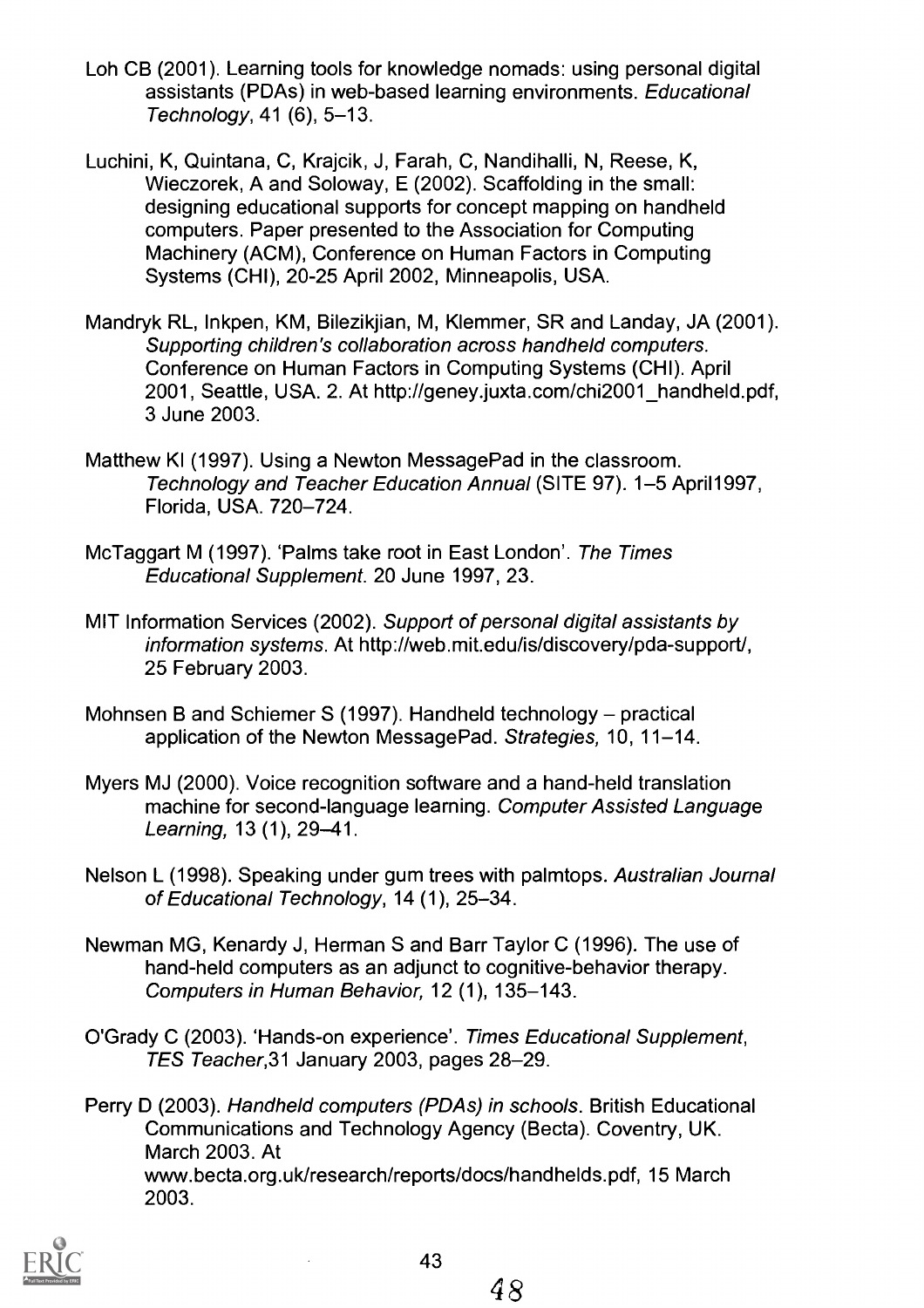Loh CB (2001). Learning tools for knowledge nomads: using personal digital assistants (PDAs) in web-based learning environments. *Educational Technology*, 41 (6), 5–13.

Luchini, K, Quintana, C, Krajcik, J, Farah, C, Nandihalli, N, Reese, K, Wieczorek, A and Soloway, E (2002). Scaffolding in the small: designing educational supports for concept mapping on handheld computers. Paper presented to the Association for Computing Machinery (ACM), Conference on Human Factors in Computing Systems (CHI), 20-25 April 2002, Minneapolis, USA.

Mandryk RL, Inkpen, KM, Bilezikjian, M, Klemmer, SR and Landay, JA (2001). *Supporting children's collaboration across handheld computers.* Conference on Human Factors in Computing Systems (CHI). April 2001, Seattle, USA. 2. At http://geney.juxta.com/chi2001_handheld.pdf, 3 June 2003.

Matthew KI (1997). Using a Newton MessagePad in the classroom. *Technology and Teacher Education Annual* (SITE 97). 1–5 April1997, Florida, USA. 720–724.

McTaggart M (1997). 'Palms take root in East London'. *The Times Educational Supplement*. 20 June 1997, 23.

MIT Information Services (2002). *Support of personal digital assistants by information systems*. At http://web.mit.edu/is/discovery/pda-support/, 25 February 2003.

Mohnsen B and Schiemer S (1997). Handheld technology – practical application of the Newton MessagePad. *Strategies,* 10, 11–14.

Myers MJ (2000). Voice recognition software and a hand-held translation machine for second-language learning. *Computer Assisted Language Learning,* 13 (1), 29–41.

Nelson L (1998). Speaking under gum trees with palmtops. *Australian Journal of Educational Technology*, 14 (1), 25–34.

Newman MG, Kenardy J, Herman S and Barr Taylor C (1996). The use of hand-held computers as an adjunct to cognitive-behavior therapy. *Computers in Human Behavior,* 12 (1), 135–143.

O'Grady C (2003). 'Hands-on experience'. *Times Educational Supplement, TES Teacher*,31 January 2003, pages 28–29.

Perry D (2003). *Handheld computers (PDAs) in schools*. British Educational Communications and Technology Agency (Becta). Coventry, UK. March 2003. At www.becta.org.uk/research/reports/docs/handhelds.pdf, 15 March 2003.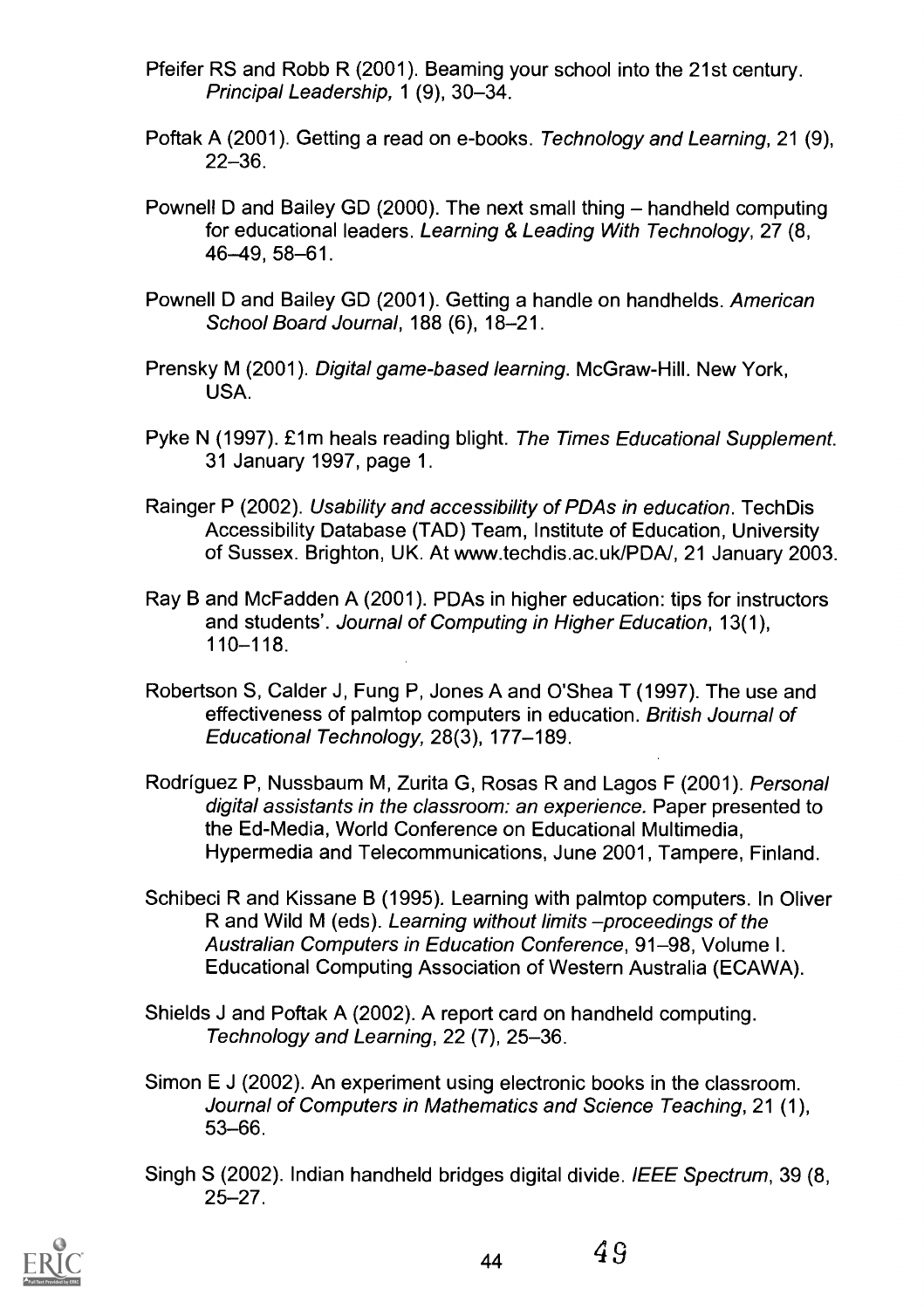Pfeifer RS and Robb R (2001). Beaming your school into the 21st century. *Principal Leadership,* 1 (9), 30–34.

Poftak A (2001). Getting a read on e-books. *Technology and Learning*, 21 (9), 22–36.

Pownell D and Bailey GD (2000). The next small thing – handheld computing for educational leaders. *Learning & Leading With Technology*, 27 (8, 46–49, 58–61.

Pownell D and Bailey GD (2001). Getting a handle on handhelds. *American School Board Journal*, 188 (6), 18–21.

Prensky M (2001). *Digital game-based learning*. McGraw-Hill. New York, USA.

Pyke N (1997). £1m heals reading blight. *The Times Educational Supplement*. 31 January 1997, page 1.

Rainger P (2002). *Usability and accessibility of PDAs in education*. TechDis Accessibility Database (TAD) Team, Institute of Education, University of Sussex. Brighton, UK. At www.techdis.ac.uk/PDA/, 21 January 2003.

Ray B and McFadden A (2001). PDAs in higher education: tips for instructors and students'. *Journal of Computing in Higher Education*, 13(1), 110–118.

Robertson S, Calder J, Fung P, Jones A and O'Shea T (1997). The use and effectiveness of palmtop computers in education. *British Journal of Educational Technology,* 28(3), 177–189.

Rodríguez P, Nussbaum M, Zurita G, Rosas R and Lagos F (2001). *Personal digital assistants in the classroom: an experience.* Paper presented to the Ed-Media, World Conference on Educational Multimedia, Hypermedia and Telecommunications, June 2001, Tampere, Finland.

Schibeci R and Kissane B (1995). Learning with palmtop computers. In Oliver R and Wild M (eds). *Learning without limits –proceedings of the Australian Computers in Education Conference*, 91–98, Volume I. Educational Computing Association of Western Australia (ECAWA).

Shields J and Poftak A (2002). A report card on handheld computing. *Technology and Learning*, 22 (7), 25–36.

Simon E J (2002). An experiment using electronic books in the classroom. *Journal of Computers in Mathematics and Science Teaching*, 21 (1), 53–66.

Singh S (2002). Indian handheld bridges digital divide. *IEEE Spectrum*, 39 (8, 25–27.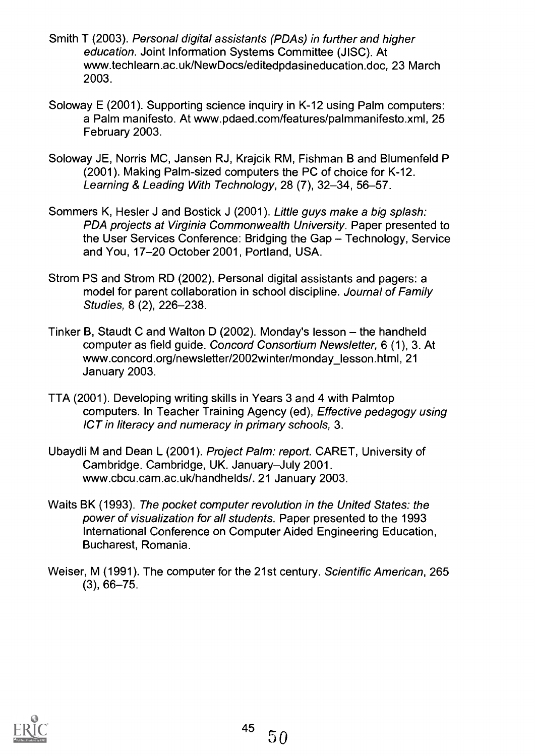Smith T (2003). *Personal digital assistants (PDAs) in further and higher education*. Joint Information Systems Committee (JISC). At www.techlearn.ac.uk/NewDocs/editedpdasineducation.doc, 23 March 2003.

Soloway E (2001). Supporting science inquiry in K-12 using Palm computers: a Palm manifesto. At www.pdaed.com/features/palmmanifesto.xml, 25 February 2003.

Soloway JE, Norris MC, Jansen RJ, Krajcik RM, Fishman B and Blumenfeld P (2001). Making Palm-sized computers the PC of choice for K-12. *Learning & Leading With Technology*, 28 (7), 32–34, 56–57.

Sommers K, Hesler J and Bostick J (2001). *Little guys make a big splash: PDA projects at Virginia Commonwealth University*. Paper presented to the User Services Conference: Bridging the Gap – Technology, Service and You, 17–20 October 2001, Portland, USA.

Strom PS and Strom RD (2002). Personal digital assistants and pagers: a model for parent collaboration in school discipline. *Journal of Family Studies,* 8 (2), 226–238.

Tinker B, Staudt C and Walton D (2002). Monday's lesson – the handheld computer as field guide. *Concord Consortium Newsletter,* 6 (1), 3. At www.concord.org/newsletter/2002winter/monday_lesson.html, 21 January 2003.

TTA (2001). Developing writing skills in Years 3 and 4 with Palmtop computers. In Teacher Training Agency (ed), *Effective pedagogy using ICT in literacy and numeracy in primary schools,* 3.

Ubaydli M and Dean L (2001). *Project Palm: report.* CARET, University of Cambridge. Cambridge, UK. January–July 2001. www.cbcu.cam.ac.uk/handhelds/. 21 January 2003.

Waits BK (1993). *The pocket computer revolution in the United States: the power of visualization for all students.* Paper presented to the 1993 International Conference on Computer Aided Engineering Education, Bucharest, Romania.

Weiser, M (1991). The computer for the 21st century. *Scientific American*, 265 (3), 66–75.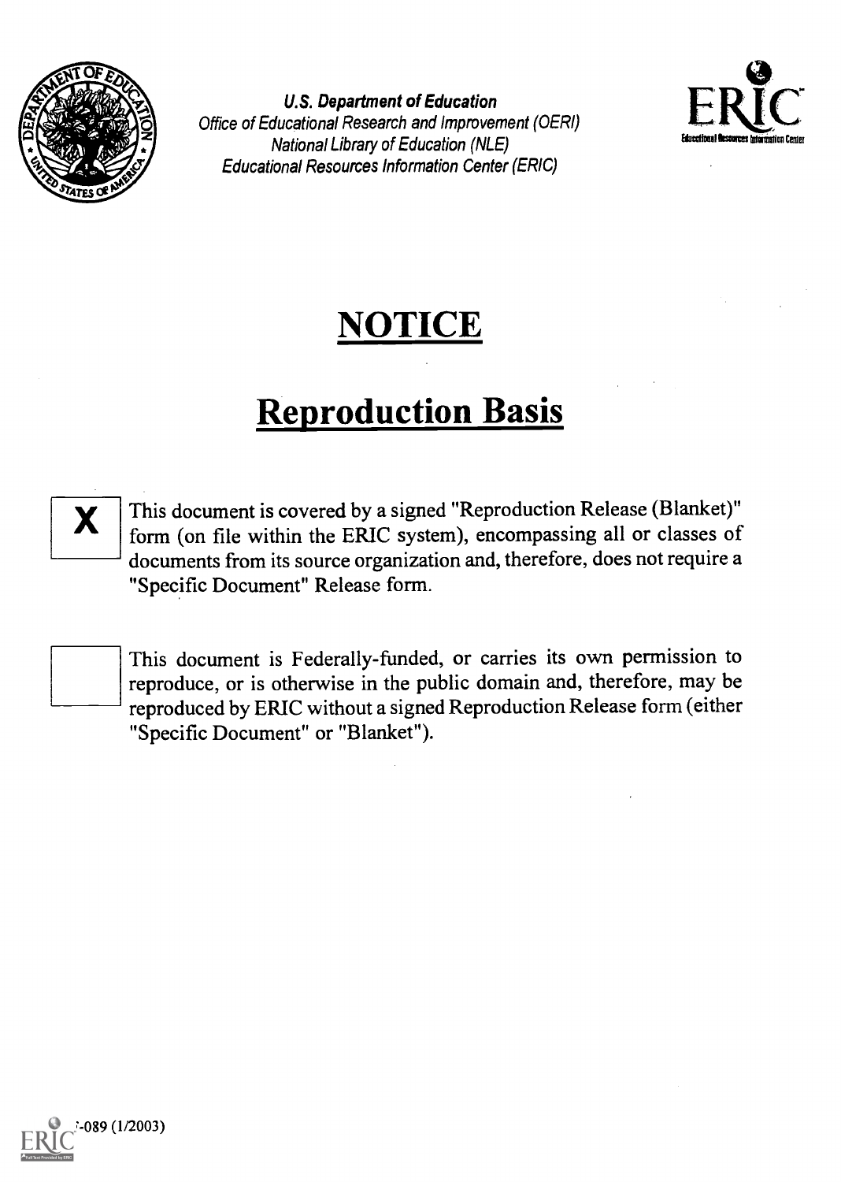U.S. Department of Education
Office of Educational Research and Improvement (OERI)
National Library of Education (NLE)
Educational Resources Information Center (ERIC)

# NOTICE

# Reproduction Basis

- [X] This document is covered by a signed "Reproduction Release (Blanket)" form (on file within the ERIC system), encompassing all or classes of documents from its source organization and, therefore, does not require a "Specific Document" Release form.

- [ ] This document is Federally-funded, or carries its own permission to reproduce, or is otherwise in the public domain and, therefore, may be reproduced by ERIC without a signed Reproduction Release form (either "Specific Document" or "Blanket").

-089 (1/2003)